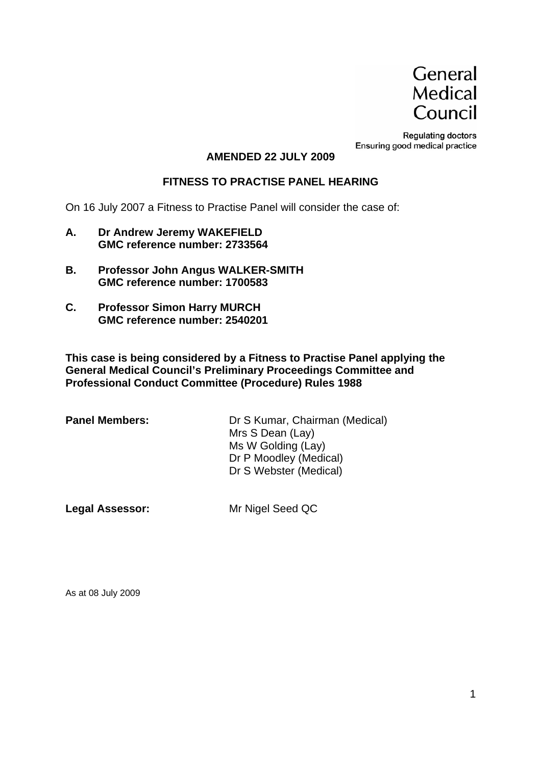General Medical Council

Regulating doctors
Ensuring good medical practice

**AMENDED 22 JULY 2009**

## FITNESS TO PRACTISE PANEL HEARING

On 16 July 2007 a Fitness to Practise Panel will consider the case of:

**A. Dr Andrew Jeremy WAKEFIELD**
**GMC reference number: 2733564**

**B. Professor John Angus WALKER-SMITH**
**GMC reference number: 1700583**

**C. Professor Simon Harry MURCH**
**GMC reference number: 2540201**

**This case is being considered by a Fitness to Practise Panel applying the General Medical Council's Preliminary Proceedings Committee and Professional Conduct Committee (Procedure) Rules 1988**

**Panel Members:** Dr S Kumar, Chairman (Medical)
Mrs S Dean (Lay)
Ms W Golding (Lay)
Dr P Moodley (Medical)
Dr S Webster (Medical)

**Legal Assessor:** Mr Nigel Seed QC

As at 08 July 2009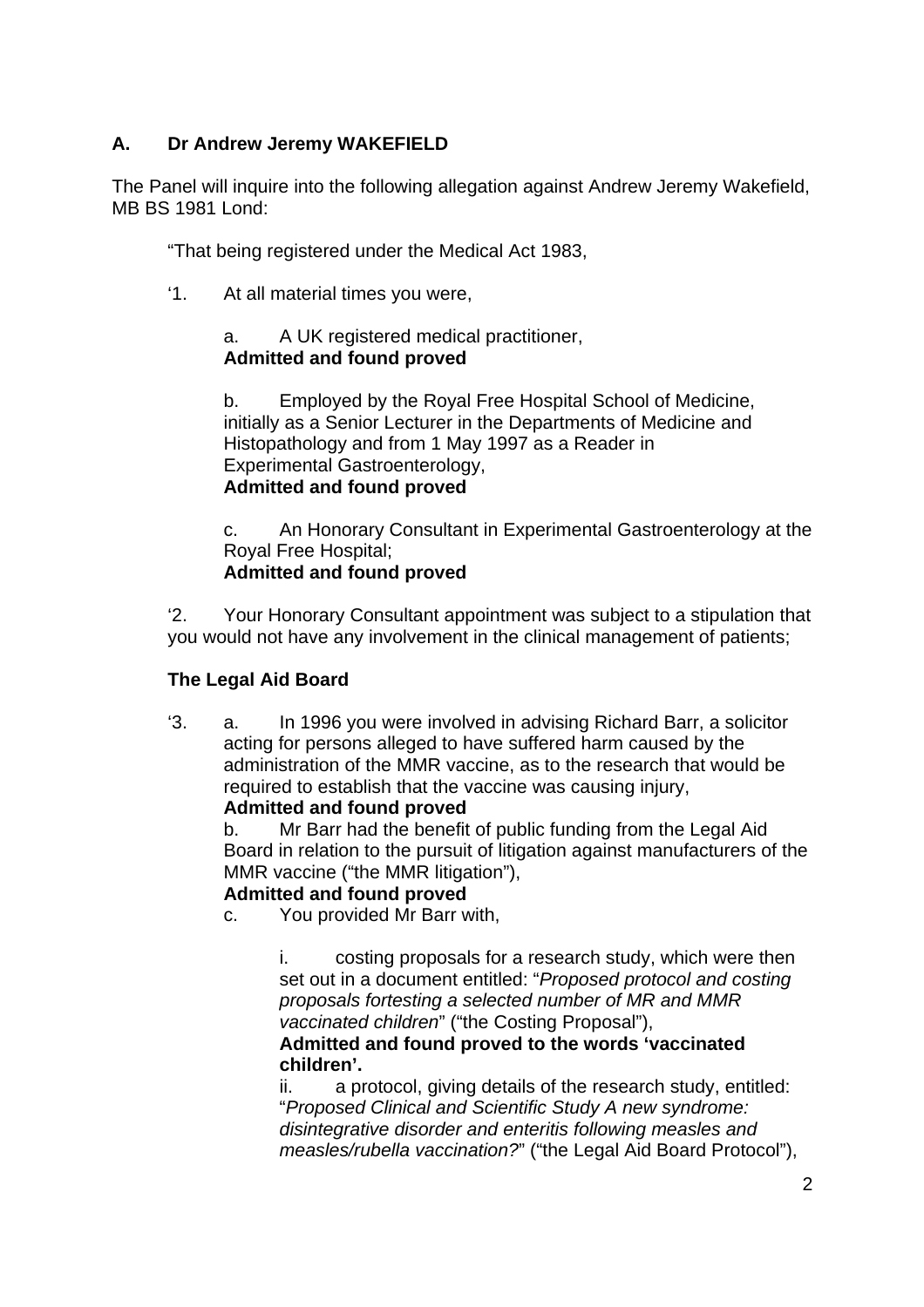## A. Dr Andrew Jeremy WAKEFIELD

The Panel will inquire into the following allegation against Andrew Jeremy Wakefield, MB BS 1981 Lond:

"That being registered under the Medical Act 1983,

'1. At all material times you were,

a. A UK registered medical practitioner,
**Admitted and found proved**

b. Employed by the Royal Free Hospital School of Medicine, initially as a Senior Lecturer in the Departments of Medicine and Histopathology and from 1 May 1997 as a Reader in Experimental Gastroenterology,
**Admitted and found proved**

c. An Honorary Consultant in Experimental Gastroenterology at the Royal Free Hospital;
**Admitted and found proved**

'2. Your Honorary Consultant appointment was subject to a stipulation that you would not have any involvement in the clinical management of patients;

**The Legal Aid Board**

'3. a. In 1996 you were involved in advising Richard Barr, a solicitor acting for persons alleged to have suffered harm caused by the administration of the MMR vaccine, as to the research that would be required to establish that the vaccine was causing injury,
**Admitted and found proved**

b. Mr Barr had the benefit of public funding from the Legal Aid Board in relation to the pursuit of litigation against manufacturers of the MMR vaccine ("the MMR litigation"),
**Admitted and found proved**

c. You provided Mr Barr with,

i. costing proposals for a research study, which were then set out in a document entitled: "*Proposed protocol and costing proposals fortesting a selected number of MR and MMR vaccinated children*" ("the Costing Proposal"),
**Admitted and found proved to the words 'vaccinated children'.**

ii. a protocol, giving details of the research study, entitled: "*Proposed Clinical and Scientific Study A new syndrome: disintegrative disorder and enteritis following measles and measles/rubella vaccination?*" ("the Legal Aid Board Protocol"),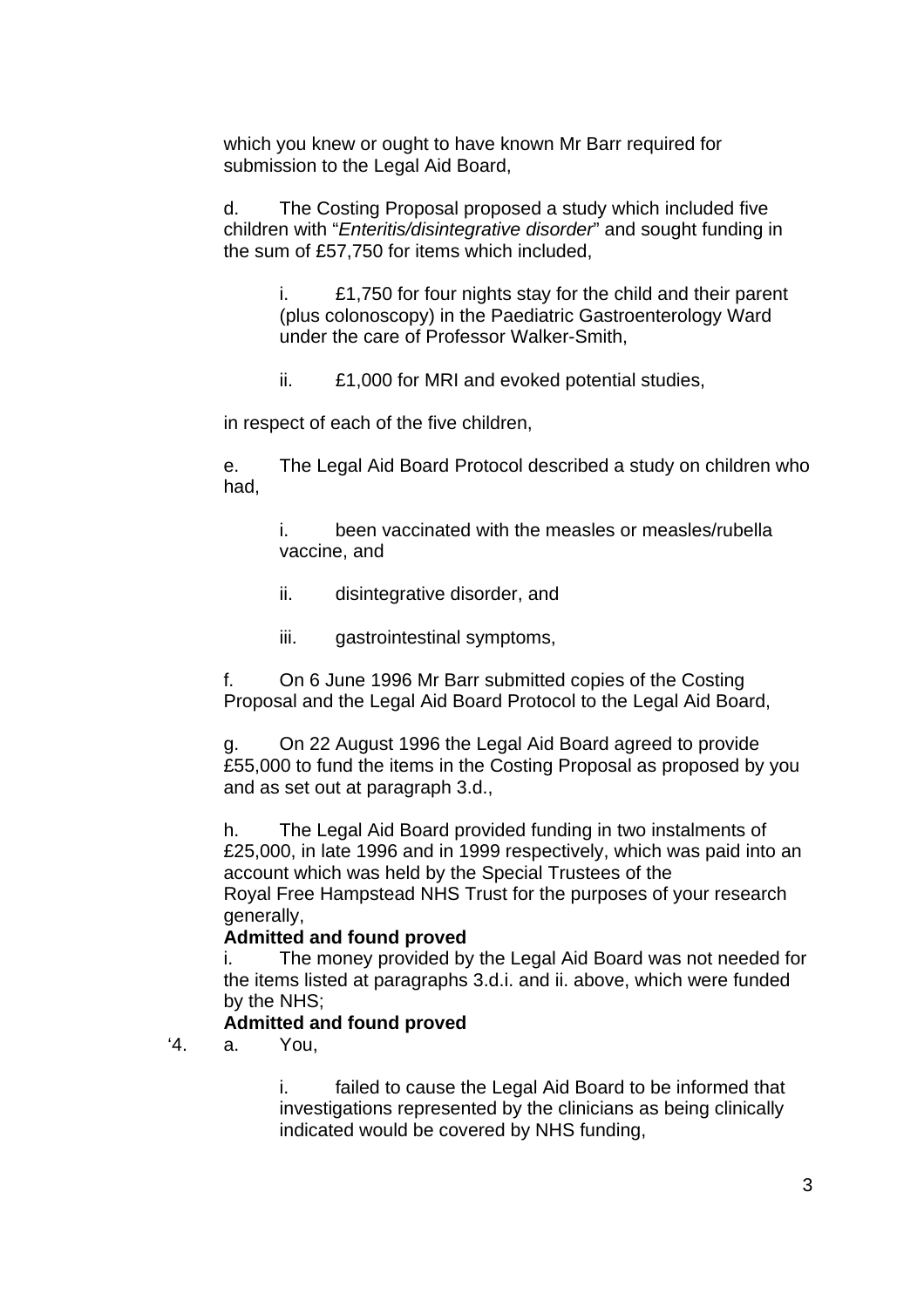which you knew or ought to have known Mr Barr required for submission to the Legal Aid Board,

d. The Costing Proposal proposed a study which included five children with "*Enteritis/disintegrative disorder*" and sought funding in the sum of £57,750 for items which included,

> i. £1,750 for four nights stay for the child and their parent (plus colonoscopy) in the Paediatric Gastroenterology Ward under the care of Professor Walker-Smith,
>
> ii. £1,000 for MRI and evoked potential studies,

in respect of each of the five children,

e. The Legal Aid Board Protocol described a study on children who had,

> i. been vaccinated with the measles or measles/rubella vaccine, and
>
> ii. disintegrative disorder, and
>
> iii. gastrointestinal symptoms,

f. On 6 June 1996 Mr Barr submitted copies of the Costing Proposal and the Legal Aid Board Protocol to the Legal Aid Board,

g. On 22 August 1996 the Legal Aid Board agreed to provide £55,000 to fund the items in the Costing Proposal as proposed by you and as set out at paragraph 3.d.,

h. The Legal Aid Board provided funding in two instalments of £25,000, in late 1996 and in 1999 respectively, which was paid into an account which was held by the Special Trustees of the Royal Free Hampstead NHS Trust for the purposes of your research generally,

**Admitted and found proved**

i. The money provided by the Legal Aid Board was not needed for the items listed at paragraphs 3.d.i. and ii. above, which were funded by the NHS;

**Admitted and found proved**

'4. a. You,

> i. failed to cause the Legal Aid Board to be informed that investigations represented by the clinicians as being clinically indicated would be covered by NHS funding,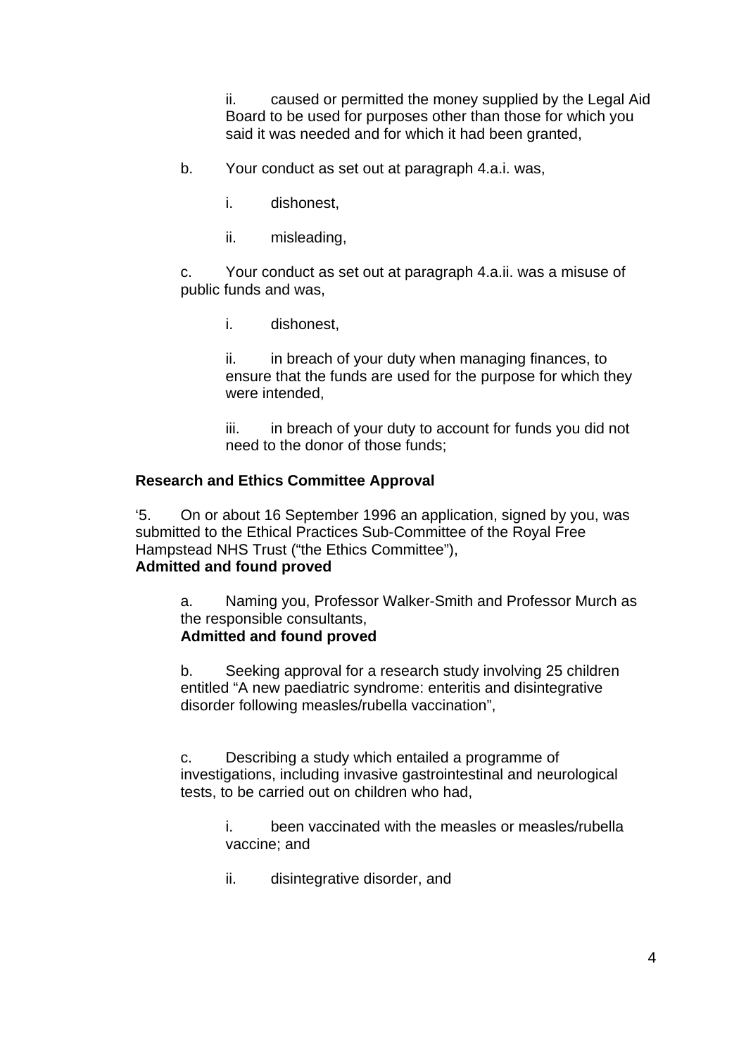ii. caused or permitted the money supplied by the Legal Aid Board to be used for purposes other than those for which you said it was needed and for which it had been granted,

b. Your conduct as set out at paragraph 4.a.i. was,

i. dishonest,

ii. misleading,

c. Your conduct as set out at paragraph 4.a.ii. was a misuse of public funds and was,

i. dishonest,

ii. in breach of your duty when managing finances, to ensure that the funds are used for the purpose for which they were intended,

iii. in breach of your duty to account for funds you did not need to the donor of those funds;

**Research and Ethics Committee Approval**

'5. On or about 16 September 1996 an application, signed by you, was submitted to the Ethical Practices Sub-Committee of the Royal Free Hampstead NHS Trust ("the Ethics Committee"),
**Admitted and found proved**

a. Naming you, Professor Walker-Smith and Professor Murch as the responsible consultants,
**Admitted and found proved**

b. Seeking approval for a research study involving 25 children entitled "A new paediatric syndrome: enteritis and disintegrative disorder following measles/rubella vaccination",

c. Describing a study which entailed a programme of investigations, including invasive gastrointestinal and neurological tests, to be carried out on children who had,

i. been vaccinated with the measles or measles/rubella vaccine; and

ii. disintegrative disorder, and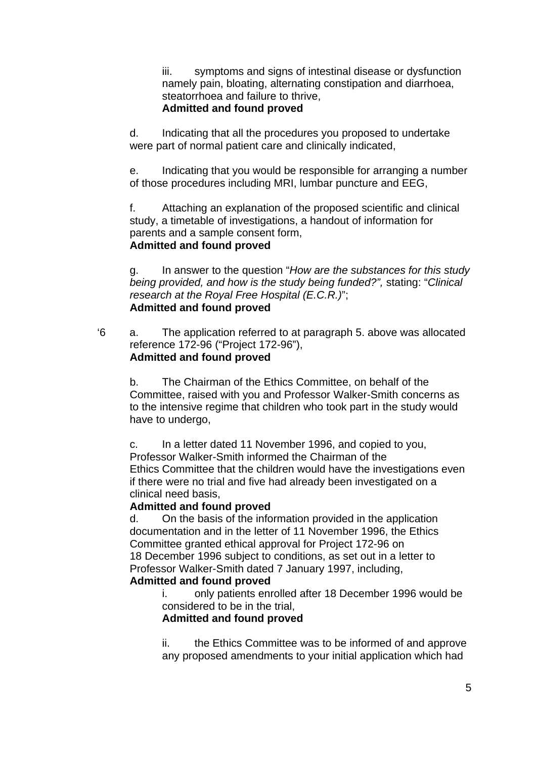iii. symptoms and signs of intestinal disease or dysfunction namely pain, bloating, alternating constipation and diarrhoea, steatorrhoea and failure to thrive,
**Admitted and found proved**

d. Indicating that all the procedures you proposed to undertake were part of normal patient care and clinically indicated,

e. Indicating that you would be responsible for arranging a number of those procedures including MRI, lumbar puncture and EEG,

f. Attaching an explanation of the proposed scientific and clinical study, a timetable of investigations, a handout of information for parents and a sample consent form,
**Admitted and found proved**

g. In answer to the question "*How are the substances for this study being provided, and how is the study being funded?",* stating: "*Clinical research at the Royal Free Hospital (E.C.R.)*";
**Admitted and found proved**

'6 a. The application referred to at paragraph 5. above was allocated reference 172-96 ("Project 172-96"),
**Admitted and found proved**

b. The Chairman of the Ethics Committee, on behalf of the Committee, raised with you and Professor Walker-Smith concerns as to the intensive regime that children who took part in the study would have to undergo,

c. In a letter dated 11 November 1996, and copied to you, Professor Walker-Smith informed the Chairman of the Ethics Committee that the children would have the investigations even if there were no trial and five had already been investigated on a clinical need basis,
**Admitted and found proved**

d. On the basis of the information provided in the application documentation and in the letter of 11 November 1996, the Ethics Committee granted ethical approval for Project 172-96 on 18 December 1996 subject to conditions, as set out in a letter to Professor Walker-Smith dated 7 January 1997, including,
**Admitted and found proved**

i. only patients enrolled after 18 December 1996 would be considered to be in the trial,
**Admitted and found proved**

ii. the Ethics Committee was to be informed of and approve any proposed amendments to your initial application which had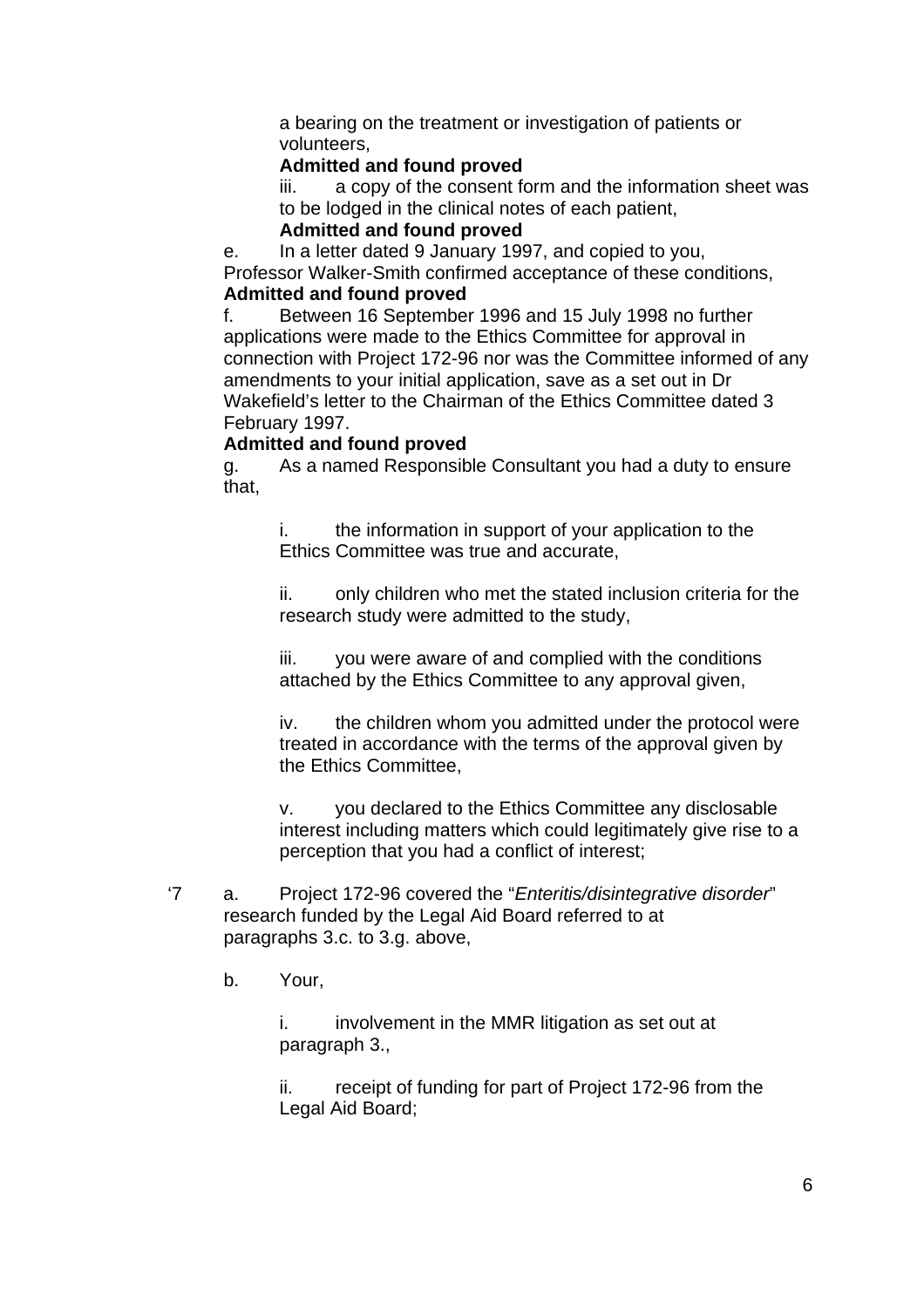a bearing on the treatment or investigation of patients or volunteers,

**Admitted and found proved**

iii. a copy of the consent form and the information sheet was to be lodged in the clinical notes of each patient,

**Admitted and found proved**

e. In a letter dated 9 January 1997, and copied to you, Professor Walker-Smith confirmed acceptance of these conditions,

**Admitted and found proved**

f. Between 16 September 1996 and 15 July 1998 no further applications were made to the Ethics Committee for approval in connection with Project 172-96 nor was the Committee informed of any amendments to your initial application, save as a set out in Dr Wakefield's letter to the Chairman of the Ethics Committee dated 3 February 1997.

**Admitted and found proved**

g. As a named Responsible Consultant you had a duty to ensure that,

i. the information in support of your application to the Ethics Committee was true and accurate,

ii. only children who met the stated inclusion criteria for the research study were admitted to the study,

iii. you were aware of and complied with the conditions attached by the Ethics Committee to any approval given,

iv. the children whom you admitted under the protocol were treated in accordance with the terms of the approval given by the Ethics Committee,

v. you declared to the Ethics Committee any disclosable interest including matters which could legitimately give rise to a perception that you had a conflict of interest;

'7 a. Project 172-96 covered the "*Enteritis/disintegrative disorder*" research funded by the Legal Aid Board referred to at paragraphs 3.c. to 3.g. above,

b. Your,

i. involvement in the MMR litigation as set out at paragraph 3.,

ii. receipt of funding for part of Project 172-96 from the Legal Aid Board;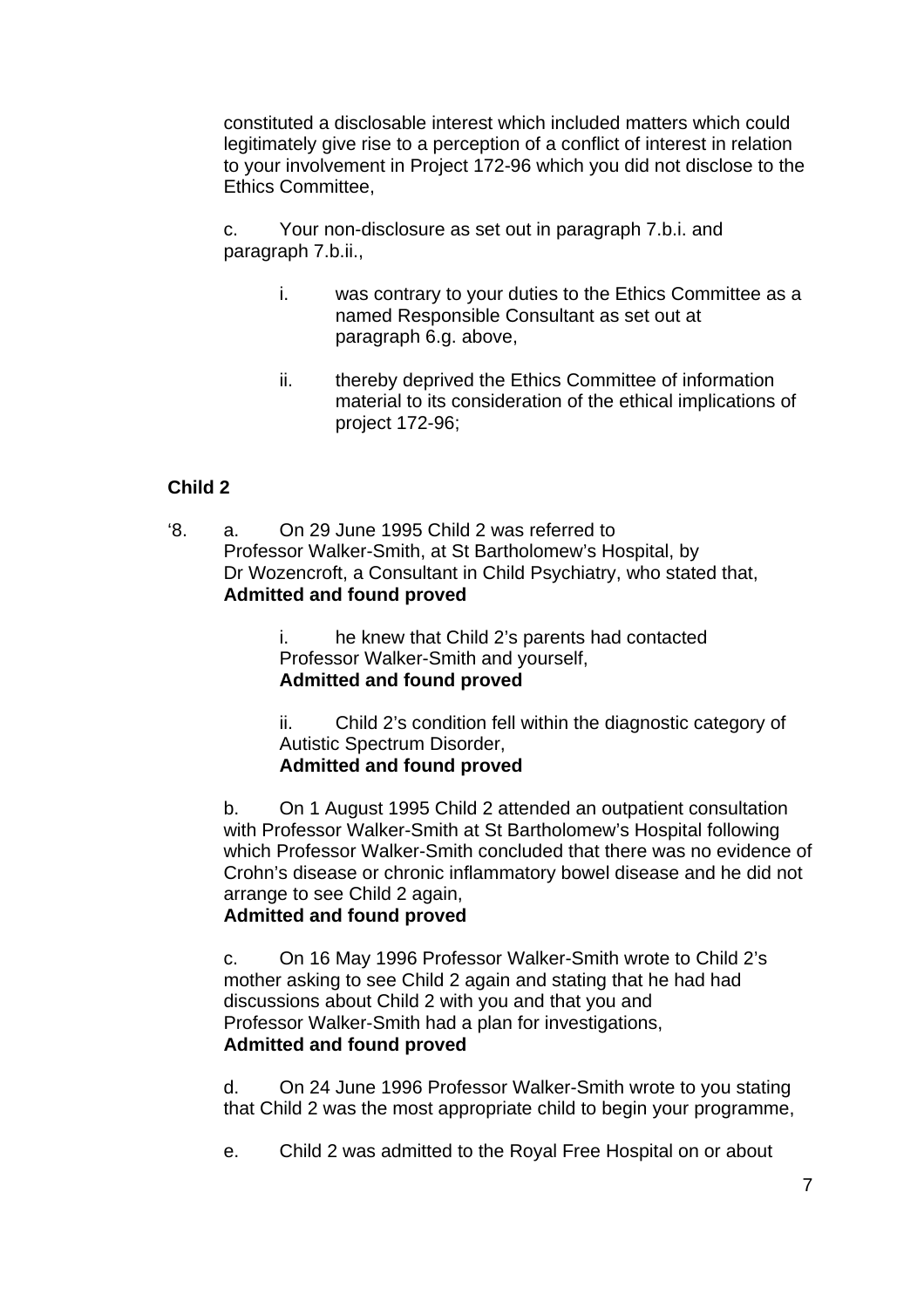constituted a disclosable interest which included matters which could legitimately give rise to a perception of a conflict of interest in relation to your involvement in Project 172-96 which you did not disclose to the Ethics Committee,

c. Your non-disclosure as set out in paragraph 7.b.i. and paragraph 7.b.ii.,

> i. was contrary to your duties to the Ethics Committee as a named Responsible Consultant as set out at paragraph 6.g. above,
>
> ii. thereby deprived the Ethics Committee of information material to its consideration of the ethical implications of project 172-96;

**Child 2**

'8. a. On 29 June 1995 Child 2 was referred to Professor Walker-Smith, at St Bartholomew's Hospital, by Dr Wozencroft, a Consultant in Child Psychiatry, who stated that,
**Admitted and found proved**

> i. he knew that Child 2's parents had contacted Professor Walker-Smith and yourself,
> **Admitted and found proved**
>
> ii. Child 2's condition fell within the diagnostic category of Autistic Spectrum Disorder,
> **Admitted and found proved**

b. On 1 August 1995 Child 2 attended an outpatient consultation with Professor Walker-Smith at St Bartholomew's Hospital following which Professor Walker-Smith concluded that there was no evidence of Crohn's disease or chronic inflammatory bowel disease and he did not arrange to see Child 2 again,
**Admitted and found proved**

c. On 16 May 1996 Professor Walker-Smith wrote to Child 2's mother asking to see Child 2 again and stating that he had had discussions about Child 2 with you and that you and Professor Walker-Smith had a plan for investigations,
**Admitted and found proved**

d. On 24 June 1996 Professor Walker-Smith wrote to you stating that Child 2 was the most appropriate child to begin your programme,

e. Child 2 was admitted to the Royal Free Hospital on or about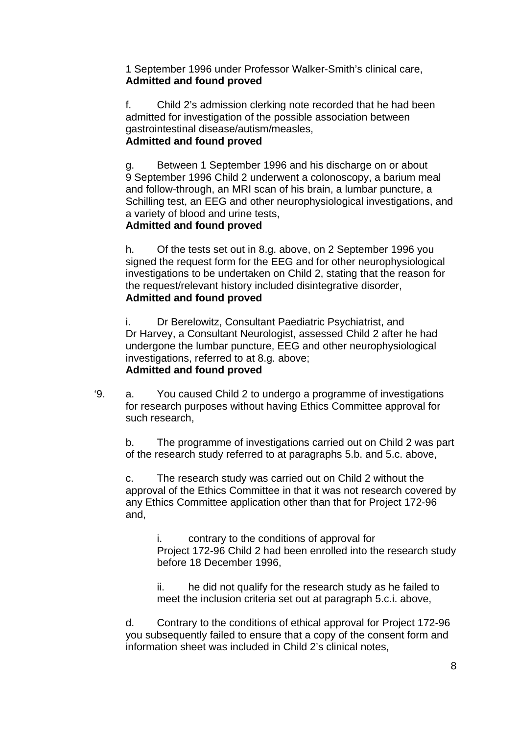1 September 1996 under Professor Walker-Smith's clinical care,
**Admitted and found proved**

f. Child 2's admission clerking note recorded that he had been admitted for investigation of the possible association between gastrointestinal disease/autism/measles,
**Admitted and found proved**

g. Between 1 September 1996 and his discharge on or about 9 September 1996 Child 2 underwent a colonoscopy, a barium meal and follow-through, an MRI scan of his brain, a lumbar puncture, a Schilling test, an EEG and other neurophysiological investigations, and a variety of blood and urine tests,
**Admitted and found proved**

h. Of the tests set out in 8.g. above, on 2 September 1996 you signed the request form for the EEG and for other neurophysiological investigations to be undertaken on Child 2, stating that the reason for the request/relevant history included disintegrative disorder,
**Admitted and found proved**

i. Dr Berelowitz, Consultant Paediatric Psychiatrist, and Dr Harvey, a Consultant Neurologist, assessed Child 2 after he had undergone the lumbar puncture, EEG and other neurophysiological investigations, referred to at 8.g. above;
**Admitted and found proved**

'9. a. You caused Child 2 to undergo a programme of investigations for research purposes without having Ethics Committee approval for such research,

b. The programme of investigations carried out on Child 2 was part of the research study referred to at paragraphs 5.b. and 5.c. above,

c. The research study was carried out on Child 2 without the approval of the Ethics Committee in that it was not research covered by any Ethics Committee application other than that for Project 172-96 and,

i. contrary to the conditions of approval for Project 172-96 Child 2 had been enrolled into the research study before 18 December 1996,

ii. he did not qualify for the research study as he failed to meet the inclusion criteria set out at paragraph 5.c.i. above,

d. Contrary to the conditions of ethical approval for Project 172-96 you subsequently failed to ensure that a copy of the consent form and information sheet was included in Child 2's clinical notes,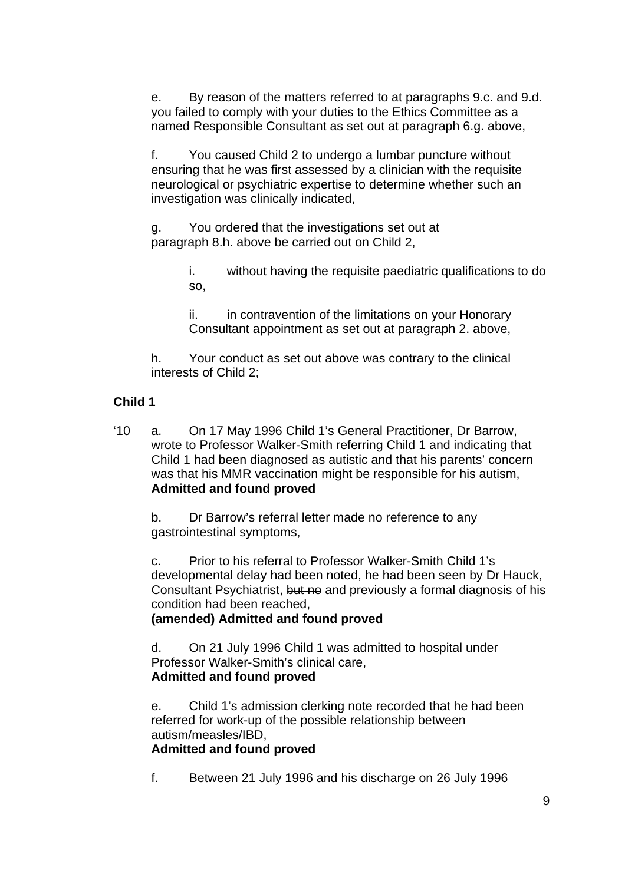e. By reason of the matters referred to at paragraphs 9.c. and 9.d. you failed to comply with your duties to the Ethics Committee as a named Responsible Consultant as set out at paragraph 6.g. above,

f. You caused Child 2 to undergo a lumbar puncture without ensuring that he was first assessed by a clinician with the requisite neurological or psychiatric expertise to determine whether such an investigation was clinically indicated,

g. You ordered that the investigations set out at paragraph 8.h. above be carried out on Child 2,

i. without having the requisite paediatric qualifications to do so,

ii. in contravention of the limitations on your Honorary Consultant appointment as set out at paragraph 2. above,

h. Your conduct as set out above was contrary to the clinical interests of Child 2;

**Child 1**

'10 a. On 17 May 1996 Child 1's General Practitioner, Dr Barrow, wrote to Professor Walker-Smith referring Child 1 and indicating that Child 1 had been diagnosed as autistic and that his parents' concern was that his MMR vaccination might be responsible for his autism,
**Admitted and found proved**

b. Dr Barrow's referral letter made no reference to any gastrointestinal symptoms,

c. Prior to his referral to Professor Walker-Smith Child 1's developmental delay had been noted, he had been seen by Dr Hauck, Consultant Psychiatrist, ~~but no~~ and previously a formal diagnosis of his condition had been reached,
**(amended) Admitted and found proved**

d. On 21 July 1996 Child 1 was admitted to hospital under Professor Walker-Smith's clinical care,
**Admitted and found proved**

e. Child 1's admission clerking note recorded that he had been referred for work-up of the possible relationship between autism/measles/IBD,
**Admitted and found proved**

f. Between 21 July 1996 and his discharge on 26 July 1996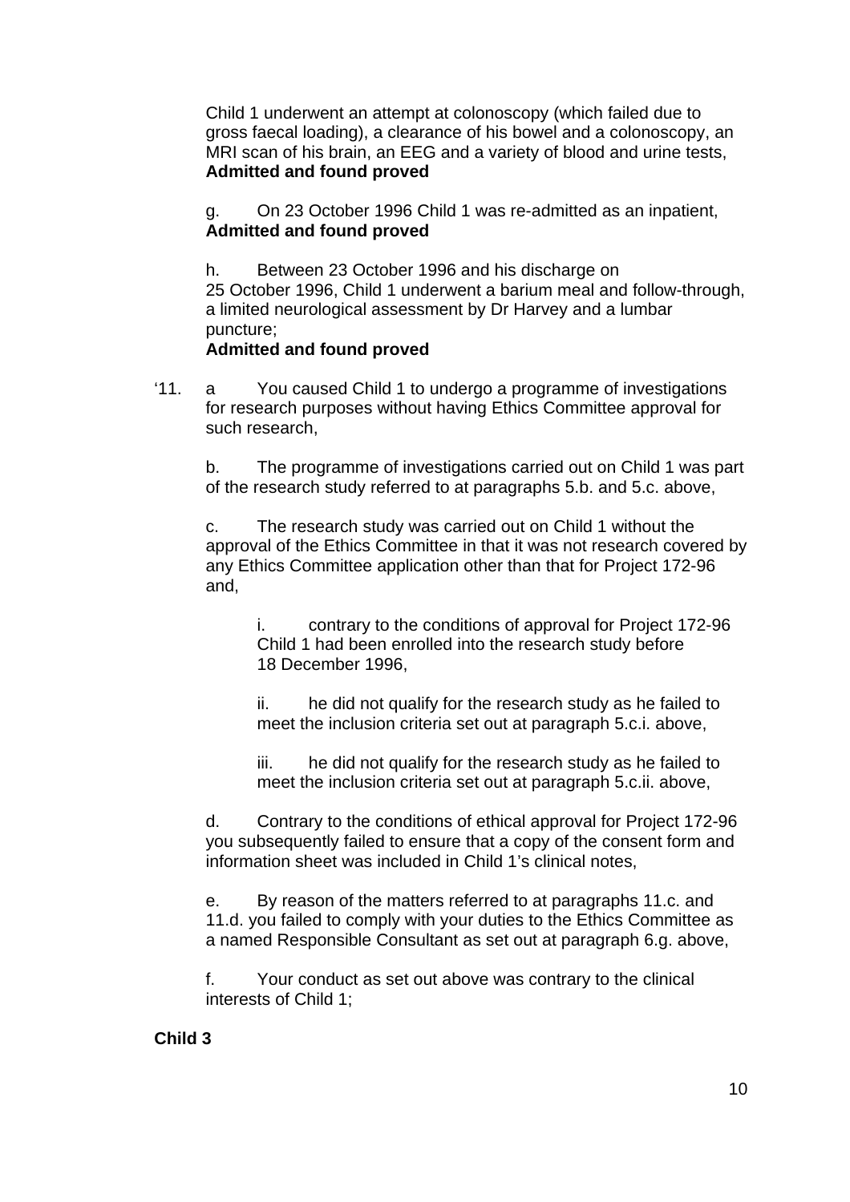Child 1 underwent an attempt at colonoscopy (which failed due to gross faecal loading), a clearance of his bowel and a colonoscopy, an MRI scan of his brain, an EEG and a variety of blood and urine tests, **Admitted and found proved**

g. On 23 October 1996 Child 1 was re-admitted as an inpatient, **Admitted and found proved**

h. Between 23 October 1996 and his discharge on 25 October 1996, Child 1 underwent a barium meal and follow-through, a limited neurological assessment by Dr Harvey and a lumbar puncture;
**Admitted and found proved**

'11. a You caused Child 1 to undergo a programme of investigations for research purposes without having Ethics Committee approval for such research,

b. The programme of investigations carried out on Child 1 was part of the research study referred to at paragraphs 5.b. and 5.c. above,

c. The research study was carried out on Child 1 without the approval of the Ethics Committee in that it was not research covered by any Ethics Committee application other than that for Project 172-96 and,

i. contrary to the conditions of approval for Project 172-96 Child 1 had been enrolled into the research study before 18 December 1996,

ii. he did not qualify for the research study as he failed to meet the inclusion criteria set out at paragraph 5.c.i. above,

iii. he did not qualify for the research study as he failed to meet the inclusion criteria set out at paragraph 5.c.ii. above,

d. Contrary to the conditions of ethical approval for Project 172-96 you subsequently failed to ensure that a copy of the consent form and information sheet was included in Child 1's clinical notes,

e. By reason of the matters referred to at paragraphs 11.c. and 11.d. you failed to comply with your duties to the Ethics Committee as a named Responsible Consultant as set out at paragraph 6.g. above,

f. Your conduct as set out above was contrary to the clinical interests of Child 1;

**Child 3**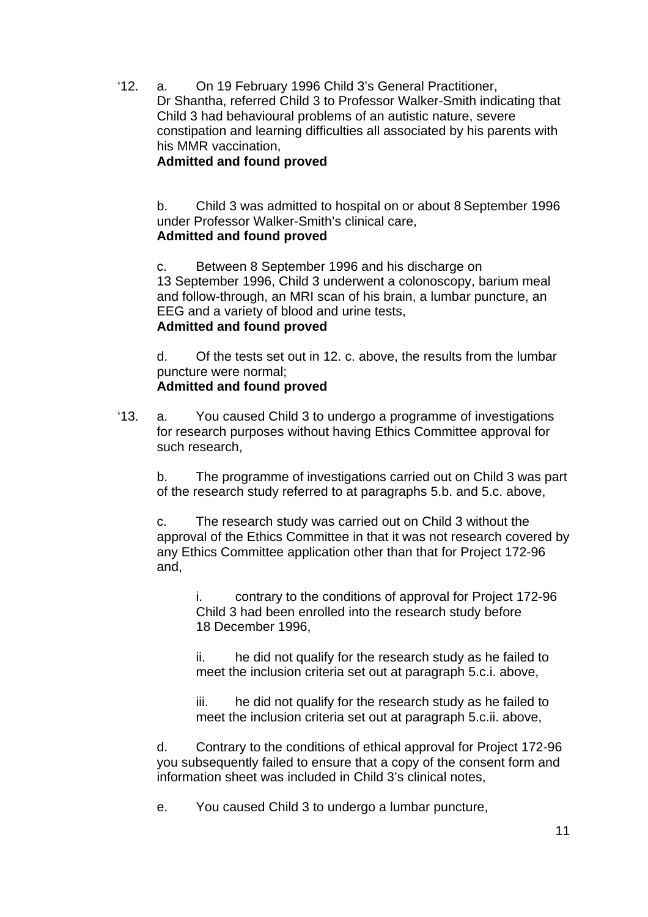‘12. a. On 19 February 1996 Child 3’s General Practitioner, Dr Shantha, referred Child 3 to Professor Walker-Smith indicating that Child 3 had behavioural problems of an autistic nature, severe constipation and learning difficulties all associated by his parents with his MMR vaccination,
**Admitted and found proved**

b. Child 3 was admitted to hospital on or about 8 September 1996 under Professor Walker-Smith’s clinical care,
**Admitted and found proved**

c. Between 8 September 1996 and his discharge on 13 September 1996, Child 3 underwent a colonoscopy, barium meal and follow-through, an MRI scan of his brain, a lumbar puncture, an EEG and a variety of blood and urine tests,
**Admitted and found proved**

d. Of the tests set out in 12. c. above, the results from the lumbar puncture were normal;
**Admitted and found proved**

‘13. a. You caused Child 3 to undergo a programme of investigations for research purposes without having Ethics Committee approval for such research,

b. The programme of investigations carried out on Child 3 was part of the research study referred to at paragraphs 5.b. and 5.c. above,

c. The research study was carried out on Child 3 without the approval of the Ethics Committee in that it was not research covered by any Ethics Committee application other than that for Project 172-96 and,

i. contrary to the conditions of approval for Project 172-96 Child 3 had been enrolled into the research study before 18 December 1996,

ii. he did not qualify for the research study as he failed to meet the inclusion criteria set out at paragraph 5.c.i. above,

iii. he did not qualify for the research study as he failed to meet the inclusion criteria set out at paragraph 5.c.ii. above,

d. Contrary to the conditions of ethical approval for Project 172-96 you subsequently failed to ensure that a copy of the consent form and information sheet was included in Child 3’s clinical notes,

e. You caused Child 3 to undergo a lumbar puncture,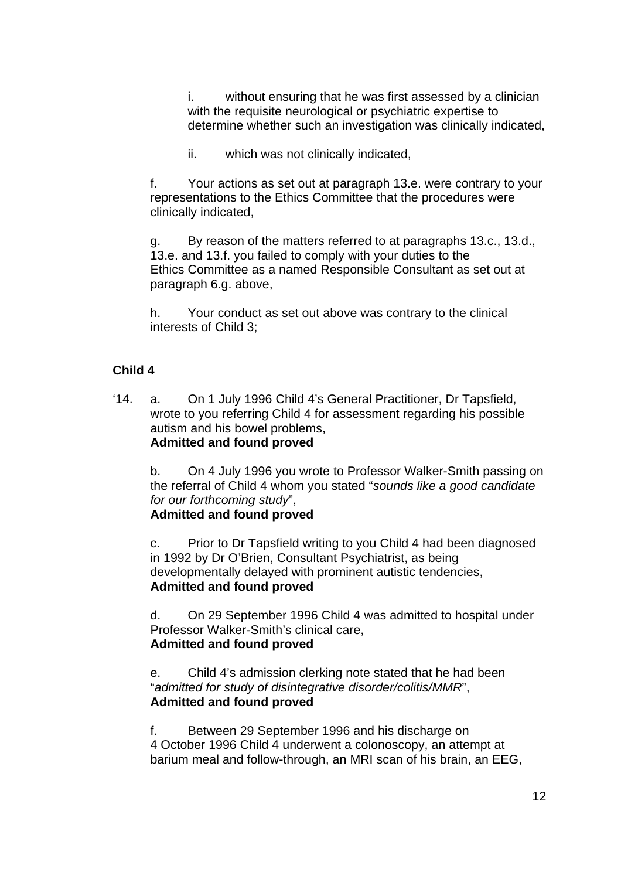i. without ensuring that he was first assessed by a clinician with the requisite neurological or psychiatric expertise to determine whether such an investigation was clinically indicated,

ii. which was not clinically indicated,

f. Your actions as set out at paragraph 13.e. were contrary to your representations to the Ethics Committee that the procedures were clinically indicated,

g. By reason of the matters referred to at paragraphs 13.c., 13.d., 13.e. and 13.f. you failed to comply with your duties to the Ethics Committee as a named Responsible Consultant as set out at paragraph 6.g. above,

h. Your conduct as set out above was contrary to the clinical interests of Child 3;

**Child 4**

‘14. a. On 1 July 1996 Child 4’s General Practitioner, Dr Tapsfield, wrote to you referring Child 4 for assessment regarding his possible autism and his bowel problems,
**Admitted and found proved**

b. On 4 July 1996 you wrote to Professor Walker-Smith passing on the referral of Child 4 whom you stated “*sounds like a good candidate for our forthcoming study*”,
**Admitted and found proved**

c. Prior to Dr Tapsfield writing to you Child 4 had been diagnosed in 1992 by Dr O’Brien, Consultant Psychiatrist, as being developmentally delayed with prominent autistic tendencies,
**Admitted and found proved**

d. On 29 September 1996 Child 4 was admitted to hospital under Professor Walker-Smith’s clinical care,
**Admitted and found proved**

e. Child 4’s admission clerking note stated that he had been “*admitted for study of disintegrative disorder/colitis/MMR*”,
**Admitted and found proved**

f. Between 29 September 1996 and his discharge on 4 October 1996 Child 4 underwent a colonoscopy, an attempt at barium meal and follow-through, an MRI scan of his brain, an EEG,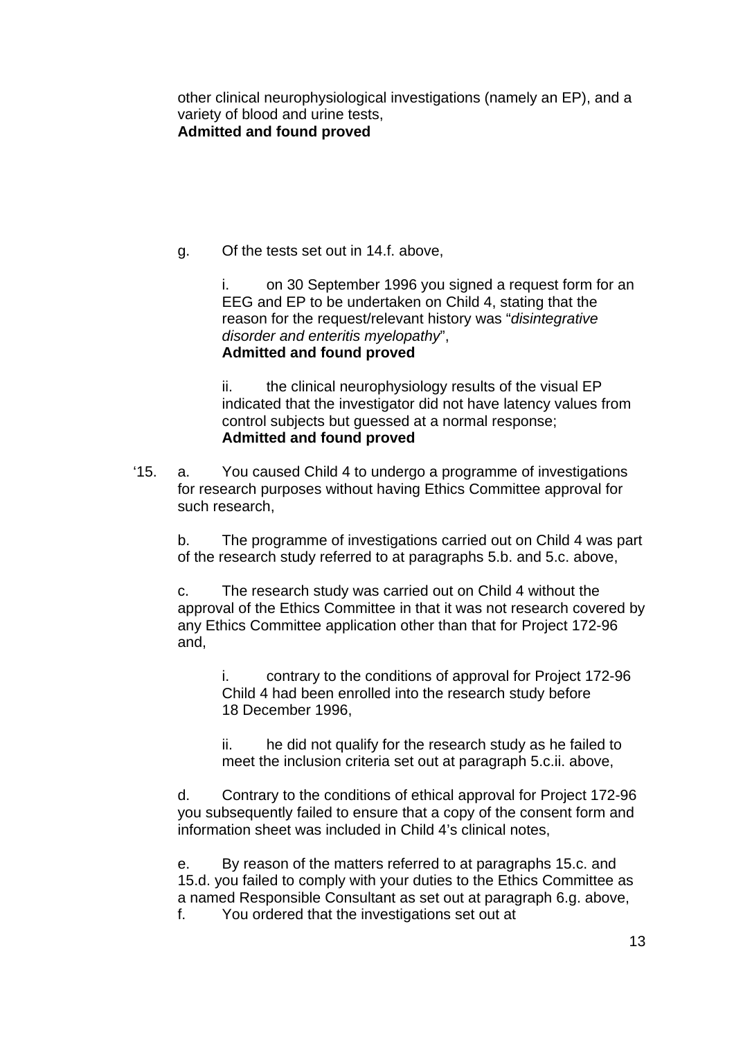other clinical neurophysiological investigations (namely an EP), and a variety of blood and urine tests,
**Admitted and found proved**

g. Of the tests set out in 14.f. above,

i. on 30 September 1996 you signed a request form for an EEG and EP to be undertaken on Child 4, stating that the reason for the request/relevant history was "*disintegrative disorder and enteritis myelopathy*",
**Admitted and found proved**

ii. the clinical neurophysiology results of the visual EP indicated that the investigator did not have latency values from control subjects but guessed at a normal response;
**Admitted and found proved**

'15. a. You caused Child 4 to undergo a programme of investigations for research purposes without having Ethics Committee approval for such research,

b. The programme of investigations carried out on Child 4 was part of the research study referred to at paragraphs 5.b. and 5.c. above,

c. The research study was carried out on Child 4 without the approval of the Ethics Committee in that it was not research covered by any Ethics Committee application other than that for Project 172-96 and,

i. contrary to the conditions of approval for Project 172-96 Child 4 had been enrolled into the research study before 18 December 1996,

ii. he did not qualify for the research study as he failed to meet the inclusion criteria set out at paragraph 5.c.ii. above,

d. Contrary to the conditions of ethical approval for Project 172-96 you subsequently failed to ensure that a copy of the consent form and information sheet was included in Child 4's clinical notes,

e. By reason of the matters referred to at paragraphs 15.c. and 15.d. you failed to comply with your duties to the Ethics Committee as a named Responsible Consultant as set out at paragraph 6.g. above,

f. You ordered that the investigations set out at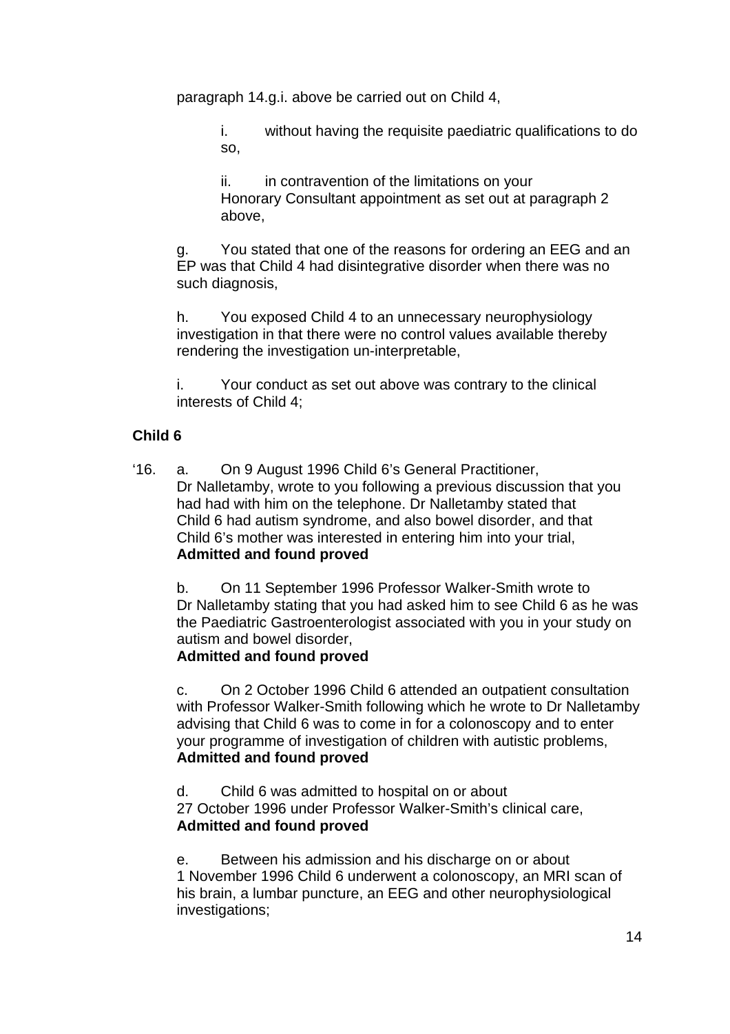paragraph 14.g.i. above be carried out on Child 4,

i. without having the requisite paediatric qualifications to do so,

ii. in contravention of the limitations on your Honorary Consultant appointment as set out at paragraph 2 above,

g. You stated that one of the reasons for ordering an EEG and an EP was that Child 4 had disintegrative disorder when there was no such diagnosis,

h. You exposed Child 4 to an unnecessary neurophysiology investigation in that there were no control values available thereby rendering the investigation un-interpretable,

i. Your conduct as set out above was contrary to the clinical interests of Child 4;

**Child 6**

'16. a. On 9 August 1996 Child 6's General Practitioner, Dr Nalletamby, wrote to you following a previous discussion that you had had with him on the telephone. Dr Nalletamby stated that Child 6 had autism syndrome, and also bowel disorder, and that Child 6's mother was interested in entering him into your trial,
**Admitted and found proved**

b. On 11 September 1996 Professor Walker-Smith wrote to Dr Nalletamby stating that you had asked him to see Child 6 as he was the Paediatric Gastroenterologist associated with you in your study on autism and bowel disorder,
**Admitted and found proved**

c. On 2 October 1996 Child 6 attended an outpatient consultation with Professor Walker-Smith following which he wrote to Dr Nalletamby advising that Child 6 was to come in for a colonoscopy and to enter your programme of investigation of children with autistic problems,
**Admitted and found proved**

d. Child 6 was admitted to hospital on or about 27 October 1996 under Professor Walker-Smith's clinical care,
**Admitted and found proved**

e. Between his admission and his discharge on or about 1 November 1996 Child 6 underwent a colonoscopy, an MRI scan of his brain, a lumbar puncture, an EEG and other neurophysiological investigations;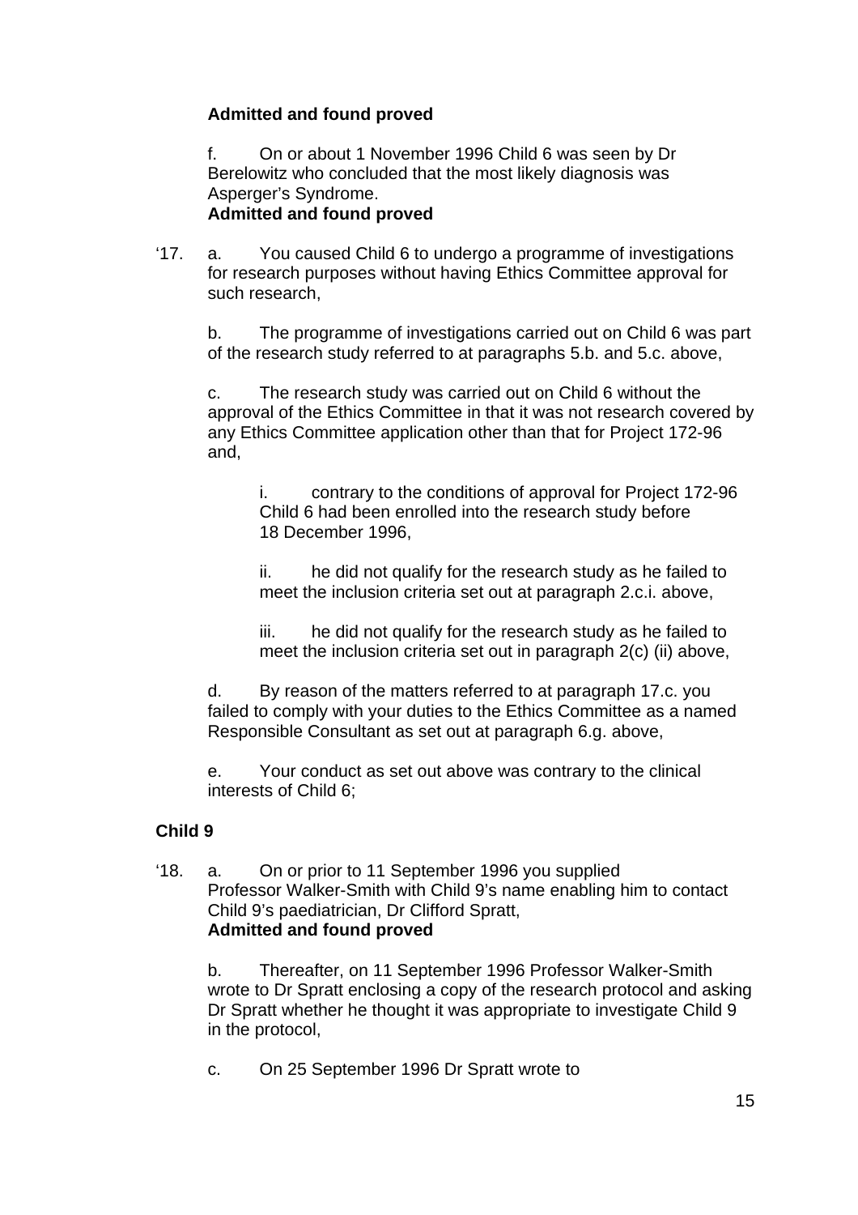**Admitted and found proved**

f. On or about 1 November 1996 Child 6 was seen by Dr Berelowitz who concluded that the most likely diagnosis was Asperger's Syndrome.
**Admitted and found proved**

'17. a. You caused Child 6 to undergo a programme of investigations for research purposes without having Ethics Committee approval for such research,

b. The programme of investigations carried out on Child 6 was part of the research study referred to at paragraphs 5.b. and 5.c. above,

c. The research study was carried out on Child 6 without the approval of the Ethics Committee in that it was not research covered by any Ethics Committee application other than that for Project 172-96 and,

i. contrary to the conditions of approval for Project 172-96 Child 6 had been enrolled into the research study before 18 December 1996,

ii. he did not qualify for the research study as he failed to meet the inclusion criteria set out at paragraph 2.c.i. above,

iii. he did not qualify for the research study as he failed to meet the inclusion criteria set out in paragraph 2(c) (ii) above,

d. By reason of the matters referred to at paragraph 17.c. you failed to comply with your duties to the Ethics Committee as a named Responsible Consultant as set out at paragraph 6.g. above,

e. Your conduct as set out above was contrary to the clinical interests of Child 6;

**Child 9**

'18. a. On or prior to 11 September 1996 you supplied Professor Walker-Smith with Child 9's name enabling him to contact Child 9's paediatrician, Dr Clifford Spratt,
**Admitted and found proved**

b. Thereafter, on 11 September 1996 Professor Walker-Smith wrote to Dr Spratt enclosing a copy of the research protocol and asking Dr Spratt whether he thought it was appropriate to investigate Child 9 in the protocol,

c. On 25 September 1996 Dr Spratt wrote to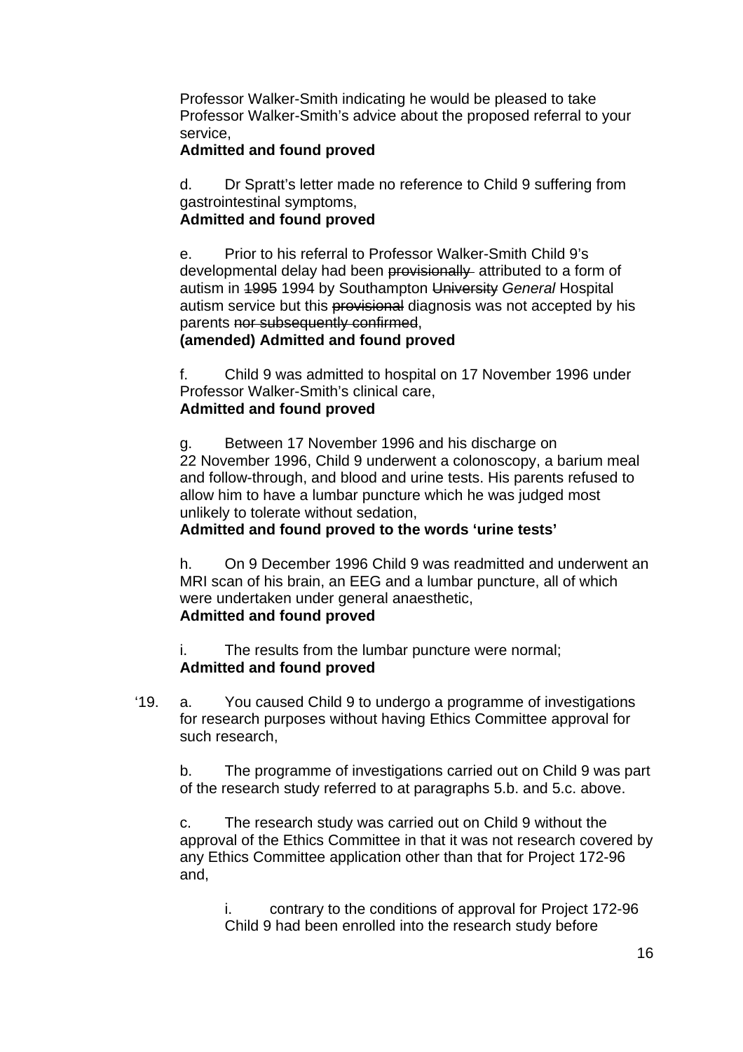Professor Walker-Smith indicating he would be pleased to take Professor Walker-Smith's advice about the proposed referral to your service,

**Admitted and found proved**

d. Dr Spratt's letter made no reference to Child 9 suffering from gastrointestinal symptoms,

**Admitted and found proved**

e. Prior to his referral to Professor Walker-Smith Child 9's developmental delay had been ~~provisionally~~ attributed to a form of autism in ~~1995~~ 1994 by Southampton ~~University~~ *General* Hospital autism service but this ~~provisional~~ diagnosis was not accepted by his parents ~~nor subsequently confirmed~~,

**(amended) Admitted and found proved**

f. Child 9 was admitted to hospital on 17 November 1996 under Professor Walker-Smith's clinical care,

**Admitted and found proved**

g. Between 17 November 1996 and his discharge on 22 November 1996, Child 9 underwent a colonoscopy, a barium meal and follow-through, and blood and urine tests. His parents refused to allow him to have a lumbar puncture which he was judged most unlikely to tolerate without sedation,

**Admitted and found proved to the words 'urine tests'**

h. On 9 December 1996 Child 9 was readmitted and underwent an MRI scan of his brain, an EEG and a lumbar puncture, all of which were undertaken under general anaesthetic,

**Admitted and found proved**

i. The results from the lumbar puncture were normal;

**Admitted and found proved**

'19. a. You caused Child 9 to undergo a programme of investigations for research purposes without having Ethics Committee approval for such research,

b. The programme of investigations carried out on Child 9 was part of the research study referred to at paragraphs 5.b. and 5.c. above.

c. The research study was carried out on Child 9 without the approval of the Ethics Committee in that it was not research covered by any Ethics Committee application other than that for Project 172-96 and,

i. contrary to the conditions of approval for Project 172-96 Child 9 had been enrolled into the research study before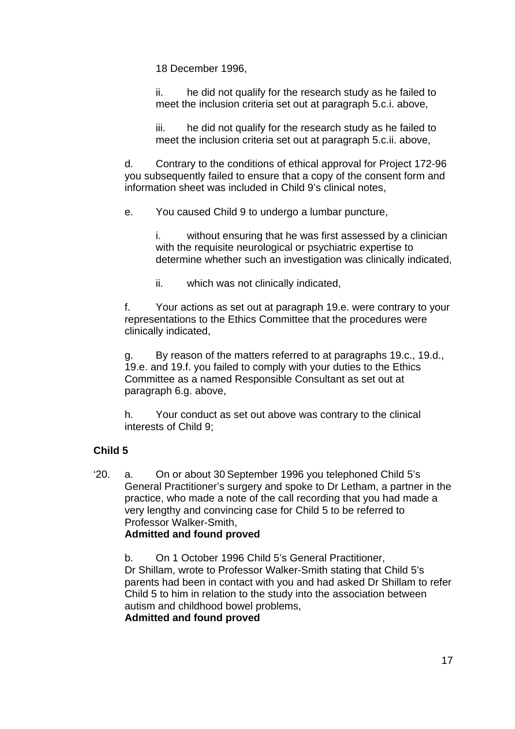18 December 1996,

ii. he did not qualify for the research study as he failed to meet the inclusion criteria set out at paragraph 5.c.i. above,

iii. he did not qualify for the research study as he failed to meet the inclusion criteria set out at paragraph 5.c.ii. above,

d. Contrary to the conditions of ethical approval for Project 172-96 you subsequently failed to ensure that a copy of the consent form and information sheet was included in Child 9's clinical notes,

e. You caused Child 9 to undergo a lumbar puncture,

i. without ensuring that he was first assessed by a clinician with the requisite neurological or psychiatric expertise to determine whether such an investigation was clinically indicated,

ii. which was not clinically indicated,

f. Your actions as set out at paragraph 19.e. were contrary to your representations to the Ethics Committee that the procedures were clinically indicated,

g. By reason of the matters referred to at paragraphs 19.c., 19.d., 19.e. and 19.f. you failed to comply with your duties to the Ethics Committee as a named Responsible Consultant as set out at paragraph 6.g. above,

h. Your conduct as set out above was contrary to the clinical interests of Child 9;

**Child 5**

'20. a. On or about 30 September 1996 you telephoned Child 5's General Practitioner's surgery and spoke to Dr Letham, a partner in the practice, who made a note of the call recording that you had made a very lengthy and convincing case for Child 5 to be referred to Professor Walker-Smith,
**Admitted and found proved**

b. On 1 October 1996 Child 5's General Practitioner, Dr Shillam, wrote to Professor Walker-Smith stating that Child 5's parents had been in contact with you and had asked Dr Shillam to refer Child 5 to him in relation to the study into the association between autism and childhood bowel problems,
**Admitted and found proved**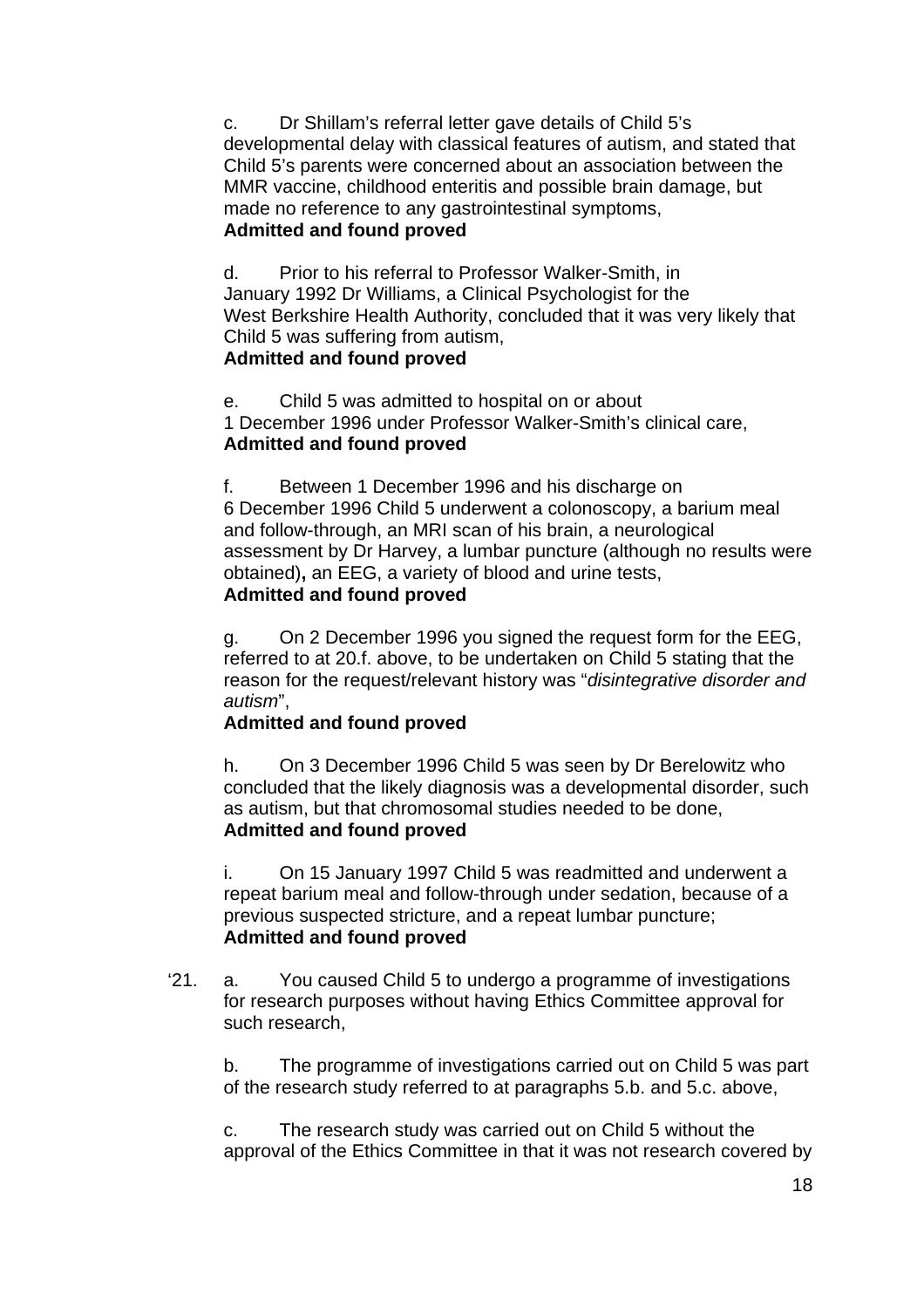c. Dr Shillam's referral letter gave details of Child 5's developmental delay with classical features of autism, and stated that Child 5's parents were concerned about an association between the MMR vaccine, childhood enteritis and possible brain damage, but made no reference to any gastrointestinal symptoms,
**Admitted and found proved**

d. Prior to his referral to Professor Walker-Smith, in January 1992 Dr Williams, a Clinical Psychologist for the West Berkshire Health Authority, concluded that it was very likely that Child 5 was suffering from autism,
**Admitted and found proved**

e. Child 5 was admitted to hospital on or about 1 December 1996 under Professor Walker-Smith's clinical care,
**Admitted and found proved**

f. Between 1 December 1996 and his discharge on 6 December 1996 Child 5 underwent a colonoscopy, a barium meal and follow-through, an MRI scan of his brain, a neurological assessment by Dr Harvey, a lumbar puncture (although no results were obtained)**,** an EEG, a variety of blood and urine tests,
**Admitted and found proved**

g. On 2 December 1996 you signed the request form for the EEG, referred to at 20.f. above, to be undertaken on Child 5 stating that the reason for the request/relevant history was "*disintegrative disorder and autism*",
**Admitted and found proved**

h. On 3 December 1996 Child 5 was seen by Dr Berelowitz who concluded that the likely diagnosis was a developmental disorder, such as autism, but that chromosomal studies needed to be done,
**Admitted and found proved**

i. On 15 January 1997 Child 5 was readmitted and underwent a repeat barium meal and follow-through under sedation, because of a previous suspected stricture, and a repeat lumbar puncture;
**Admitted and found proved**

'21. a. You caused Child 5 to undergo a programme of investigations for research purposes without having Ethics Committee approval for such research,

b. The programme of investigations carried out on Child 5 was part of the research study referred to at paragraphs 5.b. and 5.c. above,

c. The research study was carried out on Child 5 without the approval of the Ethics Committee in that it was not research covered by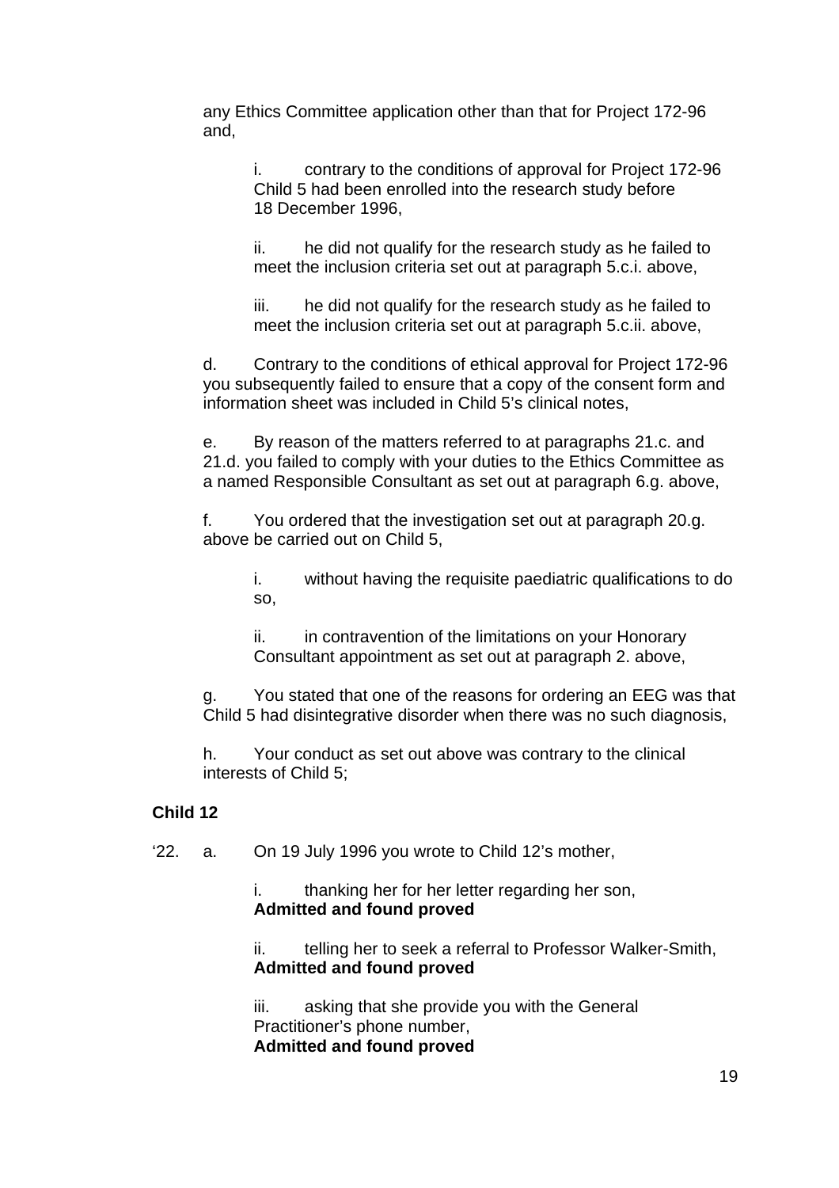any Ethics Committee application other than that for Project 172-96 and,

i. contrary to the conditions of approval for Project 172-96 Child 5 had been enrolled into the research study before 18 December 1996,

ii. he did not qualify for the research study as he failed to meet the inclusion criteria set out at paragraph 5.c.i. above,

iii. he did not qualify for the research study as he failed to meet the inclusion criteria set out at paragraph 5.c.ii. above,

d. Contrary to the conditions of ethical approval for Project 172-96 you subsequently failed to ensure that a copy of the consent form and information sheet was included in Child 5's clinical notes,

e. By reason of the matters referred to at paragraphs 21.c. and 21.d. you failed to comply with your duties to the Ethics Committee as a named Responsible Consultant as set out at paragraph 6.g. above,

f. You ordered that the investigation set out at paragraph 20.g. above be carried out on Child 5,

i. without having the requisite paediatric qualifications to do so,

ii. in contravention of the limitations on your Honorary Consultant appointment as set out at paragraph 2. above,

g. You stated that one of the reasons for ordering an EEG was that Child 5 had disintegrative disorder when there was no such diagnosis,

h. Your conduct as set out above was contrary to the clinical interests of Child 5;

**Child 12**

'22. a. On 19 July 1996 you wrote to Child 12's mother,

i. thanking her for her letter regarding her son,
**Admitted and found proved**

ii. telling her to seek a referral to Professor Walker-Smith,
**Admitted and found proved**

iii. asking that she provide you with the General Practitioner's phone number,
**Admitted and found proved**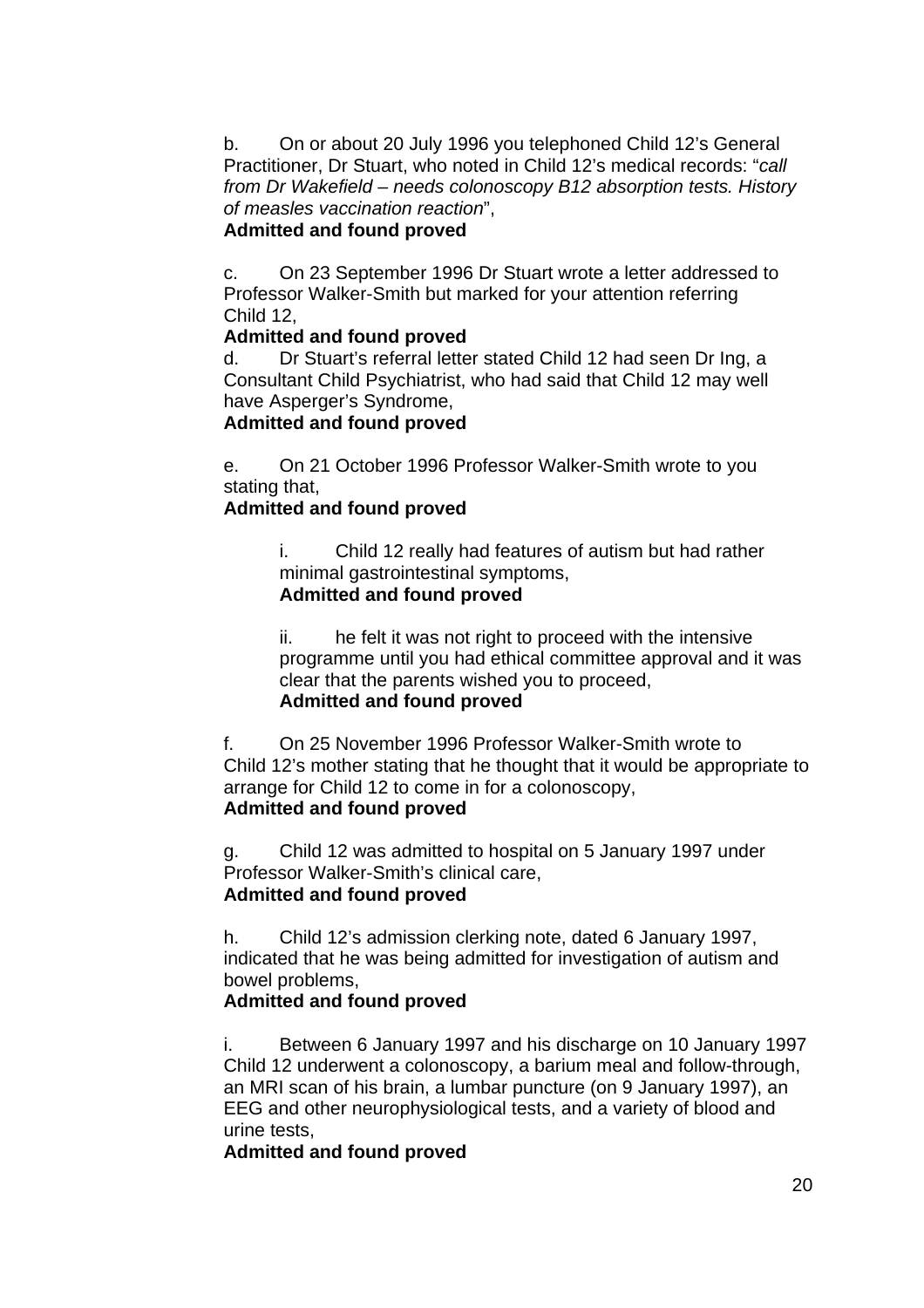b. On or about 20 July 1996 you telephoned Child 12's General Practitioner, Dr Stuart, who noted in Child 12's medical records: "*call from Dr Wakefield – needs colonoscopy B12 absorption tests. History of measles vaccination reaction*",

**Admitted and found proved**

c. On 23 September 1996 Dr Stuart wrote a letter addressed to Professor Walker-Smith but marked for your attention referring Child 12,

**Admitted and found proved**

d. Dr Stuart's referral letter stated Child 12 had seen Dr Ing, a Consultant Child Psychiatrist, who had said that Child 12 may well have Asperger's Syndrome,

**Admitted and found proved**

e. On 21 October 1996 Professor Walker-Smith wrote to you stating that,

**Admitted and found proved**

> i. Child 12 really had features of autism but had rather minimal gastrointestinal symptoms,
>
> **Admitted and found proved**
>
> ii. he felt it was not right to proceed with the intensive programme until you had ethical committee approval and it was clear that the parents wished you to proceed,
>
> **Admitted and found proved**

f. On 25 November 1996 Professor Walker-Smith wrote to Child 12's mother stating that he thought that it would be appropriate to arrange for Child 12 to come in for a colonoscopy,

**Admitted and found proved**

g. Child 12 was admitted to hospital on 5 January 1997 under Professor Walker-Smith's clinical care,

**Admitted and found proved**

h. Child 12's admission clerking note, dated 6 January 1997, indicated that he was being admitted for investigation of autism and bowel problems,

**Admitted and found proved**

i. Between 6 January 1997 and his discharge on 10 January 1997 Child 12 underwent a colonoscopy, a barium meal and follow-through, an MRI scan of his brain, a lumbar puncture (on 9 January 1997), an EEG and other neurophysiological tests, and a variety of blood and urine tests,

**Admitted and found proved**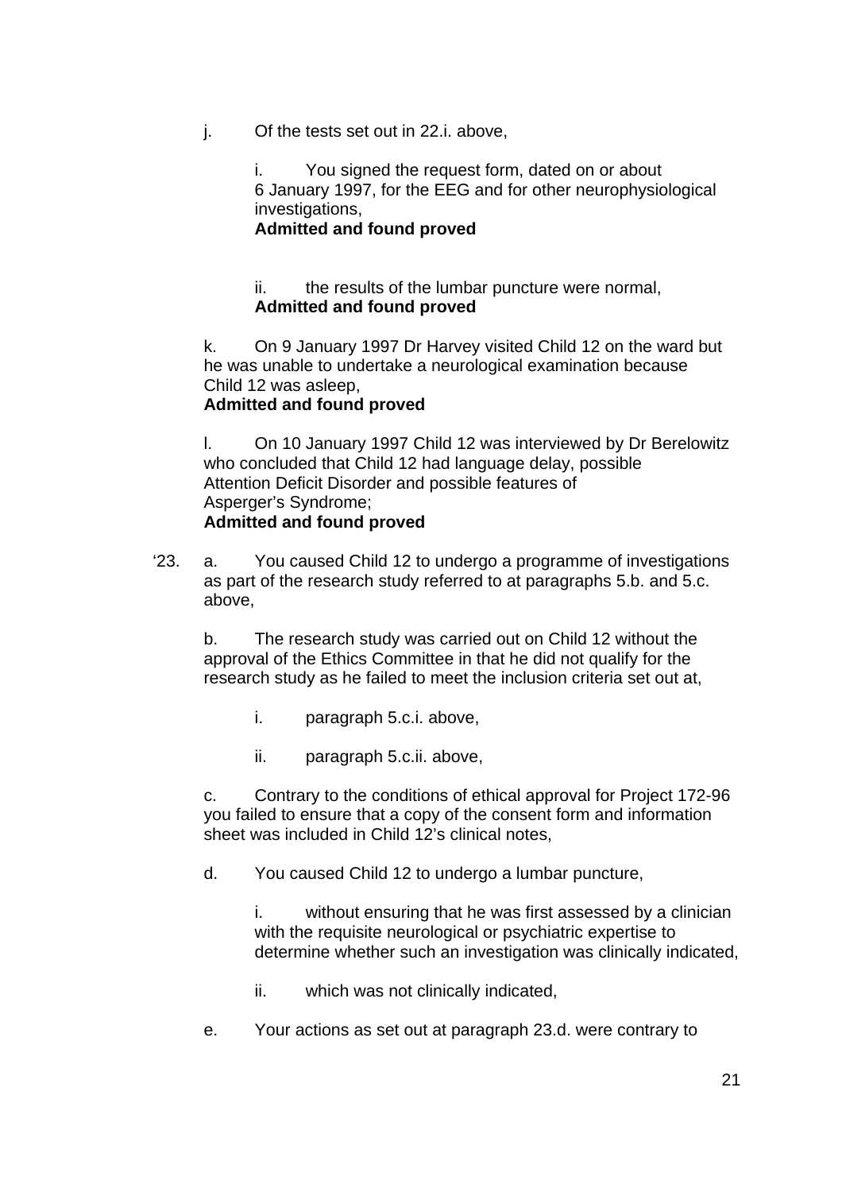j. Of the tests set out in 22.i. above,

i. You signed the request form, dated on or about 6 January 1997, for the EEG and for other neurophysiological investigations,
**Admitted and found proved**

ii. the results of the lumbar puncture were normal,
**Admitted and found proved**

k. On 9 January 1997 Dr Harvey visited Child 12 on the ward but he was unable to undertake a neurological examination because Child 12 was asleep,
**Admitted and found proved**

l. On 10 January 1997 Child 12 was interviewed by Dr Berelowitz who concluded that Child 12 had language delay, possible Attention Deficit Disorder and possible features of Asperger's Syndrome;
**Admitted and found proved**

'23. a. You caused Child 12 to undergo a programme of investigations as part of the research study referred to at paragraphs 5.b. and 5.c. above,

b. The research study was carried out on Child 12 without the approval of the Ethics Committee in that he did not qualify for the research study as he failed to meet the inclusion criteria set out at,

i. paragraph 5.c.i. above,

ii. paragraph 5.c.ii. above,

c. Contrary to the conditions of ethical approval for Project 172-96 you failed to ensure that a copy of the consent form and information sheet was included in Child 12's clinical notes,

d. You caused Child 12 to undergo a lumbar puncture,

i. without ensuring that he was first assessed by a clinician with the requisite neurological or psychiatric expertise to determine whether such an investigation was clinically indicated,

ii. which was not clinically indicated,

e. Your actions as set out at paragraph 23.d. were contrary to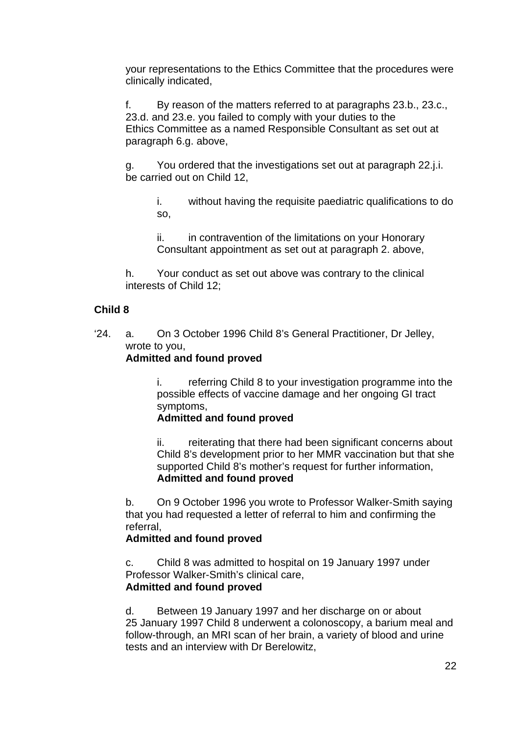your representations to the Ethics Committee that the procedures were clinically indicated,

f. By reason of the matters referred to at paragraphs 23.b., 23.c., 23.d. and 23.e. you failed to comply with your duties to the Ethics Committee as a named Responsible Consultant as set out at paragraph 6.g. above,

g. You ordered that the investigations set out at paragraph 22.j.i. be carried out on Child 12,

i. without having the requisite paediatric qualifications to do so,

ii. in contravention of the limitations on your Honorary Consultant appointment as set out at paragraph 2. above,

h. Your conduct as set out above was contrary to the clinical interests of Child 12;

**Child 8**

‘24. a. On 3 October 1996 Child 8’s General Practitioner, Dr Jelley, wrote to you,
**Admitted and found proved**

i. referring Child 8 to your investigation programme into the possible effects of vaccine damage and her ongoing GI tract symptoms,
**Admitted and found proved**

ii. reiterating that there had been significant concerns about Child 8’s development prior to her MMR vaccination but that she supported Child 8’s mother’s request for further information,
**Admitted and found proved**

b. On 9 October 1996 you wrote to Professor Walker-Smith saying that you had requested a letter of referral to him and confirming the referral,
**Admitted and found proved**

c. Child 8 was admitted to hospital on 19 January 1997 under Professor Walker-Smith’s clinical care,
**Admitted and found proved**

d. Between 19 January 1997 and her discharge on or about 25 January 1997 Child 8 underwent a colonoscopy, a barium meal and follow-through, an MRI scan of her brain, a variety of blood and urine tests and an interview with Dr Berelowitz,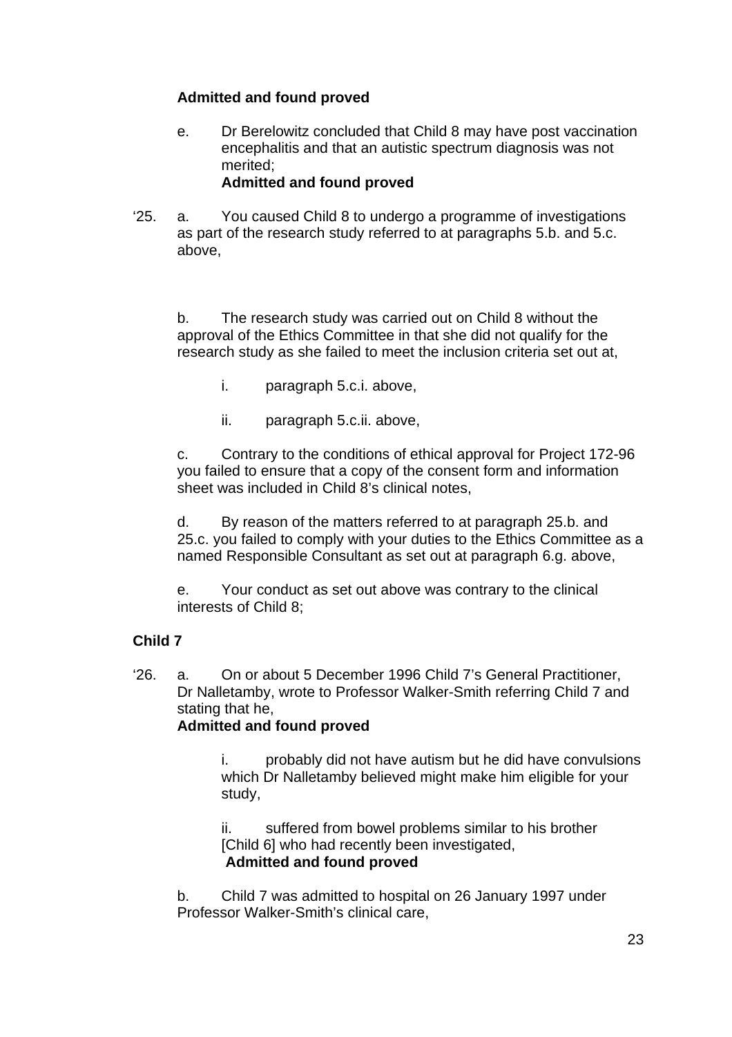**Admitted and found proved**

e. Dr Berelowitz concluded that Child 8 may have post vaccination encephalitis and that an autistic spectrum diagnosis was not merited;
**Admitted and found proved**

'25. a. You caused Child 8 to undergo a programme of investigations as part of the research study referred to at paragraphs 5.b. and 5.c. above,

b. The research study was carried out on Child 8 without the approval of the Ethics Committee in that she did not qualify for the research study as she failed to meet the inclusion criteria set out at,

i. paragraph 5.c.i. above,

ii. paragraph 5.c.ii. above,

c. Contrary to the conditions of ethical approval for Project 172-96 you failed to ensure that a copy of the consent form and information sheet was included in Child 8's clinical notes,

d. By reason of the matters referred to at paragraph 25.b. and 25.c. you failed to comply with your duties to the Ethics Committee as a named Responsible Consultant as set out at paragraph 6.g. above,

e. Your conduct as set out above was contrary to the clinical interests of Child 8;

**Child 7**

'26. a. On or about 5 December 1996 Child 7's General Practitioner, Dr Nalletamby, wrote to Professor Walker-Smith referring Child 7 and stating that he,
**Admitted and found proved**

i. probably did not have autism but he did have convulsions which Dr Nalletamby believed might make him eligible for your study,

ii. suffered from bowel problems similar to his brother [Child 6] who had recently been investigated,
**Admitted and found proved**

b. Child 7 was admitted to hospital on 26 January 1997 under Professor Walker-Smith's clinical care,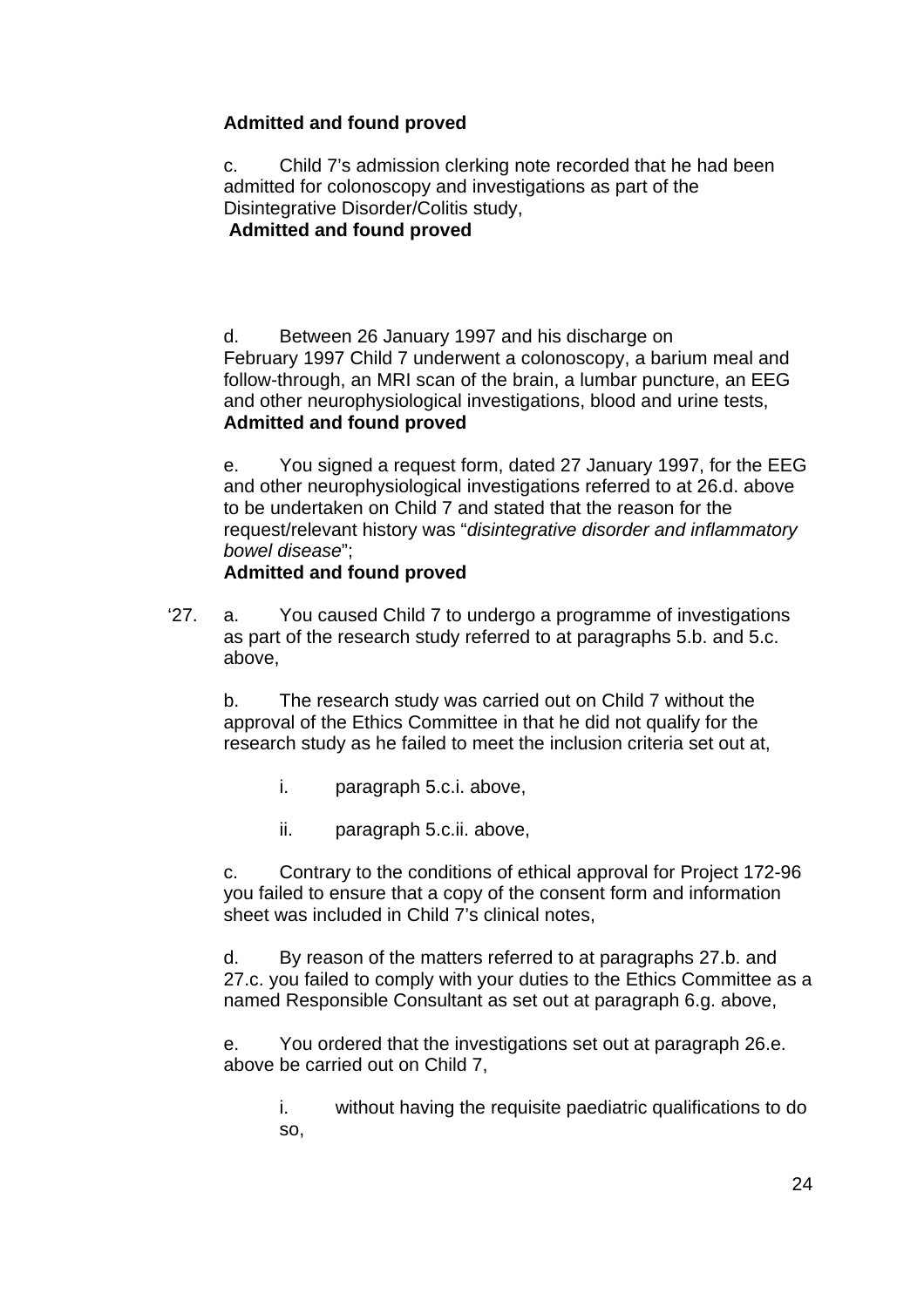**Admitted and found proved**

c. Child 7's admission clerking note recorded that he had been admitted for colonoscopy and investigations as part of the Disintegrative Disorder/Colitis study,
**Admitted and found proved**

d. Between 26 January 1997 and his discharge on February 1997 Child 7 underwent a colonoscopy, a barium meal and follow-through, an MRI scan of the brain, a lumbar puncture, an EEG and other neurophysiological investigations, blood and urine tests,
**Admitted and found proved**

e. You signed a request form, dated 27 January 1997, for the EEG and other neurophysiological investigations referred to at 26.d. above to be undertaken on Child 7 and stated that the reason for the request/relevant history was "*disintegrative disorder and inflammatory bowel disease*";
**Admitted and found proved**

'27. a. You caused Child 7 to undergo a programme of investigations as part of the research study referred to at paragraphs 5.b. and 5.c. above,

b. The research study was carried out on Child 7 without the approval of the Ethics Committee in that he did not qualify for the research study as he failed to meet the inclusion criteria set out at,

i. paragraph 5.c.i. above,

ii. paragraph 5.c.ii. above,

c. Contrary to the conditions of ethical approval for Project 172-96 you failed to ensure that a copy of the consent form and information sheet was included in Child 7's clinical notes,

d. By reason of the matters referred to at paragraphs 27.b. and 27.c. you failed to comply with your duties to the Ethics Committee as a named Responsible Consultant as set out at paragraph 6.g. above,

e. You ordered that the investigations set out at paragraph 26.e. above be carried out on Child 7,

i. without having the requisite paediatric qualifications to do so,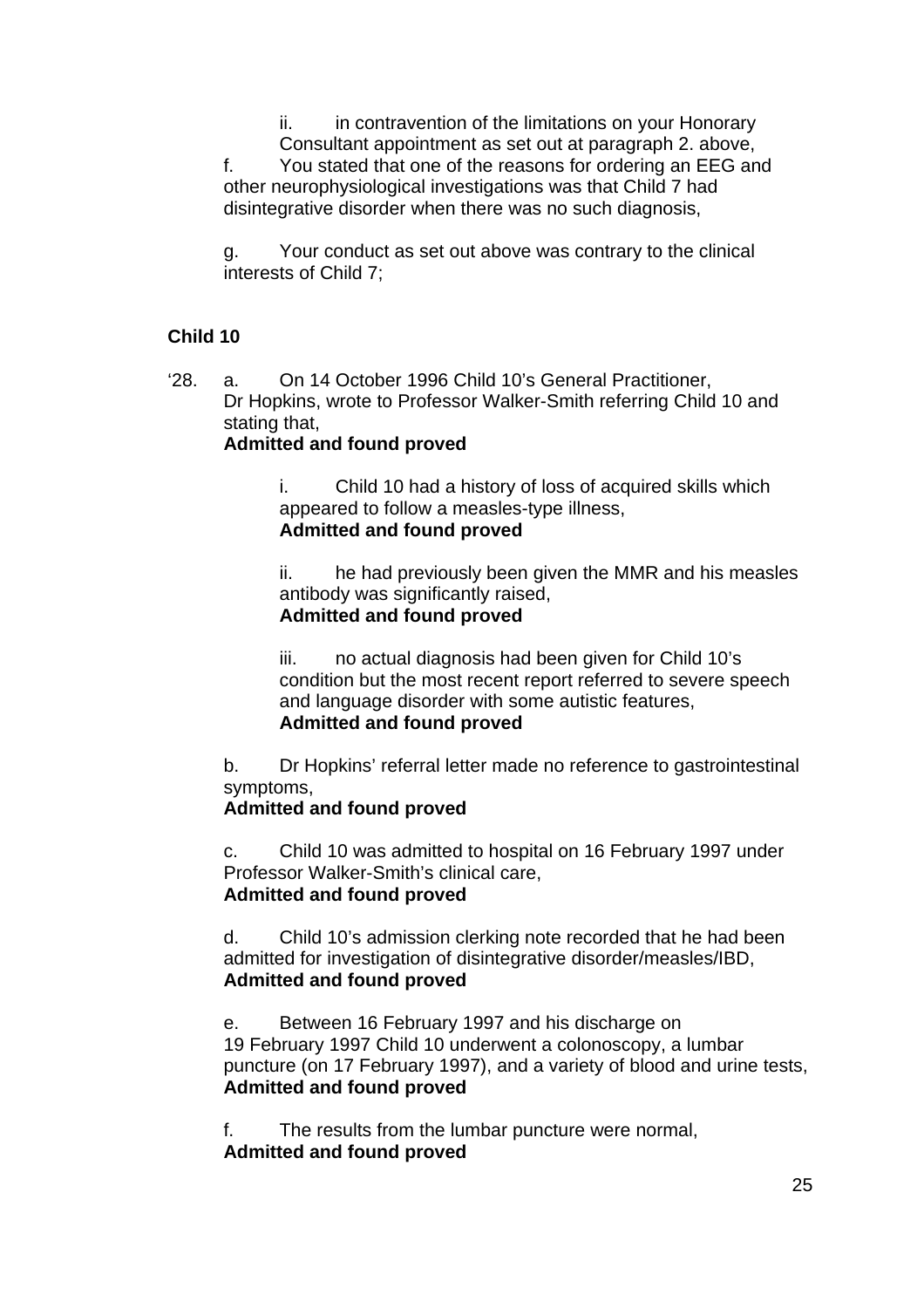ii. in contravention of the limitations on your Honorary Consultant appointment as set out at paragraph 2. above,

f. You stated that one of the reasons for ordering an EEG and other neurophysiological investigations was that Child 7 had disintegrative disorder when there was no such diagnosis,

g. Your conduct as set out above was contrary to the clinical interests of Child 7;

**Child 10**

'28. a. On 14 October 1996 Child 10's General Practitioner, Dr Hopkins, wrote to Professor Walker-Smith referring Child 10 and stating that,
**Admitted and found proved**

i. Child 10 had a history of loss of acquired skills which appeared to follow a measles-type illness,
**Admitted and found proved**

ii. he had previously been given the MMR and his measles antibody was significantly raised,
**Admitted and found proved**

iii. no actual diagnosis had been given for Child 10's condition but the most recent report referred to severe speech and language disorder with some autistic features,
**Admitted and found proved**

b. Dr Hopkins' referral letter made no reference to gastrointestinal symptoms,
**Admitted and found proved**

c. Child 10 was admitted to hospital on 16 February 1997 under Professor Walker-Smith's clinical care,
**Admitted and found proved**

d. Child 10's admission clerking note recorded that he had been admitted for investigation of disintegrative disorder/measles/IBD,
**Admitted and found proved**

e. Between 16 February 1997 and his discharge on 19 February 1997 Child 10 underwent a colonoscopy, a lumbar puncture (on 17 February 1997), and a variety of blood and urine tests,
**Admitted and found proved**

f. The results from the lumbar puncture were normal,
**Admitted and found proved**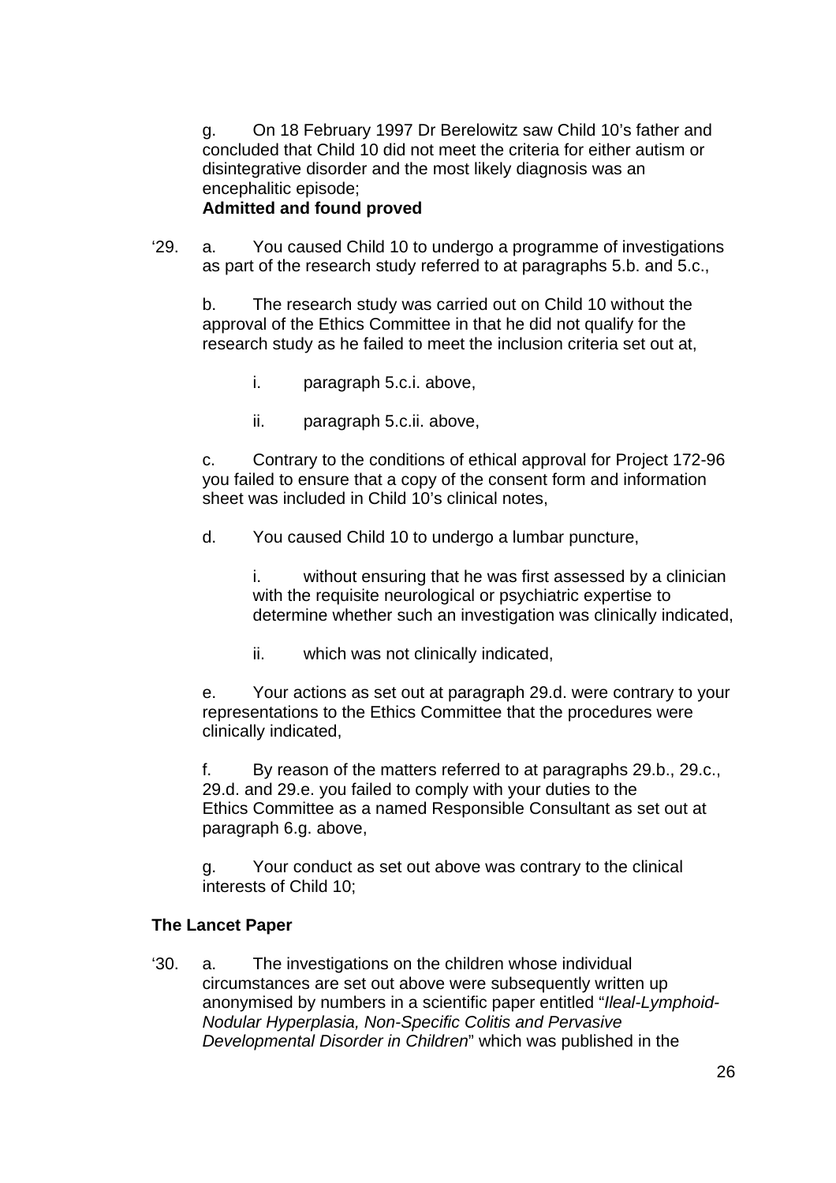g. On 18 February 1997 Dr Berelowitz saw Child 10's father and concluded that Child 10 did not meet the criteria for either autism or disintegrative disorder and the most likely diagnosis was an encephalitic episode;
**Admitted and found proved**

'29. a. You caused Child 10 to undergo a programme of investigations as part of the research study referred to at paragraphs 5.b. and 5.c.,

b. The research study was carried out on Child 10 without the approval of the Ethics Committee in that he did not qualify for the research study as he failed to meet the inclusion criteria set out at,

i. paragraph 5.c.i. above,

ii. paragraph 5.c.ii. above,

c. Contrary to the conditions of ethical approval for Project 172-96 you failed to ensure that a copy of the consent form and information sheet was included in Child 10's clinical notes,

d. You caused Child 10 to undergo a lumbar puncture,

i. without ensuring that he was first assessed by a clinician with the requisite neurological or psychiatric expertise to determine whether such an investigation was clinically indicated,

ii. which was not clinically indicated,

e. Your actions as set out at paragraph 29.d. were contrary to your representations to the Ethics Committee that the procedures were clinically indicated,

f. By reason of the matters referred to at paragraphs 29.b., 29.c., 29.d. and 29.e. you failed to comply with your duties to the Ethics Committee as a named Responsible Consultant as set out at paragraph 6.g. above,

g. Your conduct as set out above was contrary to the clinical interests of Child 10;

**The Lancet Paper**

'30. a. The investigations on the children whose individual circumstances are set out above were subsequently written up anonymised by numbers in a scientific paper entitled "*Ileal-Lymphoid-Nodular Hyperplasia, Non-Specific Colitis and Pervasive Developmental Disorder in Children*" which was published in the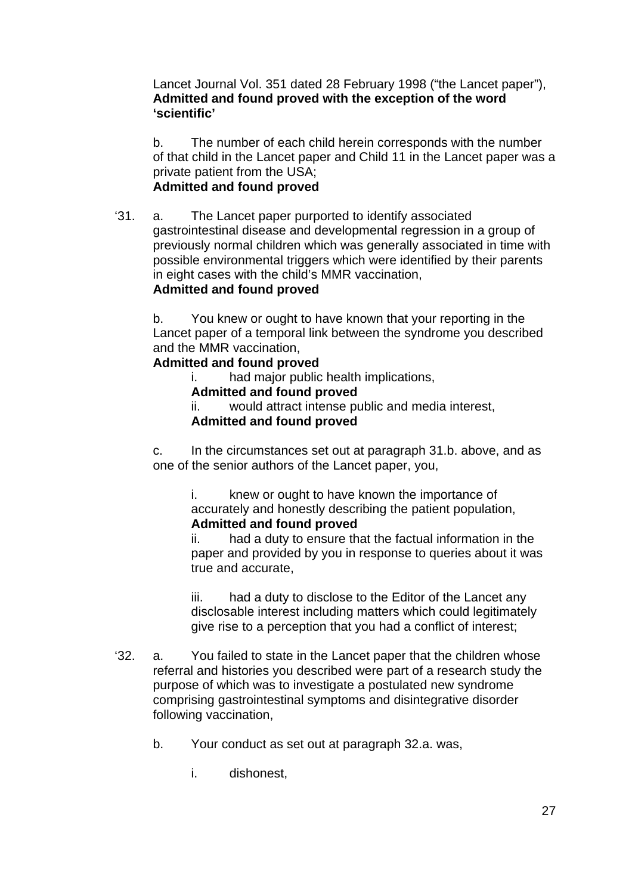Lancet Journal Vol. 351 dated 28 February 1998 (“the Lancet paper”),
**Admitted and found proved with the exception of the word ‘scientific’**

b. The number of each child herein corresponds with the number of that child in the Lancet paper and Child 11 in the Lancet paper was a private patient from the USA;
**Admitted and found proved**

‘31. a. The Lancet paper purported to identify associated gastrointestinal disease and developmental regression in a group of previously normal children which was generally associated in time with possible environmental triggers which were identified by their parents in eight cases with the child’s MMR vaccination,
**Admitted and found proved**

b. You knew or ought to have known that your reporting in the Lancet paper of a temporal link between the syndrome you described and the MMR vaccination,
**Admitted and found proved**

i. had major public health implications,
**Admitted and found proved**

ii. would attract intense public and media interest,
**Admitted and found proved**

c. In the circumstances set out at paragraph 31.b. above, and as one of the senior authors of the Lancet paper, you,

i. knew or ought to have known the importance of accurately and honestly describing the patient population,
**Admitted and found proved**

ii. had a duty to ensure that the factual information in the paper and provided by you in response to queries about it was true and accurate,

iii. had a duty to disclose to the Editor of the Lancet any disclosable interest including matters which could legitimately give rise to a perception that you had a conflict of interest;

‘32. a. You failed to state in the Lancet paper that the children whose referral and histories you described were part of a research study the purpose of which was to investigate a postulated new syndrome comprising gastrointestinal symptoms and disintegrative disorder following vaccination,

b. Your conduct as set out at paragraph 32.a. was,

i. dishonest,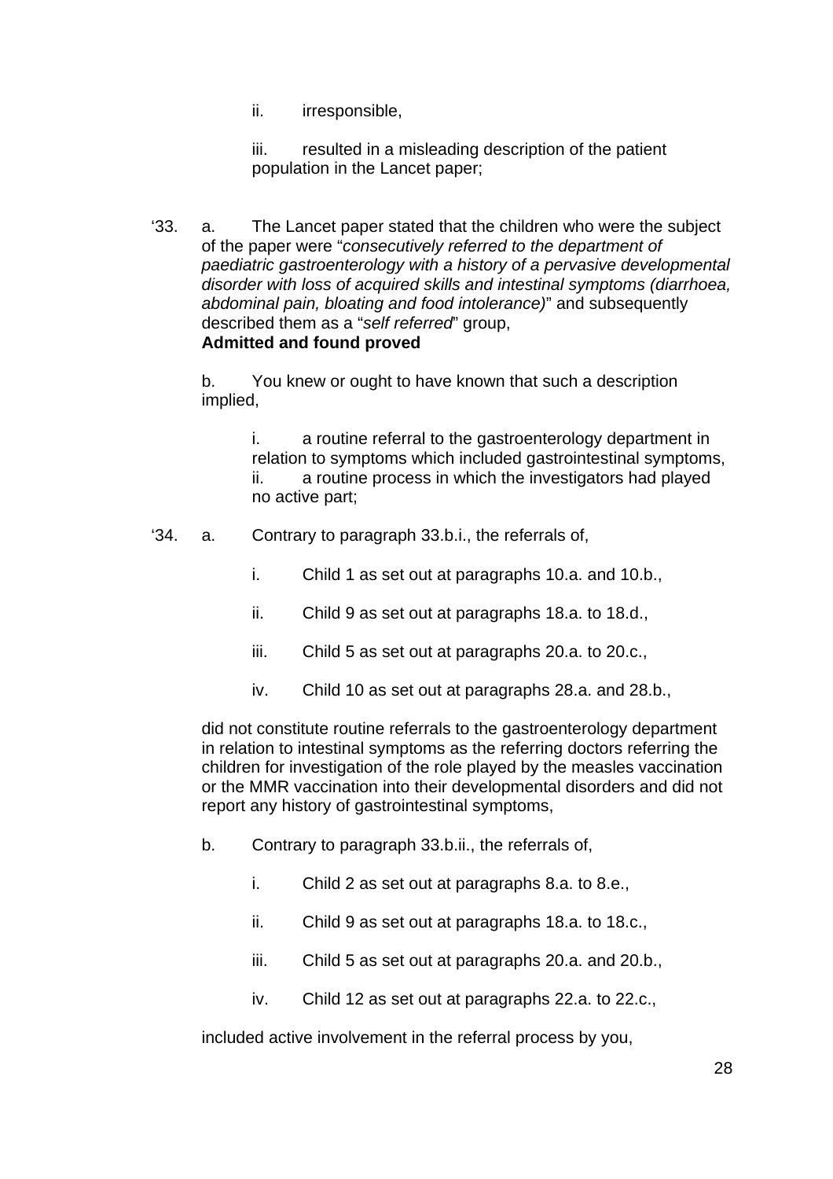ii. irresponsible,

iii. resulted in a misleading description of the patient population in the Lancet paper;

‘33. a. The Lancet paper stated that the children who were the subject of the paper were “*consecutively referred to the department of paediatric gastroenterology with a history of a pervasive developmental disorder with loss of acquired skills and intestinal symptoms (diarrhoea, abdominal pain, bloating and food intolerance)*” and subsequently described them as a “*self referred*” group,
**Admitted and found proved**

b. You knew or ought to have known that such a description implied,

i. a routine referral to the gastroenterology department in relation to symptoms which included gastrointestinal symptoms,
ii. a routine process in which the investigators had played no active part;

‘34. a. Contrary to paragraph 33.b.i., the referrals of,

i. Child 1 as set out at paragraphs 10.a. and 10.b.,

ii. Child 9 as set out at paragraphs 18.a. to 18.d.,

iii. Child 5 as set out at paragraphs 20.a. to 20.c.,

iv. Child 10 as set out at paragraphs 28.a. and 28.b.,

did not constitute routine referrals to the gastroenterology department in relation to intestinal symptoms as the referring doctors referring the children for investigation of the role played by the measles vaccination or the MMR vaccination into their developmental disorders and did not report any history of gastrointestinal symptoms,

b. Contrary to paragraph 33.b.ii., the referrals of,

i. Child 2 as set out at paragraphs 8.a. to 8.e.,

ii. Child 9 as set out at paragraphs 18.a. to 18.c.,

iii. Child 5 as set out at paragraphs 20.a. and 20.b.,

iv. Child 12 as set out at paragraphs 22.a. to 22.c.,

included active involvement in the referral process by you,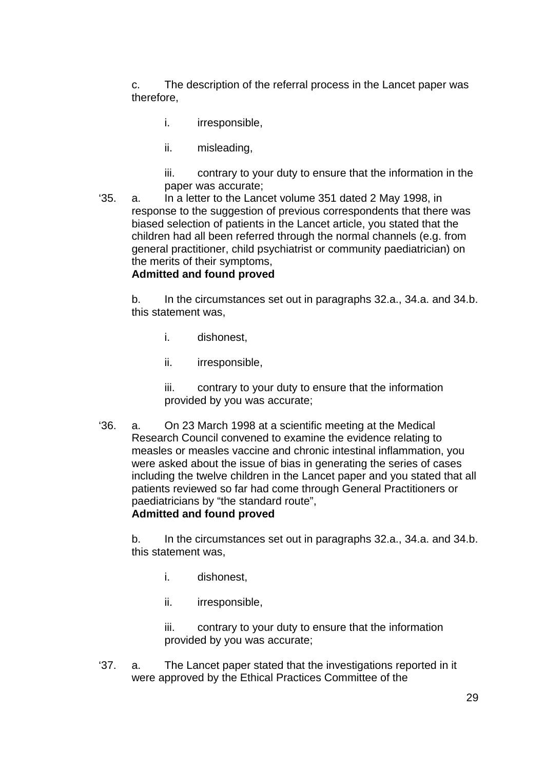c. The description of the referral process in the Lancet paper was therefore,

i. irresponsible,

ii. misleading,

iii. contrary to your duty to ensure that the information in the paper was accurate;

‘35. a. In a letter to the Lancet volume 351 dated 2 May 1998, in response to the suggestion of previous correspondents that there was biased selection of patients in the Lancet article, you stated that the children had all been referred through the normal channels (e.g. from general practitioner, child psychiatrist or community paediatrician) on the merits of their symptoms,
**Admitted and found proved**

b. In the circumstances set out in paragraphs 32.a., 34.a. and 34.b. this statement was,

i. dishonest,

ii. irresponsible,

iii. contrary to your duty to ensure that the information provided by you was accurate;

‘36. a. On 23 March 1998 at a scientific meeting at the Medical Research Council convened to examine the evidence relating to measles or measles vaccine and chronic intestinal inflammation, you were asked about the issue of bias in generating the series of cases including the twelve children in the Lancet paper and you stated that all patients reviewed so far had come through General Practitioners or paediatricians by “the standard route”,
**Admitted and found proved**

b. In the circumstances set out in paragraphs 32.a., 34.a. and 34.b. this statement was,

i. dishonest,

ii. irresponsible,

iii. contrary to your duty to ensure that the information provided by you was accurate;

‘37. a. The Lancet paper stated that the investigations reported in it were approved by the Ethical Practices Committee of the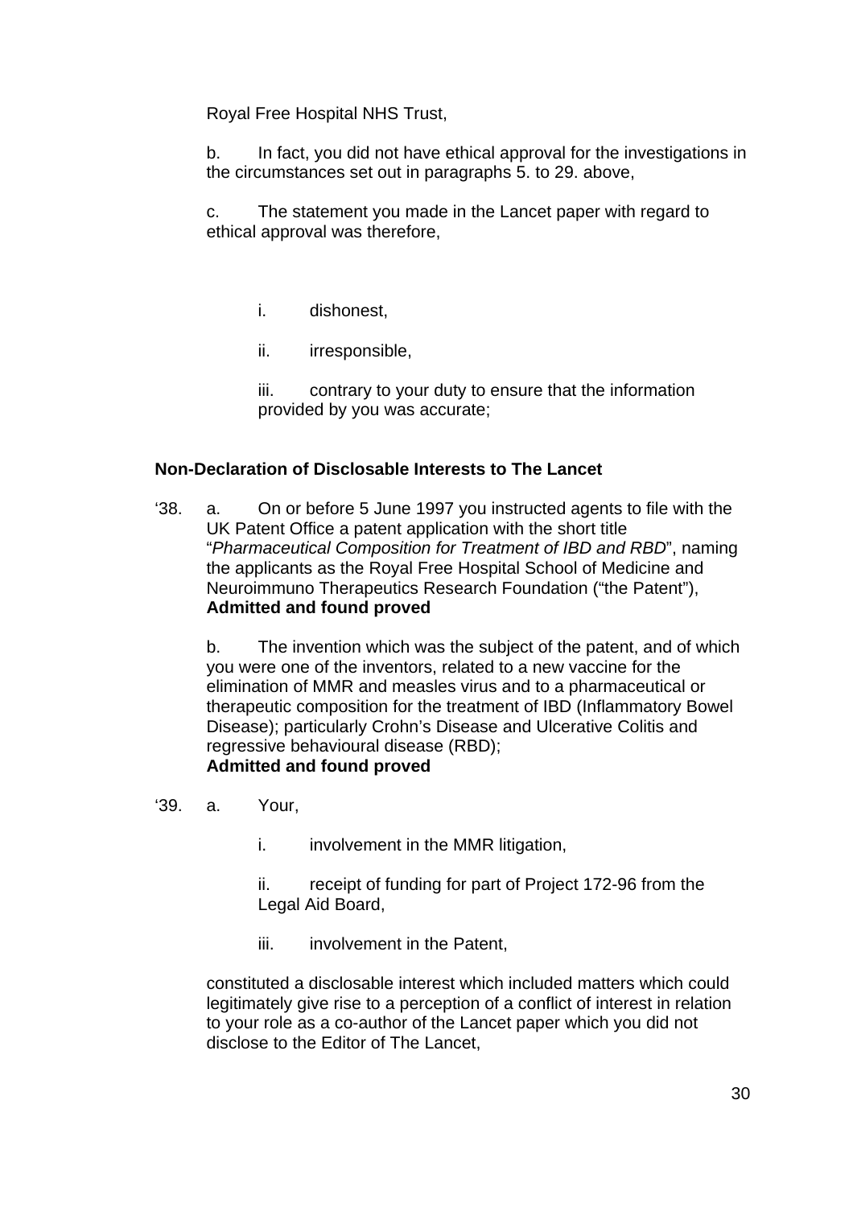Royal Free Hospital NHS Trust,

b. In fact, you did not have ethical approval for the investigations in the circumstances set out in paragraphs 5. to 29. above,

c. The statement you made in the Lancet paper with regard to ethical approval was therefore,

i. dishonest,

ii. irresponsible,

iii. contrary to your duty to ensure that the information provided by you was accurate;

**Non-Declaration of Disclosable Interests to The Lancet**

‘38. a. On or before 5 June 1997 you instructed agents to file with the UK Patent Office a patent application with the short title “*Pharmaceutical Composition for Treatment of IBD and RBD*”, naming the applicants as the Royal Free Hospital School of Medicine and Neuroimmuno Therapeutics Research Foundation (“the Patent”),
**Admitted and found proved**

b. The invention which was the subject of the patent, and of which you were one of the inventors, related to a new vaccine for the elimination of MMR and measles virus and to a pharmaceutical or therapeutic composition for the treatment of IBD (Inflammatory Bowel Disease); particularly Crohn’s Disease and Ulcerative Colitis and regressive behavioural disease (RBD);
**Admitted and found proved**

‘39. a. Your,

i. involvement in the MMR litigation,

ii. receipt of funding for part of Project 172-96 from the Legal Aid Board,

iii. involvement in the Patent,

constituted a disclosable interest which included matters which could legitimately give rise to a perception of a conflict of interest in relation to your role as a co-author of the Lancet paper which you did not disclose to the Editor of The Lancet,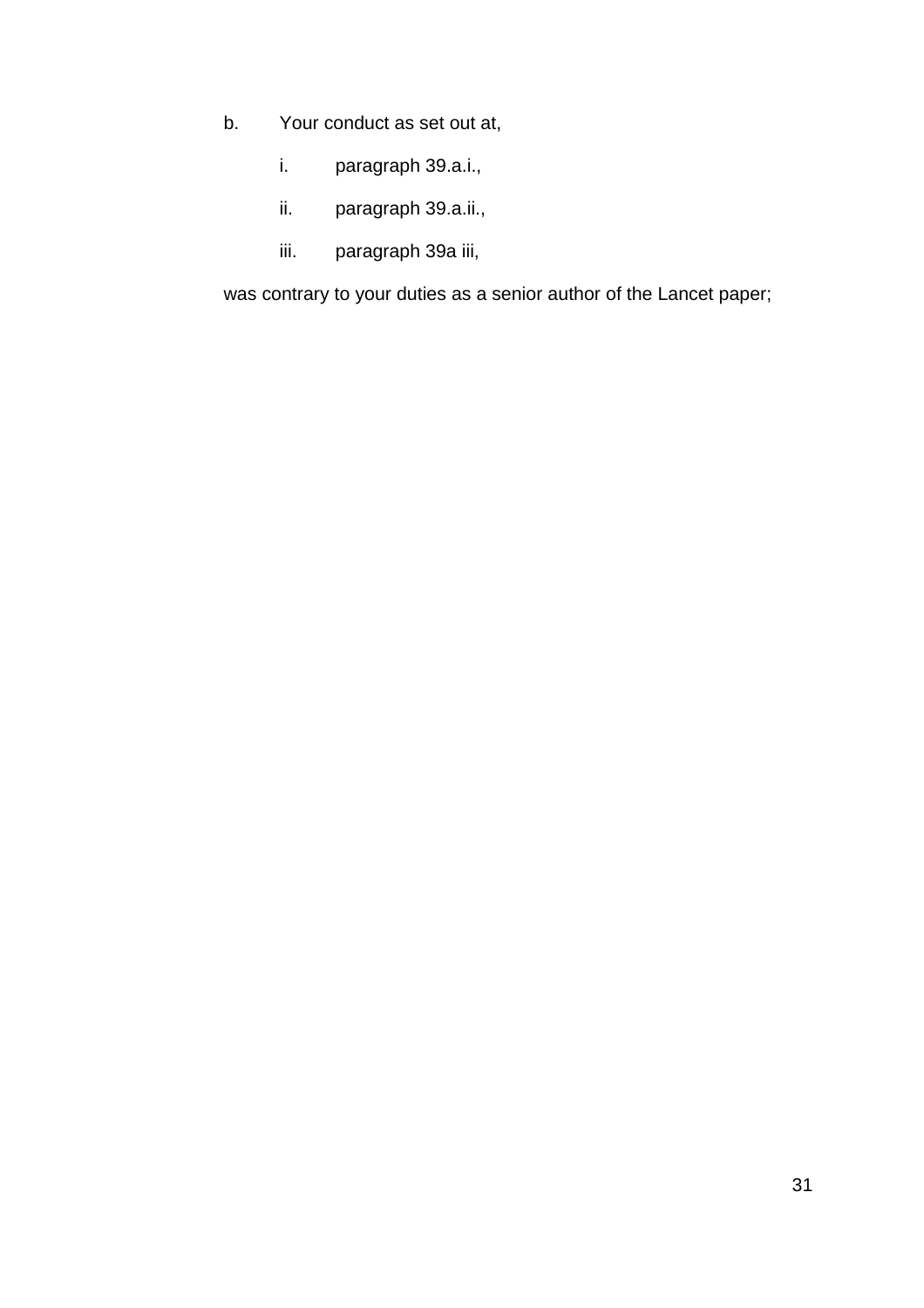b. Your conduct as set out at,

   i. paragraph 39.a.i.,

   ii. paragraph 39.a.ii.,

   iii. paragraph 39a iii,

was contrary to your duties as a senior author of the Lancet paper;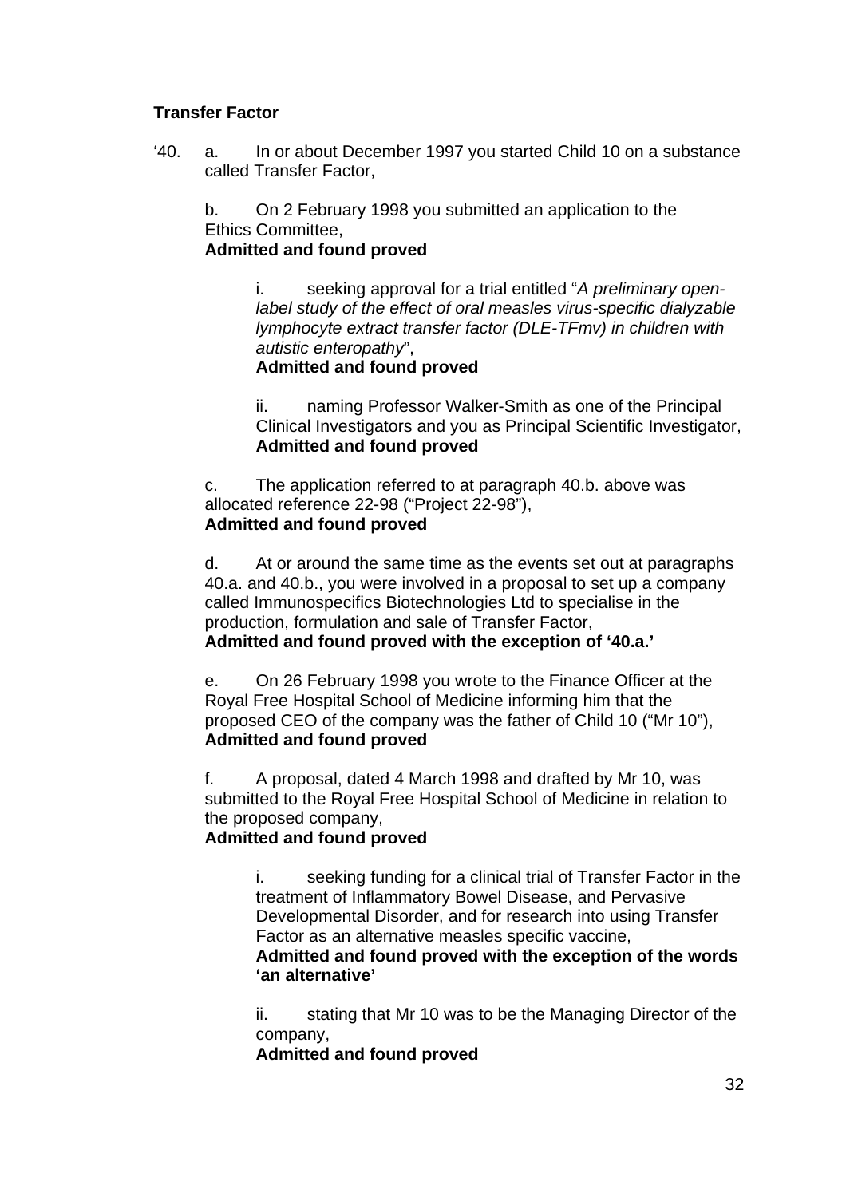**Transfer Factor**

'40. a. In or about December 1997 you started Child 10 on a substance called Transfer Factor,

b. On 2 February 1998 you submitted an application to the Ethics Committee,
**Admitted and found proved**

i. seeking approval for a trial entitled "*A preliminary open-label study of the effect of oral measles virus-specific dialyzable lymphocyte extract transfer factor (DLE-TFmv) in children with autistic enteropathy*",
**Admitted and found proved**

ii. naming Professor Walker-Smith as one of the Principal Clinical Investigators and you as Principal Scientific Investigator,
**Admitted and found proved**

c. The application referred to at paragraph 40.b. above was allocated reference 22-98 ("Project 22-98"),
**Admitted and found proved**

d. At or around the same time as the events set out at paragraphs 40.a. and 40.b., you were involved in a proposal to set up a company called Immunospecifics Biotechnologies Ltd to specialise in the production, formulation and sale of Transfer Factor,
**Admitted and found proved with the exception of '40.a.'**

e. On 26 February 1998 you wrote to the Finance Officer at the Royal Free Hospital School of Medicine informing him that the proposed CEO of the company was the father of Child 10 ("Mr 10"),
**Admitted and found proved**

f. A proposal, dated 4 March 1998 and drafted by Mr 10, was submitted to the Royal Free Hospital School of Medicine in relation to the proposed company,
**Admitted and found proved**

i. seeking funding for a clinical trial of Transfer Factor in the treatment of Inflammatory Bowel Disease, and Pervasive Developmental Disorder, and for research into using Transfer Factor as an alternative measles specific vaccine,
**Admitted and found proved with the exception of the words 'an alternative'**

ii. stating that Mr 10 was to be the Managing Director of the company,
**Admitted and found proved**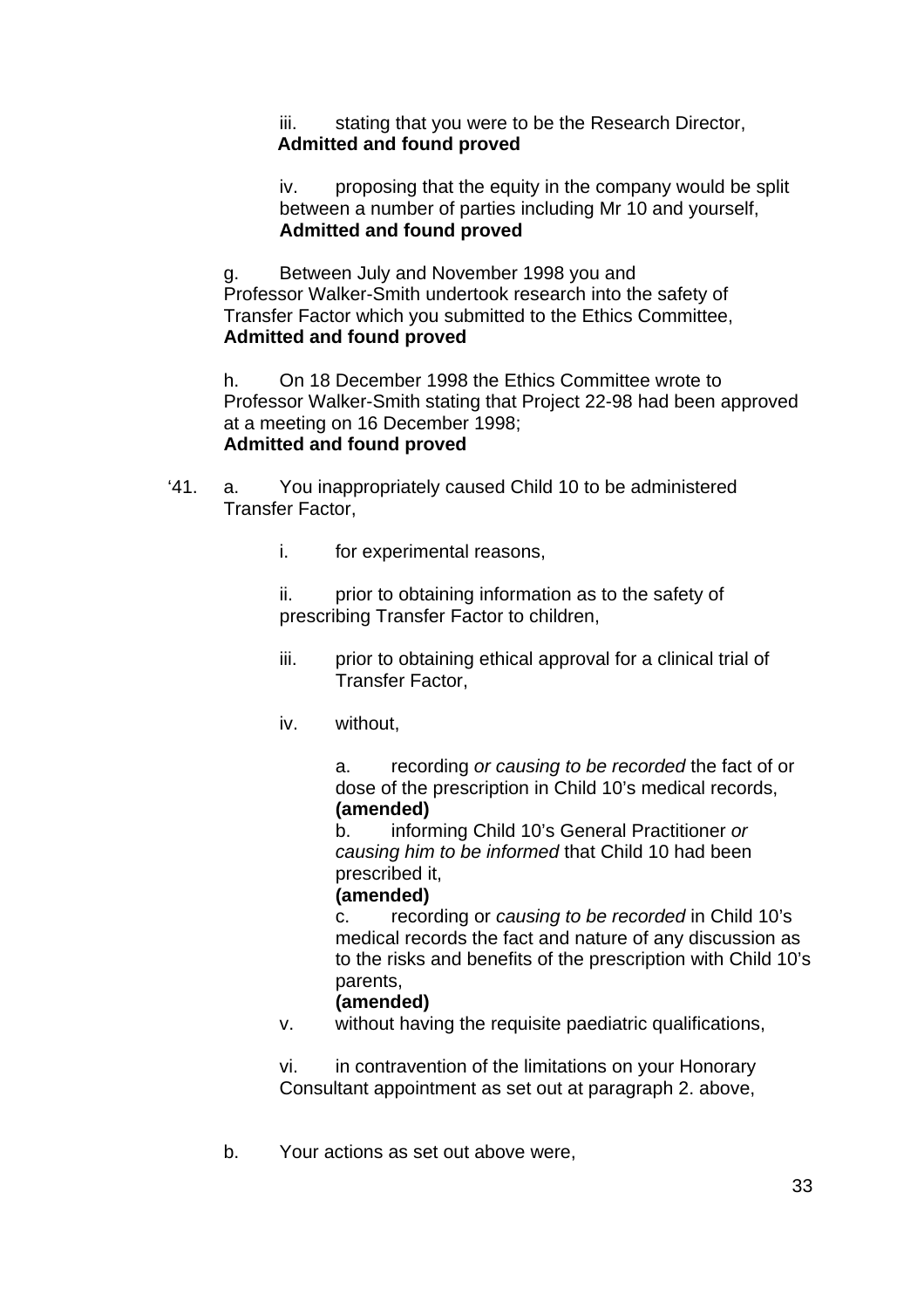iii. stating that you were to be the Research Director,
**Admitted and found proved**

iv. proposing that the equity in the company would be split between a number of parties including Mr 10 and yourself,
**Admitted and found proved**

g. Between July and November 1998 you and Professor Walker-Smith undertook research into the safety of Transfer Factor which you submitted to the Ethics Committee,
**Admitted and found proved**

h. On 18 December 1998 the Ethics Committee wrote to Professor Walker-Smith stating that Project 22-98 had been approved at a meeting on 16 December 1998;
**Admitted and found proved**

‘41. a. You inappropriately caused Child 10 to be administered Transfer Factor,

i. for experimental reasons,

ii. prior to obtaining information as to the safety of prescribing Transfer Factor to children,

iii. prior to obtaining ethical approval for a clinical trial of Transfer Factor,

iv. without,

a. recording *or causing to be recorded* the fact of or dose of the prescription in Child 10’s medical records,
**(amended)**

b. informing Child 10’s General Practitioner *or causing him to be informed* that Child 10 had been prescribed it,
**(amended)**

c. recording or *causing to be recorded* in Child 10’s medical records the fact and nature of any discussion as to the risks and benefits of the prescription with Child 10’s parents,
**(amended)**

v. without having the requisite paediatric qualifications,

vi. in contravention of the limitations on your Honorary Consultant appointment as set out at paragraph 2. above,

b. Your actions as set out above were,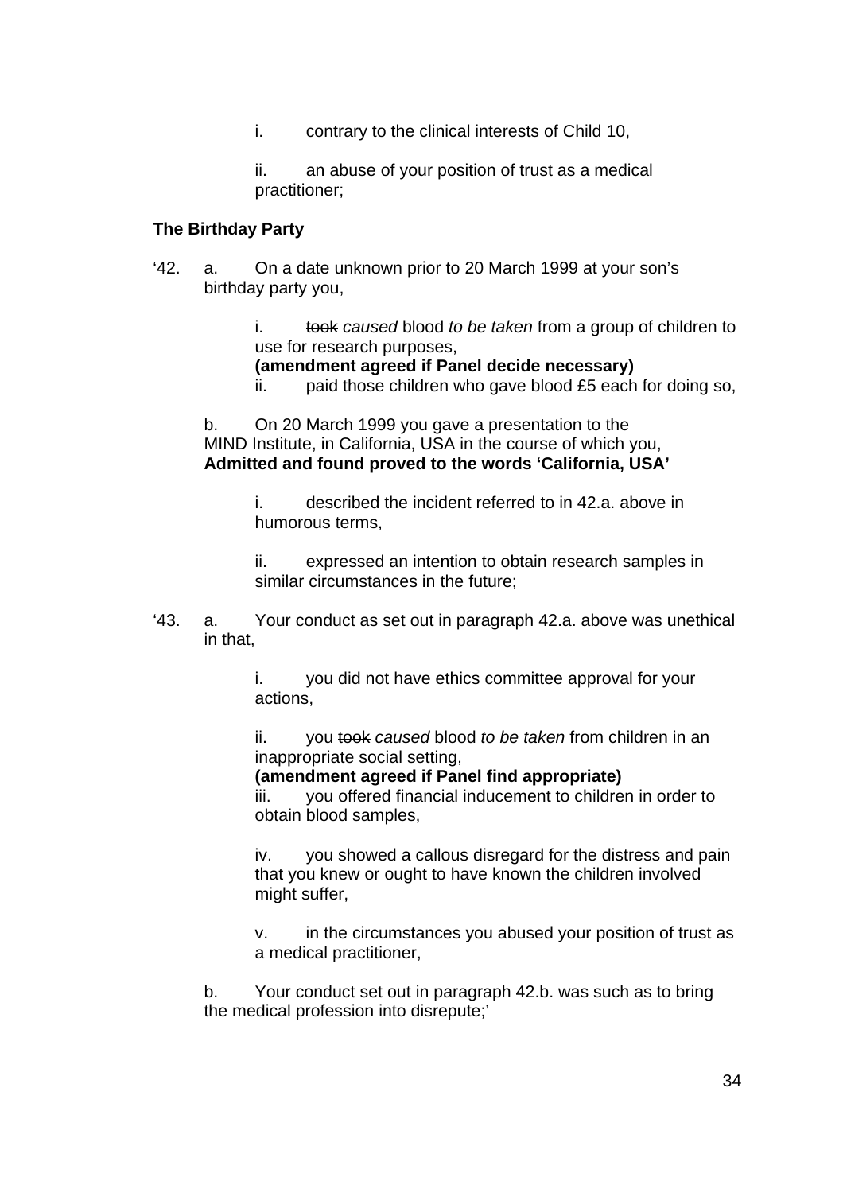i. contrary to the clinical interests of Child 10,

ii. an abuse of your position of trust as a medical practitioner;

**The Birthday Party**

'42. a. On a date unknown prior to 20 March 1999 at your son's birthday party you,

i. ~~took~~ *caused* blood *to be taken* from a group of children to use for research purposes,
**(amendment agreed if Panel decide necessary)**
ii. paid those children who gave blood £5 each for doing so,

b. On 20 March 1999 you gave a presentation to the MIND Institute, in California, USA in the course of which you,
**Admitted and found proved to the words 'California, USA'**

i. described the incident referred to in 42.a. above in humorous terms,

ii. expressed an intention to obtain research samples in similar circumstances in the future;

'43. a. Your conduct as set out in paragraph 42.a. above was unethical in that,

i. you did not have ethics committee approval for your actions,

ii. you ~~took~~ *caused* blood *to be taken* from children in an inappropriate social setting,
**(amendment agreed if Panel find appropriate)**
iii. you offered financial inducement to children in order to obtain blood samples,

iv. you showed a callous disregard for the distress and pain that you knew or ought to have known the children involved might suffer,

v. in the circumstances you abused your position of trust as a medical practitioner,

b. Your conduct set out in paragraph 42.b. was such as to bring the medical profession into disrepute;'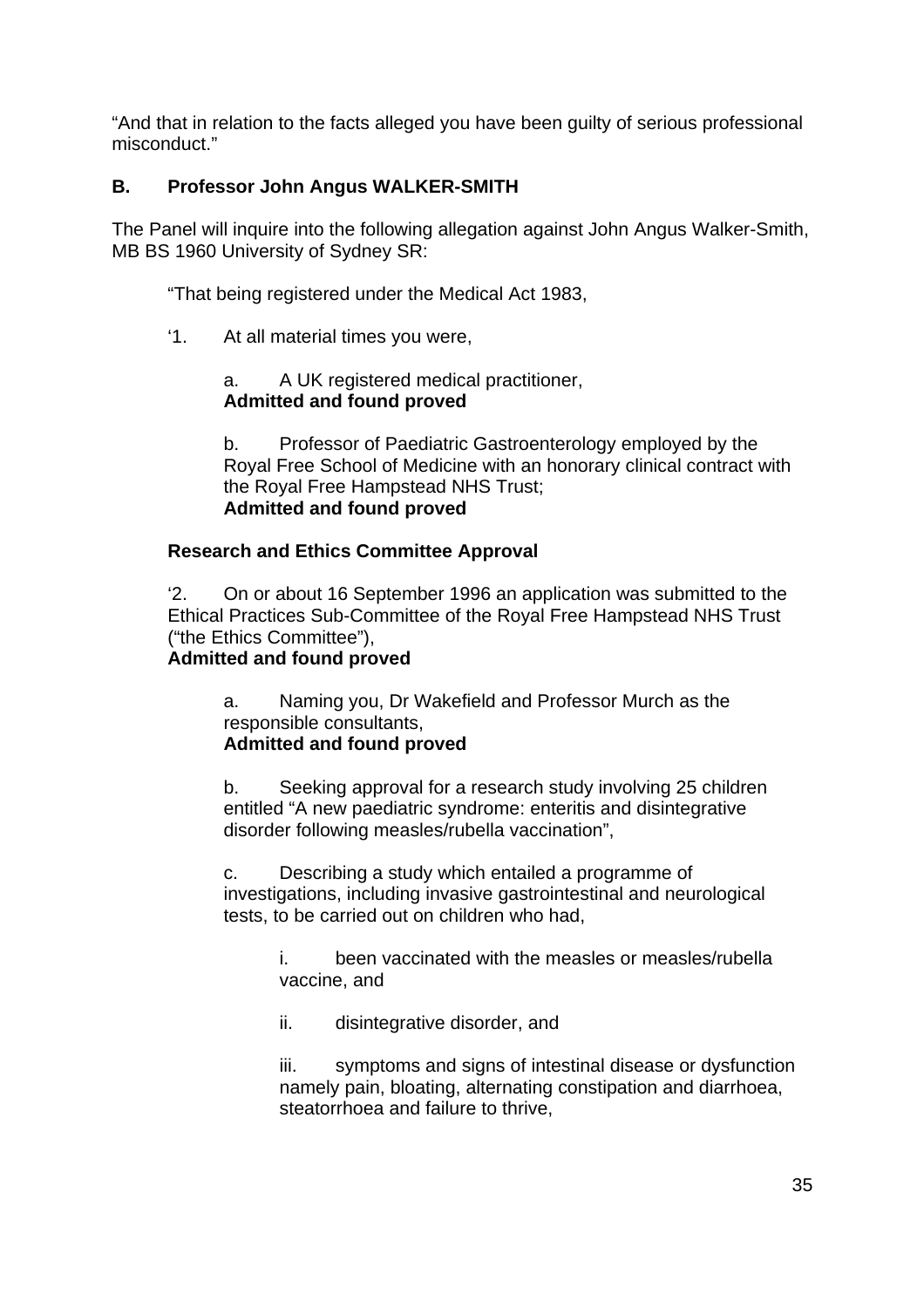"And that in relation to the facts alleged you have been guilty of serious professional misconduct."

**B. Professor John Angus WALKER-SMITH**

The Panel will inquire into the following allegation against John Angus Walker-Smith, MB BS 1960 University of Sydney SR:

"That being registered under the Medical Act 1983,

'1. At all material times you were,

a. A UK registered medical practitioner,
**Admitted and found proved**

b. Professor of Paediatric Gastroenterology employed by the Royal Free School of Medicine with an honorary clinical contract with the Royal Free Hampstead NHS Trust;
**Admitted and found proved**

**Research and Ethics Committee Approval**

'2. On or about 16 September 1996 an application was submitted to the Ethical Practices Sub-Committee of the Royal Free Hampstead NHS Trust ("the Ethics Committee"),
**Admitted and found proved**

a. Naming you, Dr Wakefield and Professor Murch as the responsible consultants,
**Admitted and found proved**

b. Seeking approval for a research study involving 25 children entitled "A new paediatric syndrome: enteritis and disintegrative disorder following measles/rubella vaccination",

c. Describing a study which entailed a programme of investigations, including invasive gastrointestinal and neurological tests, to be carried out on children who had,

i. been vaccinated with the measles or measles/rubella vaccine, and

ii. disintegrative disorder, and

iii. symptoms and signs of intestinal disease or dysfunction namely pain, bloating, alternating constipation and diarrhoea, steatorrhoea and failure to thrive,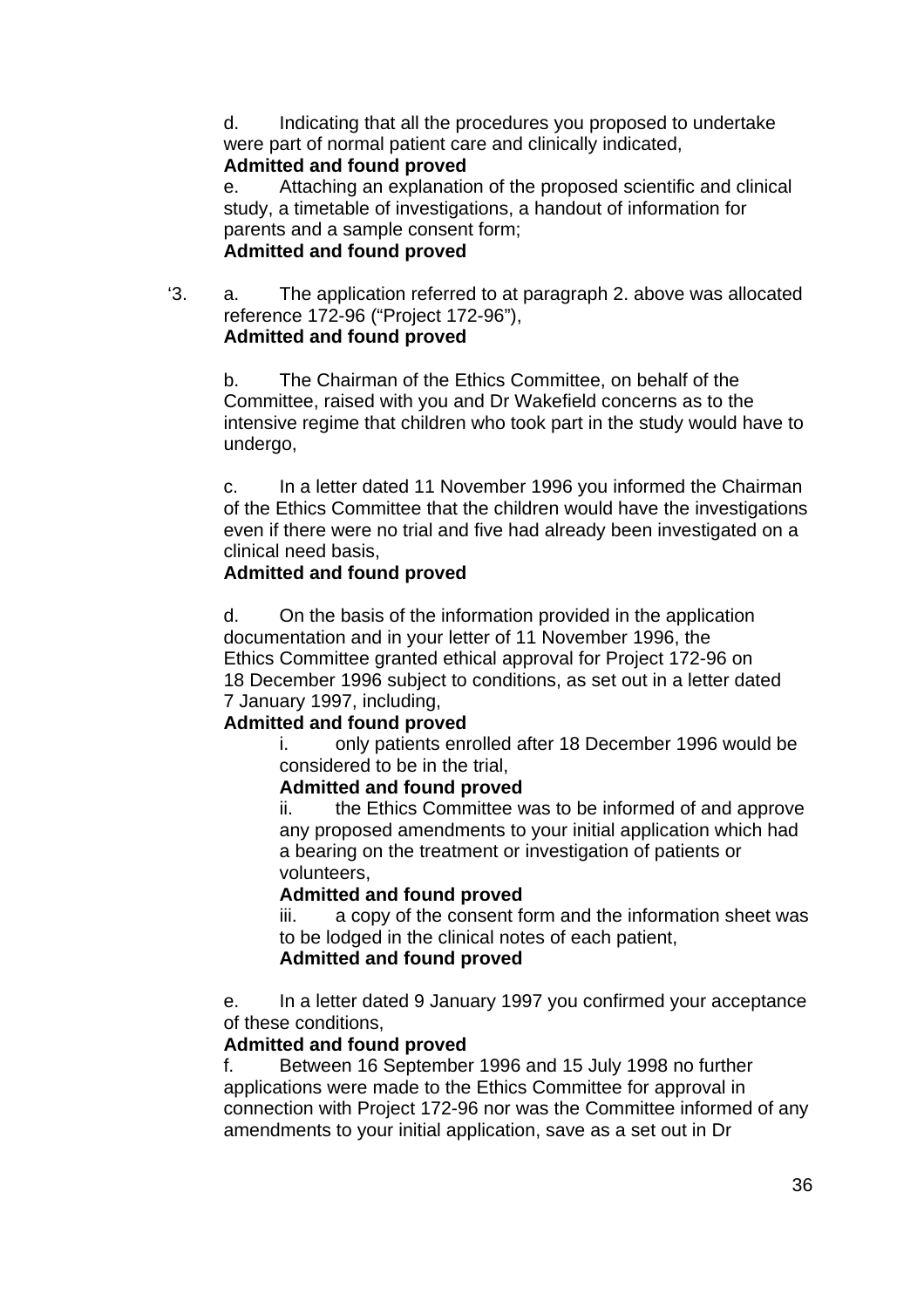d. Indicating that all the procedures you proposed to undertake were part of normal patient care and clinically indicated,
**Admitted and found proved**

e. Attaching an explanation of the proposed scientific and clinical study, a timetable of investigations, a handout of information for parents and a sample consent form;
**Admitted and found proved**

'3. a. The application referred to at paragraph 2. above was allocated reference 172-96 ("Project 172-96"),
**Admitted and found proved**

b. The Chairman of the Ethics Committee, on behalf of the Committee, raised with you and Dr Wakefield concerns as to the intensive regime that children who took part in the study would have to undergo,

c. In a letter dated 11 November 1996 you informed the Chairman of the Ethics Committee that the children would have the investigations even if there were no trial and five had already been investigated on a clinical need basis,
**Admitted and found proved**

d. On the basis of the information provided in the application documentation and in your letter of 11 November 1996, the Ethics Committee granted ethical approval for Project 172-96 on 18 December 1996 subject to conditions, as set out in a letter dated 7 January 1997, including,
**Admitted and found proved**

i. only patients enrolled after 18 December 1996 would be considered to be in the trial,
**Admitted and found proved**

ii. the Ethics Committee was to be informed of and approve any proposed amendments to your initial application which had a bearing on the treatment or investigation of patients or volunteers,
**Admitted and found proved**

iii. a copy of the consent form and the information sheet was to be lodged in the clinical notes of each patient,
**Admitted and found proved**

e. In a letter dated 9 January 1997 you confirmed your acceptance of these conditions,
**Admitted and found proved**

f. Between 16 September 1996 and 15 July 1998 no further applications were made to the Ethics Committee for approval in connection with Project 172-96 nor was the Committee informed of any amendments to your initial application, save as a set out in Dr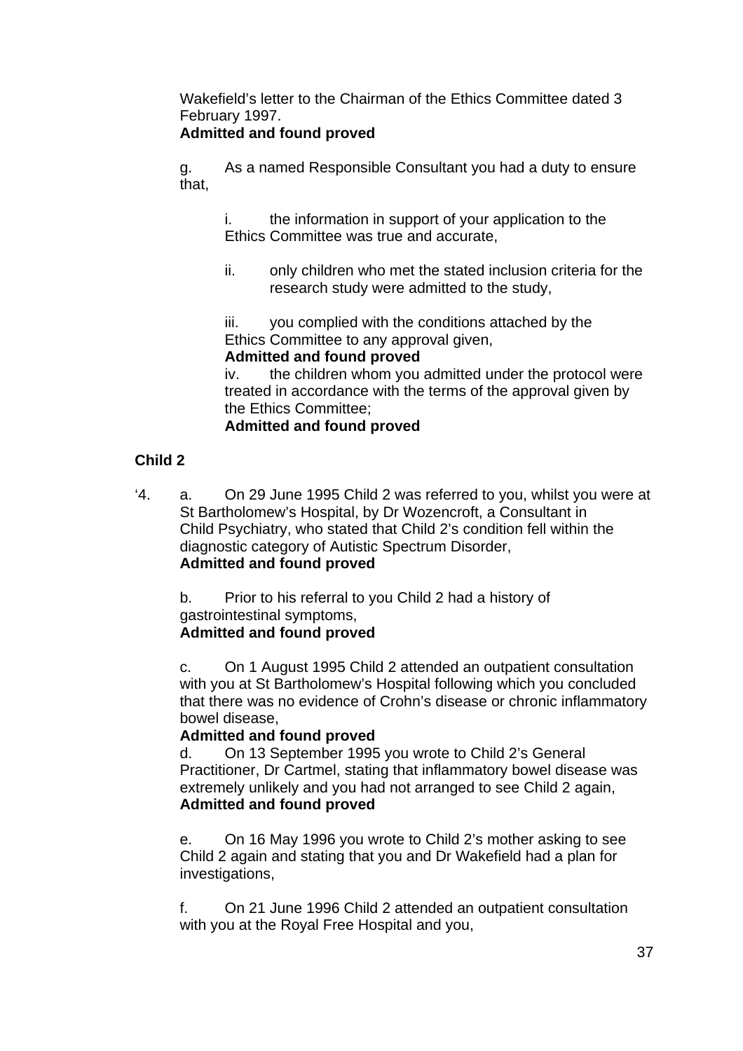Wakefield's letter to the Chairman of the Ethics Committee dated 3 February 1997.
**Admitted and found proved**

g. As a named Responsible Consultant you had a duty to ensure that,

i. the information in support of your application to the Ethics Committee was true and accurate,

ii. only children who met the stated inclusion criteria for the research study were admitted to the study,

iii. you complied with the conditions attached by the Ethics Committee to any approval given,
**Admitted and found proved**

iv. the children whom you admitted under the protocol were treated in accordance with the terms of the approval given by the Ethics Committee;
**Admitted and found proved**

**Child 2**

'4. a. On 29 June 1995 Child 2 was referred to you, whilst you were at St Bartholomew's Hospital, by Dr Wozencroft, a Consultant in Child Psychiatry, who stated that Child 2's condition fell within the diagnostic category of Autistic Spectrum Disorder,
**Admitted and found proved**

b. Prior to his referral to you Child 2 had a history of gastrointestinal symptoms,
**Admitted and found proved**

c. On 1 August 1995 Child 2 attended an outpatient consultation with you at St Bartholomew's Hospital following which you concluded that there was no evidence of Crohn's disease or chronic inflammatory bowel disease,
**Admitted and found proved**

d. On 13 September 1995 you wrote to Child 2's General Practitioner, Dr Cartmel, stating that inflammatory bowel disease was extremely unlikely and you had not arranged to see Child 2 again,
**Admitted and found proved**

e. On 16 May 1996 you wrote to Child 2's mother asking to see Child 2 again and stating that you and Dr Wakefield had a plan for investigations,

f. On 21 June 1996 Child 2 attended an outpatient consultation with you at the Royal Free Hospital and you,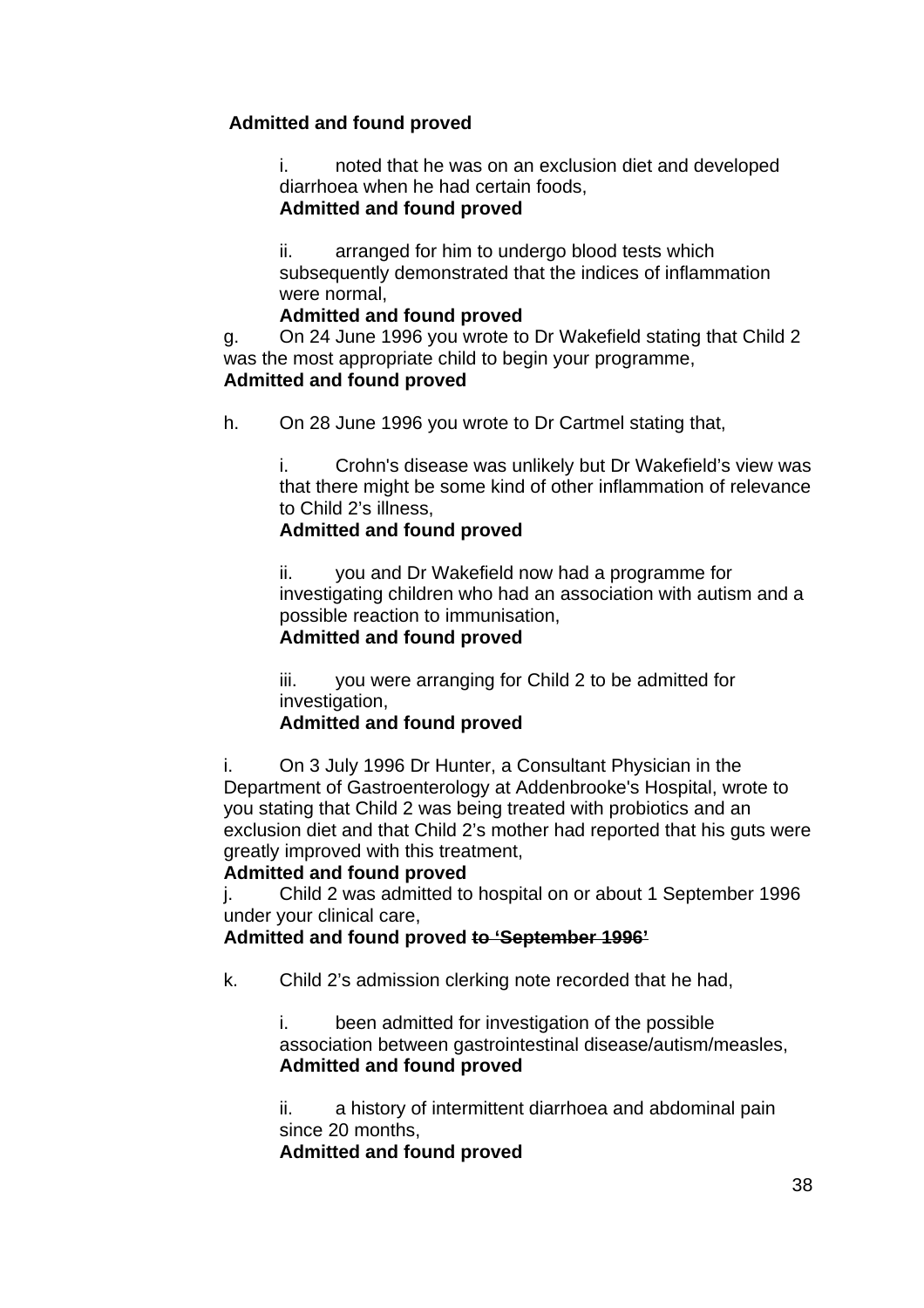**Admitted and found proved**

> i. noted that he was on an exclusion diet and developed diarrhoea when he had certain foods,
> **Admitted and found proved**
>
> ii. arranged for him to undergo blood tests which subsequently demonstrated that the indices of inflammation were normal,
> **Admitted and found proved**

g. On 24 June 1996 you wrote to Dr Wakefield stating that Child 2 was the most appropriate child to begin your programme,
**Admitted and found proved**

h. On 28 June 1996 you wrote to Dr Cartmel stating that,

> i. Crohn's disease was unlikely but Dr Wakefield's view was that there might be some kind of other inflammation of relevance to Child 2's illness,
> **Admitted and found proved**
>
> ii. you and Dr Wakefield now had a programme for investigating children who had an association with autism and a possible reaction to immunisation,
> **Admitted and found proved**
>
> iii. you were arranging for Child 2 to be admitted for investigation,
> **Admitted and found proved**

i. On 3 July 1996 Dr Hunter, a Consultant Physician in the Department of Gastroenterology at Addenbrooke's Hospital, wrote to you stating that Child 2 was being treated with probiotics and an exclusion diet and that Child 2's mother had reported that his guts were greatly improved with this treatment,
**Admitted and found proved**

j. Child 2 was admitted to hospital on or about 1 September 1996 under your clinical care,
**Admitted and found proved ~~to 'September 1996'~~**

k. Child 2's admission clerking note recorded that he had,

> i. been admitted for investigation of the possible association between gastrointestinal disease/autism/measles,
> **Admitted and found proved**
>
> ii. a history of intermittent diarrhoea and abdominal pain since 20 months,
> **Admitted and found proved**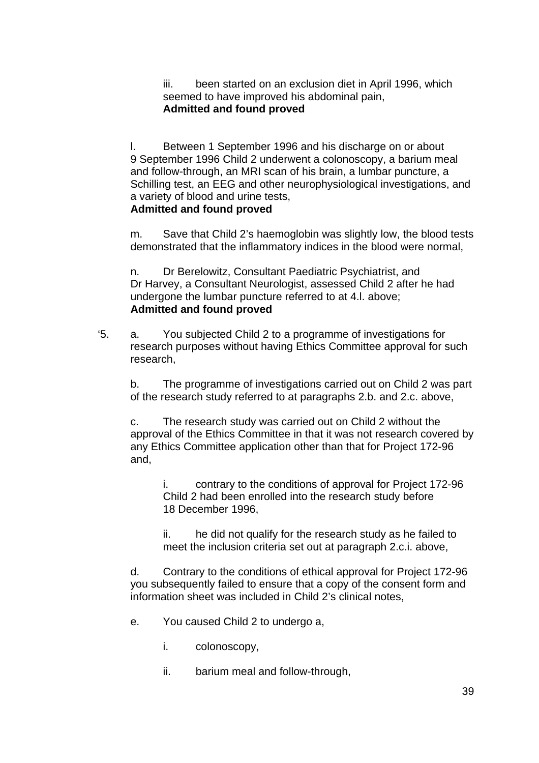iii. been started on an exclusion diet in April 1996, which seemed to have improved his abdominal pain,
**Admitted and found proved**

l. Between 1 September 1996 and his discharge on or about 9 September 1996 Child 2 underwent a colonoscopy, a barium meal and follow-through, an MRI scan of his brain, a lumbar puncture, a Schilling test, an EEG and other neurophysiological investigations, and a variety of blood and urine tests,
**Admitted and found proved**

m. Save that Child 2's haemoglobin was slightly low, the blood tests demonstrated that the inflammatory indices in the blood were normal,

n. Dr Berelowitz, Consultant Paediatric Psychiatrist, and Dr Harvey, a Consultant Neurologist, assessed Child 2 after he had undergone the lumbar puncture referred to at 4.l. above;
**Admitted and found proved**

'5. a. You subjected Child 2 to a programme of investigations for research purposes without having Ethics Committee approval for such research,

b. The programme of investigations carried out on Child 2 was part of the research study referred to at paragraphs 2.b. and 2.c. above,

c. The research study was carried out on Child 2 without the approval of the Ethics Committee in that it was not research covered by any Ethics Committee application other than that for Project 172-96 and,

i. contrary to the conditions of approval for Project 172-96 Child 2 had been enrolled into the research study before 18 December 1996,

ii. he did not qualify for the research study as he failed to meet the inclusion criteria set out at paragraph 2.c.i. above,

d. Contrary to the conditions of ethical approval for Project 172-96 you subsequently failed to ensure that a copy of the consent form and information sheet was included in Child 2's clinical notes,

e. You caused Child 2 to undergo a,

i. colonoscopy,

ii. barium meal and follow-through,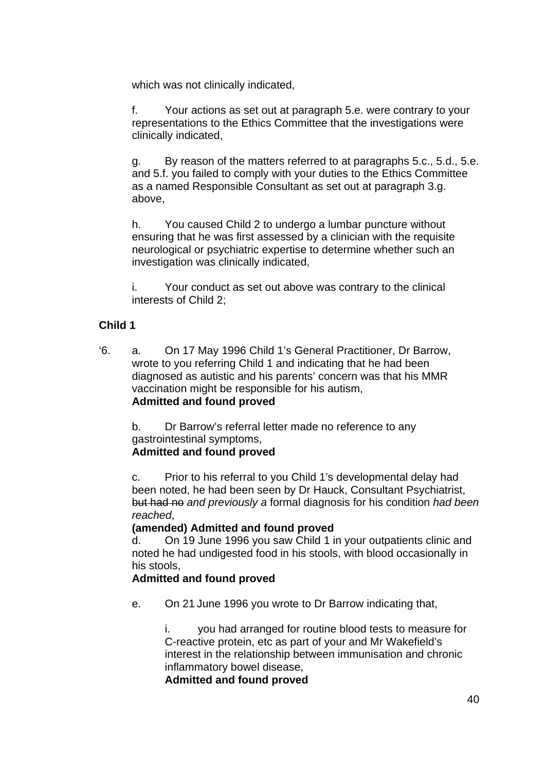which was not clinically indicated,

f. Your actions as set out at paragraph 5.e. were contrary to your representations to the Ethics Committee that the investigations were clinically indicated,

g. By reason of the matters referred to at paragraphs 5.c., 5.d., 5.e. and 5.f. you failed to comply with your duties to the Ethics Committee as a named Responsible Consultant as set out at paragraph 3.g. above,

h. You caused Child 2 to undergo a lumbar puncture without ensuring that he was first assessed by a clinician with the requisite neurological or psychiatric expertise to determine whether such an investigation was clinically indicated,

i. Your conduct as set out above was contrary to the clinical interests of Child 2;

**Child 1**

‘6. a. On 17 May 1996 Child 1’s General Practitioner, Dr Barrow, wrote to you referring Child 1 and indicating that he had been diagnosed as autistic and his parents’ concern was that his MMR vaccination might be responsible for his autism,
**Admitted and found proved**

b. Dr Barrow’s referral letter made no reference to any gastrointestinal symptoms,
**Admitted and found proved**

c. Prior to his referral to you Child 1’s developmental delay had been noted, he had been seen by Dr Hauck, Consultant Psychiatrist, ~~but had no~~ *and previously a* formal diagnosis for his condition *had been reached*,
**(amended) Admitted and found proved**

d. On 19 June 1996 you saw Child 1 in your outpatients clinic and noted he had undigested food in his stools, with blood occasionally in his stools,
**Admitted and found proved**

e. On 21 June 1996 you wrote to Dr Barrow indicating that,

i. you had arranged for routine blood tests to measure for C-reactive protein, etc as part of your and Mr Wakefield’s interest in the relationship between immunisation and chronic inflammatory bowel disease,
**Admitted and found proved**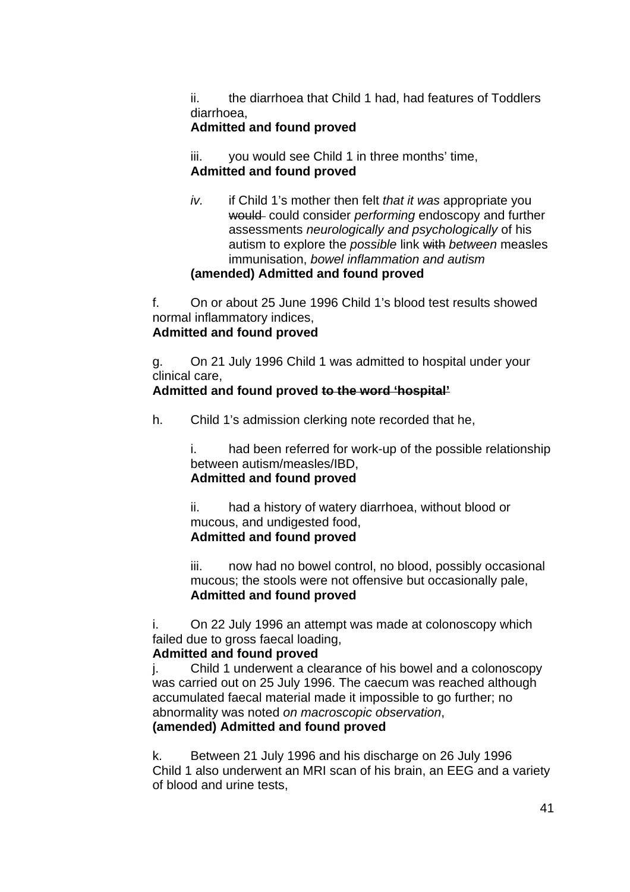ii. the diarrhoea that Child 1 had, had features of Toddlers diarrhoea,
**Admitted and found proved**

iii. you would see Child 1 in three months' time,
**Admitted and found proved**

*iv.* if Child 1's mother then felt *that it was* appropriate you ~~would~~ could consider *performing* endoscopy and further assessments *neurologically and psychologically* of his autism to explore the *possible* link ~~with~~ *between* measles immunisation, *bowel inflammation and autism*
**(amended) Admitted and found proved**

f. On or about 25 June 1996 Child 1's blood test results showed normal inflammatory indices,
**Admitted and found proved**

g. On 21 July 1996 Child 1 was admitted to hospital under your clinical care,
**Admitted and found proved ~~to the word 'hospital'~~**

h. Child 1's admission clerking note recorded that he,

i. had been referred for work-up of the possible relationship between autism/measles/IBD,
**Admitted and found proved**

ii. had a history of watery diarrhoea, without blood or mucous, and undigested food,
**Admitted and found proved**

iii. now had no bowel control, no blood, possibly occasional mucous; the stools were not offensive but occasionally pale,
**Admitted and found proved**

i. On 22 July 1996 an attempt was made at colonoscopy which failed due to gross faecal loading,
**Admitted and found proved**

j. Child 1 underwent a clearance of his bowel and a colonoscopy was carried out on 25 July 1996. The caecum was reached although accumulated faecal material made it impossible to go further; no abnormality was noted *on macroscopic observation*,
**(amended) Admitted and found proved**

k. Between 21 July 1996 and his discharge on 26 July 1996 Child 1 also underwent an MRI scan of his brain, an EEG and a variety of blood and urine tests,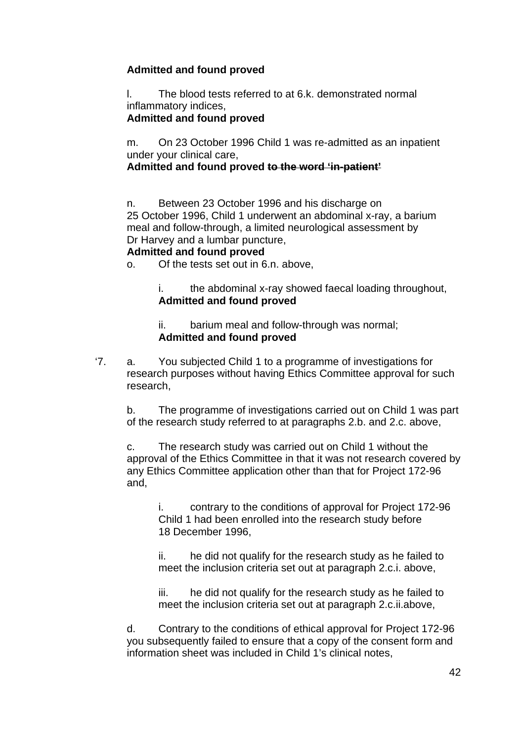**Admitted and found proved**

l. The blood tests referred to at 6.k. demonstrated normal inflammatory indices,
**Admitted and found proved**

m. On 23 October 1996 Child 1 was re-admitted as an inpatient under your clinical care,
**Admitted and found proved ~~to the word 'in-patient'~~**

n. Between 23 October 1996 and his discharge on 25 October 1996, Child 1 underwent an abdominal x-ray, a barium meal and follow-through, a limited neurological assessment by Dr Harvey and a lumbar puncture,
**Admitted and found proved**

o. Of the tests set out in 6.n. above,

i. the abdominal x-ray showed faecal loading throughout,
**Admitted and found proved**

ii. barium meal and follow-through was normal;
**Admitted and found proved**

'7. a. You subjected Child 1 to a programme of investigations for research purposes without having Ethics Committee approval for such research,

b. The programme of investigations carried out on Child 1 was part of the research study referred to at paragraphs 2.b. and 2.c. above,

c. The research study was carried out on Child 1 without the approval of the Ethics Committee in that it was not research covered by any Ethics Committee application other than that for Project 172-96 and,

i. contrary to the conditions of approval for Project 172-96 Child 1 had been enrolled into the research study before 18 December 1996,

ii. he did not qualify for the research study as he failed to meet the inclusion criteria set out at paragraph 2.c.i. above,

iii. he did not qualify for the research study as he failed to meet the inclusion criteria set out at paragraph 2.c.ii.above,

d. Contrary to the conditions of ethical approval for Project 172-96 you subsequently failed to ensure that a copy of the consent form and information sheet was included in Child 1's clinical notes,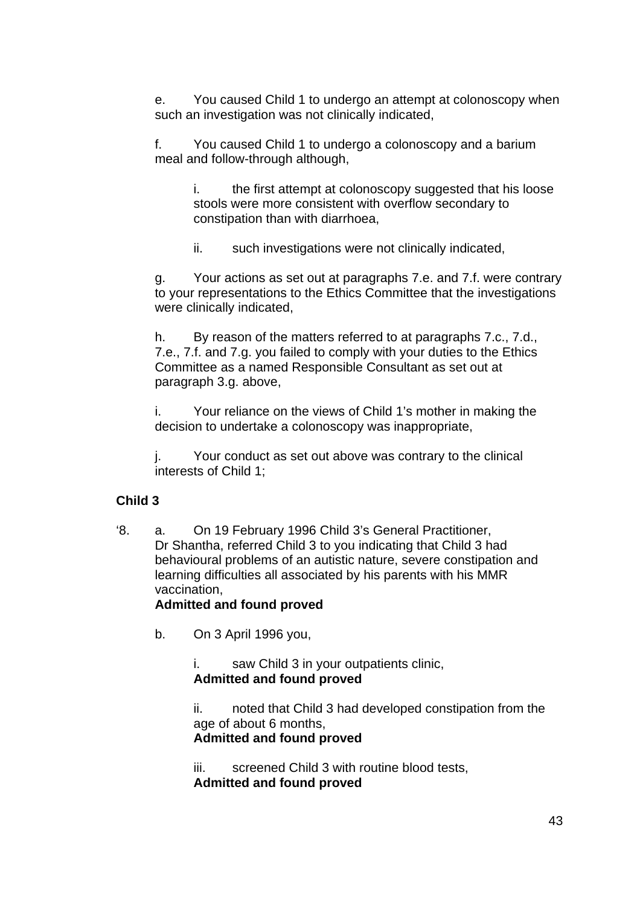e. You caused Child 1 to undergo an attempt at colonoscopy when such an investigation was not clinically indicated,

f. You caused Child 1 to undergo a colonoscopy and a barium meal and follow-through although,

> i. the first attempt at colonoscopy suggested that his loose stools were more consistent with overflow secondary to constipation than with diarrhoea,
>
> ii. such investigations were not clinically indicated,

g. Your actions as set out at paragraphs 7.e. and 7.f. were contrary to your representations to the Ethics Committee that the investigations were clinically indicated,

h. By reason of the matters referred to at paragraphs 7.c., 7.d., 7.e., 7.f. and 7.g. you failed to comply with your duties to the Ethics Committee as a named Responsible Consultant as set out at paragraph 3.g. above,

i. Your reliance on the views of Child 1's mother in making the decision to undertake a colonoscopy was inappropriate,

j. Your conduct as set out above was contrary to the clinical interests of Child 1;

**Child 3**

'8. a. On 19 February 1996 Child 3's General Practitioner, Dr Shantha, referred Child 3 to you indicating that Child 3 had behavioural problems of an autistic nature, severe constipation and learning difficulties all associated by his parents with his MMR vaccination,
**Admitted and found proved**

b. On 3 April 1996 you,

> i. saw Child 3 in your outpatients clinic,
> **Admitted and found proved**
>
> ii. noted that Child 3 had developed constipation from the age of about 6 months,
> **Admitted and found proved**
>
> iii. screened Child 3 with routine blood tests,
> **Admitted and found proved**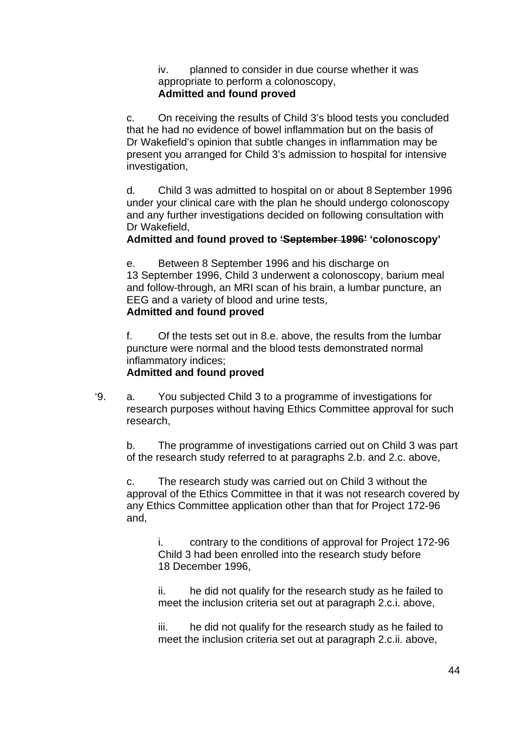iv. planned to consider in due course whether it was appropriate to perform a colonoscopy,
**Admitted and found proved**

c. On receiving the results of Child 3's blood tests you concluded that he had no evidence of bowel inflammation but on the basis of Dr Wakefield's opinion that subtle changes in inflammation may be present you arranged for Child 3's admission to hospital for intensive investigation,

d. Child 3 was admitted to hospital on or about 8 September 1996 under your clinical care with the plan he should undergo colonoscopy and any further investigations decided on following consultation with Dr Wakefield,
**Admitted and found proved to ~~'September 1996'~~ 'colonoscopy'**

e. Between 8 September 1996 and his discharge on 13 September 1996, Child 3 underwent a colonoscopy, barium meal and follow-through, an MRI scan of his brain, a lumbar puncture, an EEG and a variety of blood and urine tests,
**Admitted and found proved**

f. Of the tests set out in 8.e. above, the results from the lumbar puncture were normal and the blood tests demonstrated normal inflammatory indices;
**Admitted and found proved**

'9. a. You subjected Child 3 to a programme of investigations for research purposes without having Ethics Committee approval for such research,

b. The programme of investigations carried out on Child 3 was part of the research study referred to at paragraphs 2.b. and 2.c. above,

c. The research study was carried out on Child 3 without the approval of the Ethics Committee in that it was not research covered by any Ethics Committee application other than that for Project 172-96 and,

i. contrary to the conditions of approval for Project 172-96 Child 3 had been enrolled into the research study before 18 December 1996,

ii. he did not qualify for the research study as he failed to meet the inclusion criteria set out at paragraph 2.c.i. above,

iii. he did not qualify for the research study as he failed to meet the inclusion criteria set out at paragraph 2.c.ii. above,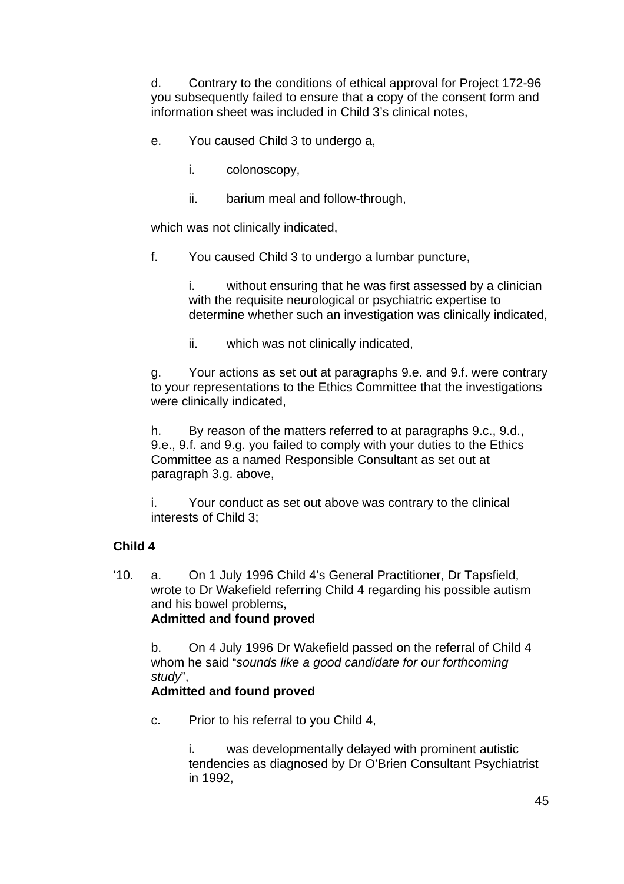d. Contrary to the conditions of ethical approval for Project 172-96 you subsequently failed to ensure that a copy of the consent form and information sheet was included in Child 3's clinical notes,

e. You caused Child 3 to undergo a,

i. colonoscopy,

ii. barium meal and follow-through,

which was not clinically indicated,

f. You caused Child 3 to undergo a lumbar puncture,

i. without ensuring that he was first assessed by a clinician with the requisite neurological or psychiatric expertise to determine whether such an investigation was clinically indicated,

ii. which was not clinically indicated,

g. Your actions as set out at paragraphs 9.e. and 9.f. were contrary to your representations to the Ethics Committee that the investigations were clinically indicated,

h. By reason of the matters referred to at paragraphs 9.c., 9.d., 9.e., 9.f. and 9.g. you failed to comply with your duties to the Ethics Committee as a named Responsible Consultant as set out at paragraph 3.g. above,

i. Your conduct as set out above was contrary to the clinical interests of Child 3;

**Child 4**

'10. a. On 1 July 1996 Child 4's General Practitioner, Dr Tapsfield, wrote to Dr Wakefield referring Child 4 regarding his possible autism and his bowel problems,
**Admitted and found proved**

b. On 4 July 1996 Dr Wakefield passed on the referral of Child 4 whom he said "*sounds like a good candidate for our forthcoming study*",
**Admitted and found proved**

c. Prior to his referral to you Child 4,

i. was developmentally delayed with prominent autistic tendencies as diagnosed by Dr O'Brien Consultant Psychiatrist in 1992,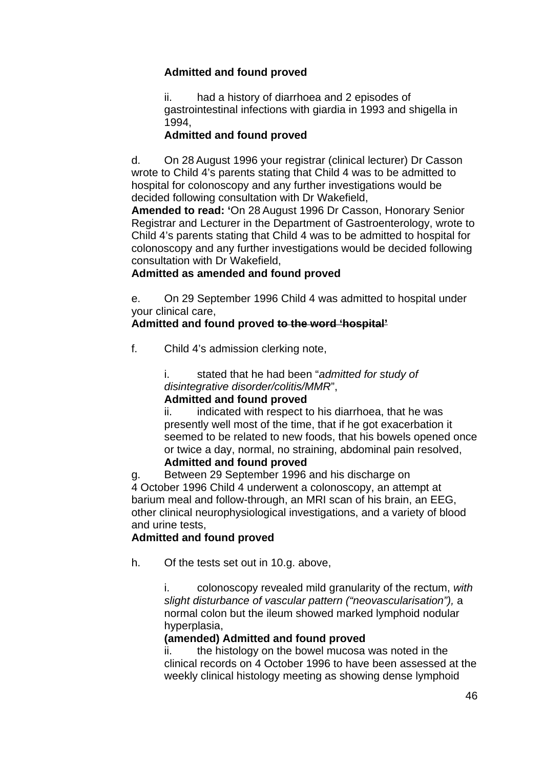**Admitted and found proved**

ii. had a history of diarrhoea and 2 episodes of gastrointestinal infections with giardia in 1993 and shigella in 1994,

**Admitted and found proved**

d. On 28 August 1996 your registrar (clinical lecturer) Dr Casson wrote to Child 4's parents stating that Child 4 was to be admitted to hospital for colonoscopy and any further investigations would be decided following consultation with Dr Wakefield,

**Amended to read: '**On 28 August 1996 Dr Casson, Honorary Senior Registrar and Lecturer in the Department of Gastroenterology, wrote to Child 4's parents stating that Child 4 was to be admitted to hospital for colonoscopy and any further investigations would be decided following consultation with Dr Wakefield,

**Admitted as amended and found proved**

e. On 29 September 1996 Child 4 was admitted to hospital under your clinical care,

**Admitted and found proved ~~to the word 'hospital'~~**

f. Child 4's admission clerking note,

i. stated that he had been "*admitted for study of disintegrative disorder/colitis/MMR*",

**Admitted and found proved**

ii. indicated with respect to his diarrhoea, that he was presently well most of the time, that if he got exacerbation it seemed to be related to new foods, that his bowels opened once or twice a day, normal, no straining, abdominal pain resolved,

**Admitted and found proved**

g. Between 29 September 1996 and his discharge on 4 October 1996 Child 4 underwent a colonoscopy, an attempt at barium meal and follow-through, an MRI scan of his brain, an EEG, other clinical neurophysiological investigations, and a variety of blood and urine tests,

**Admitted and found proved**

h. Of the tests set out in 10.g. above,

i. colonoscopy revealed mild granularity of the rectum, *with slight disturbance of vascular pattern ("neovascularisation"),* a normal colon but the ileum showed marked lymphoid nodular hyperplasia,

**(amended) Admitted and found proved**

ii. the histology on the bowel mucosa was noted in the clinical records on 4 October 1996 to have been assessed at the weekly clinical histology meeting as showing dense lymphoid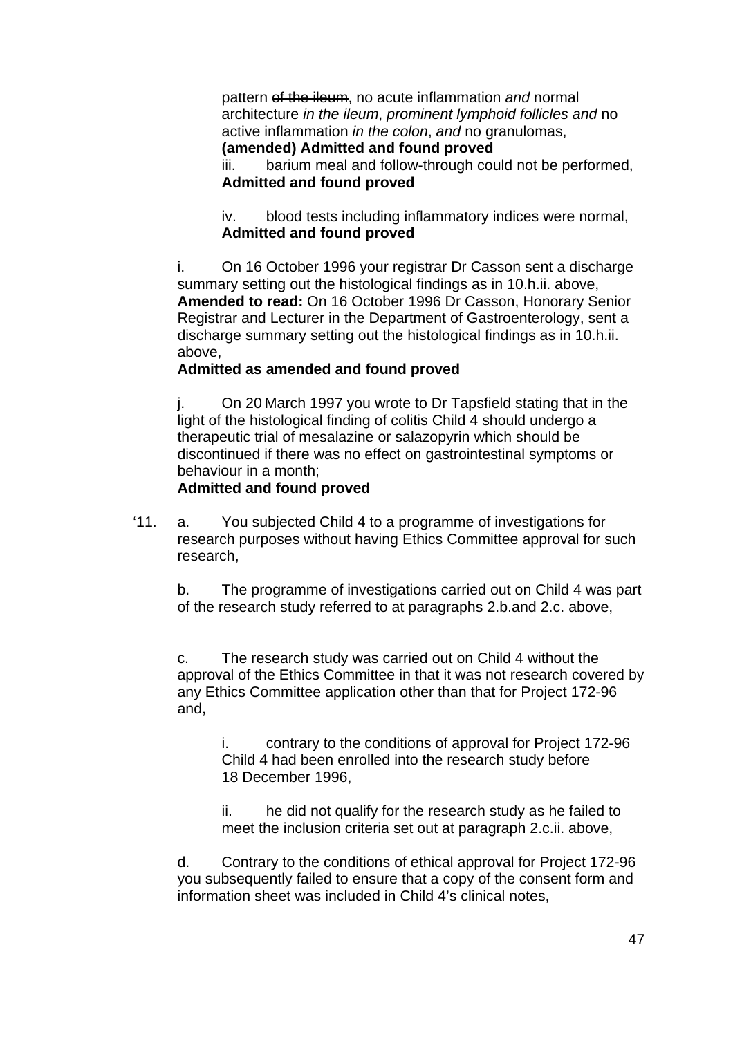pattern ~~of the ileum~~, no acute inflammation *and* normal architecture *in the ileum*, *prominent lymphoid follicles and* no active inflammation *in the colon*, *and* no granulomas,
**(amended) Admitted and found proved**

iii. barium meal and follow-through could not be performed,
**Admitted and found proved**

iv. blood tests including inflammatory indices were normal,
**Admitted and found proved**

i. On 16 October 1996 your registrar Dr Casson sent a discharge summary setting out the histological findings as in 10.h.ii. above,
**Amended to read:** On 16 October 1996 Dr Casson, Honorary Senior Registrar and Lecturer in the Department of Gastroenterology, sent a discharge summary setting out the histological findings as in 10.h.ii. above,
**Admitted as amended and found proved**

j. On 20 March 1997 you wrote to Dr Tapsfield stating that in the light of the histological finding of colitis Child 4 should undergo a therapeutic trial of mesalazine or salazopyrin which should be discontinued if there was no effect on gastrointestinal symptoms or behaviour in a month;
**Admitted and found proved**

'11. a. You subjected Child 4 to a programme of investigations for research purposes without having Ethics Committee approval for such research,

b. The programme of investigations carried out on Child 4 was part of the research study referred to at paragraphs 2.b.and 2.c. above,

c. The research study was carried out on Child 4 without the approval of the Ethics Committee in that it was not research covered by any Ethics Committee application other than that for Project 172-96 and,

i. contrary to the conditions of approval for Project 172-96 Child 4 had been enrolled into the research study before 18 December 1996,

ii. he did not qualify for the research study as he failed to meet the inclusion criteria set out at paragraph 2.c.ii. above,

d. Contrary to the conditions of ethical approval for Project 172-96 you subsequently failed to ensure that a copy of the consent form and information sheet was included in Child 4's clinical notes,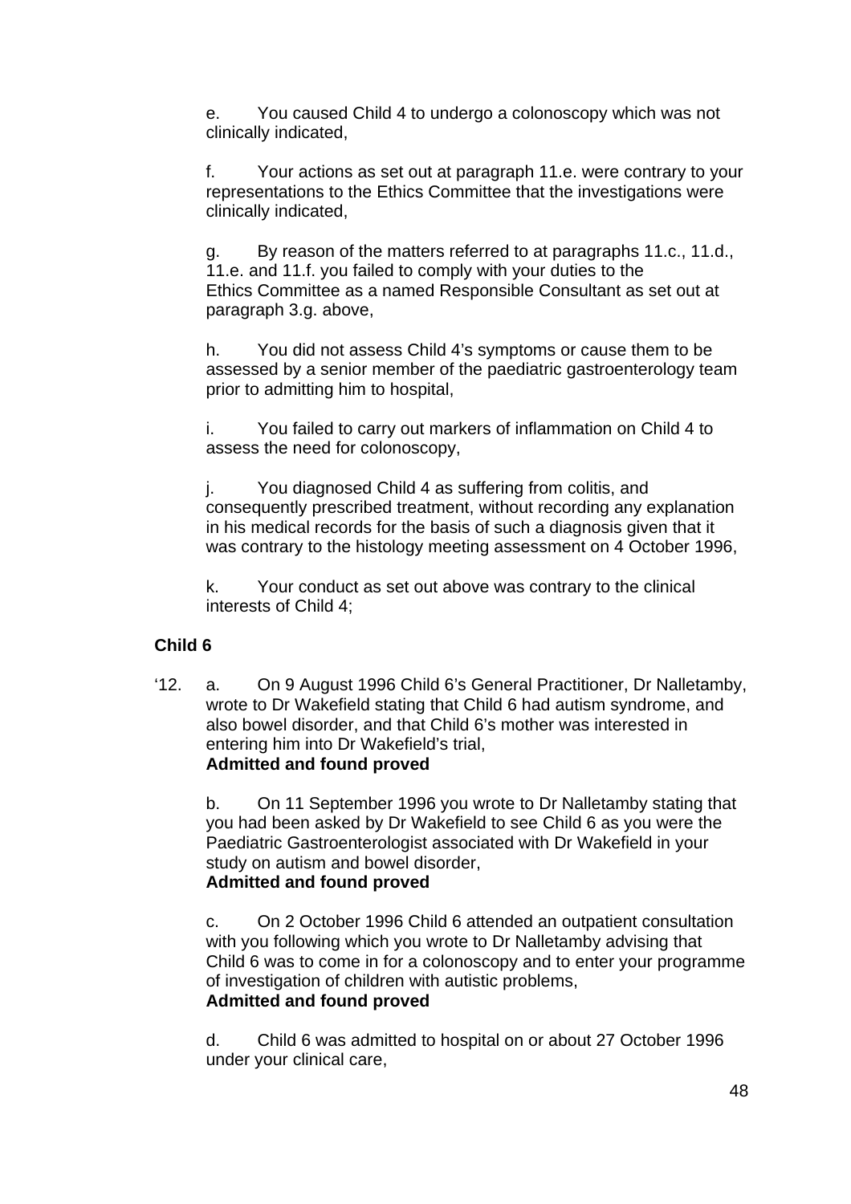e. You caused Child 4 to undergo a colonoscopy which was not clinically indicated,

f. Your actions as set out at paragraph 11.e. were contrary to your representations to the Ethics Committee that the investigations were clinically indicated,

g. By reason of the matters referred to at paragraphs 11.c., 11.d., 11.e. and 11.f. you failed to comply with your duties to the Ethics Committee as a named Responsible Consultant as set out at paragraph 3.g. above,

h. You did not assess Child 4's symptoms or cause them to be assessed by a senior member of the paediatric gastroenterology team prior to admitting him to hospital,

i. You failed to carry out markers of inflammation on Child 4 to assess the need for colonoscopy,

j. You diagnosed Child 4 as suffering from colitis, and consequently prescribed treatment, without recording any explanation in his medical records for the basis of such a diagnosis given that it was contrary to the histology meeting assessment on 4 October 1996,

k. Your conduct as set out above was contrary to the clinical interests of Child 4;

**Child 6**

'12. a. On 9 August 1996 Child 6's General Practitioner, Dr Nalletamby, wrote to Dr Wakefield stating that Child 6 had autism syndrome, and also bowel disorder, and that Child 6's mother was interested in entering him into Dr Wakefield's trial,
**Admitted and found proved**

b. On 11 September 1996 you wrote to Dr Nalletamby stating that you had been asked by Dr Wakefield to see Child 6 as you were the Paediatric Gastroenterologist associated with Dr Wakefield in your study on autism and bowel disorder,
**Admitted and found proved**

c. On 2 October 1996 Child 6 attended an outpatient consultation with you following which you wrote to Dr Nalletamby advising that Child 6 was to come in for a colonoscopy and to enter your programme of investigation of children with autistic problems,
**Admitted and found proved**

d. Child 6 was admitted to hospital on or about 27 October 1996 under your clinical care,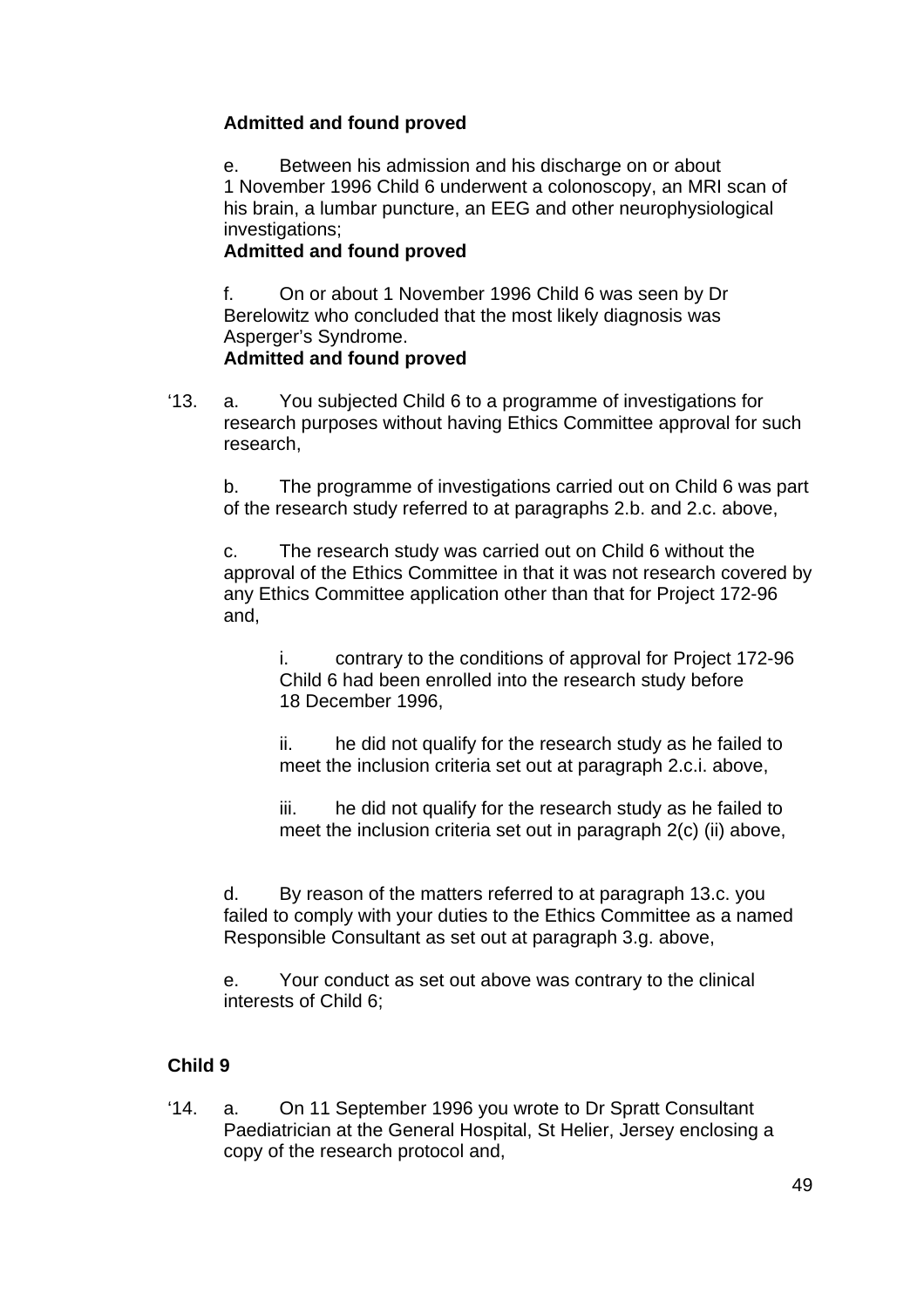**Admitted and found proved**

e. Between his admission and his discharge on or about 1 November 1996 Child 6 underwent a colonoscopy, an MRI scan of his brain, a lumbar puncture, an EEG and other neurophysiological investigations;
**Admitted and found proved**

f. On or about 1 November 1996 Child 6 was seen by Dr Berelowitz who concluded that the most likely diagnosis was Asperger's Syndrome.
**Admitted and found proved**

'13. a. You subjected Child 6 to a programme of investigations for research purposes without having Ethics Committee approval for such research,

b. The programme of investigations carried out on Child 6 was part of the research study referred to at paragraphs 2.b. and 2.c. above,

c. The research study was carried out on Child 6 without the approval of the Ethics Committee in that it was not research covered by any Ethics Committee application other than that for Project 172-96 and,

i. contrary to the conditions of approval for Project 172-96 Child 6 had been enrolled into the research study before 18 December 1996,

ii. he did not qualify for the research study as he failed to meet the inclusion criteria set out at paragraph 2.c.i. above,

iii. he did not qualify for the research study as he failed to meet the inclusion criteria set out in paragraph 2(c) (ii) above,

d. By reason of the matters referred to at paragraph 13.c. you failed to comply with your duties to the Ethics Committee as a named Responsible Consultant as set out at paragraph 3.g. above,

e. Your conduct as set out above was contrary to the clinical interests of Child 6;

### Child 9

'14. a. On 11 September 1996 you wrote to Dr Spratt Consultant Paediatrician at the General Hospital, St Helier, Jersey enclosing a copy of the research protocol and,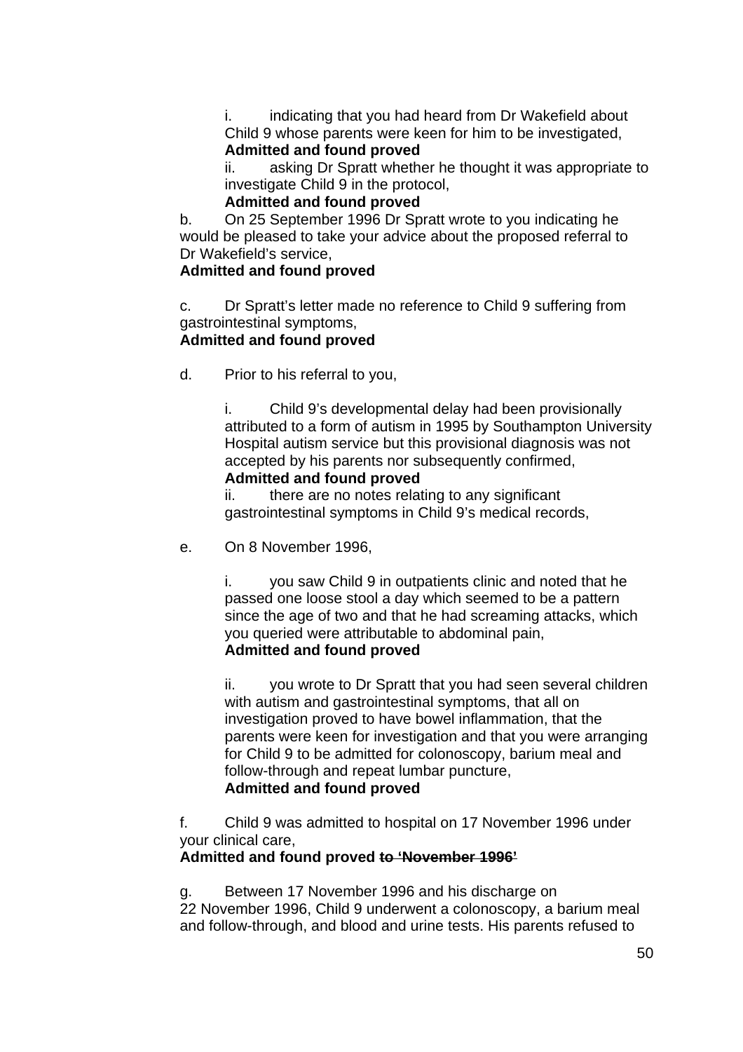i. indicating that you had heard from Dr Wakefield about Child 9 whose parents were keen for him to be investigated,
**Admitted and found proved**

ii. asking Dr Spratt whether he thought it was appropriate to investigate Child 9 in the protocol,
**Admitted and found proved**

b. On 25 September 1996 Dr Spratt wrote to you indicating he would be pleased to take your advice about the proposed referral to Dr Wakefield's service,
**Admitted and found proved**

c. Dr Spratt's letter made no reference to Child 9 suffering from gastrointestinal symptoms,
**Admitted and found proved**

d. Prior to his referral to you,

i. Child 9's developmental delay had been provisionally attributed to a form of autism in 1995 by Southampton University Hospital autism service but this provisional diagnosis was not accepted by his parents nor subsequently confirmed,
**Admitted and found proved**

ii. there are no notes relating to any significant gastrointestinal symptoms in Child 9's medical records,

e. On 8 November 1996,

i. you saw Child 9 in outpatients clinic and noted that he passed one loose stool a day which seemed to be a pattern since the age of two and that he had screaming attacks, which you queried were attributable to abdominal pain,
**Admitted and found proved**

ii. you wrote to Dr Spratt that you had seen several children with autism and gastrointestinal symptoms, that all on investigation proved to have bowel inflammation, that the parents were keen for investigation and that you were arranging for Child 9 to be admitted for colonoscopy, barium meal and follow-through and repeat lumbar puncture,
**Admitted and found proved**

f. Child 9 was admitted to hospital on 17 November 1996 under your clinical care,
**Admitted and found proved ~~to 'November 1996'~~**

g. Between 17 November 1996 and his discharge on 22 November 1996, Child 9 underwent a colonoscopy, a barium meal and follow-through, and blood and urine tests. His parents refused to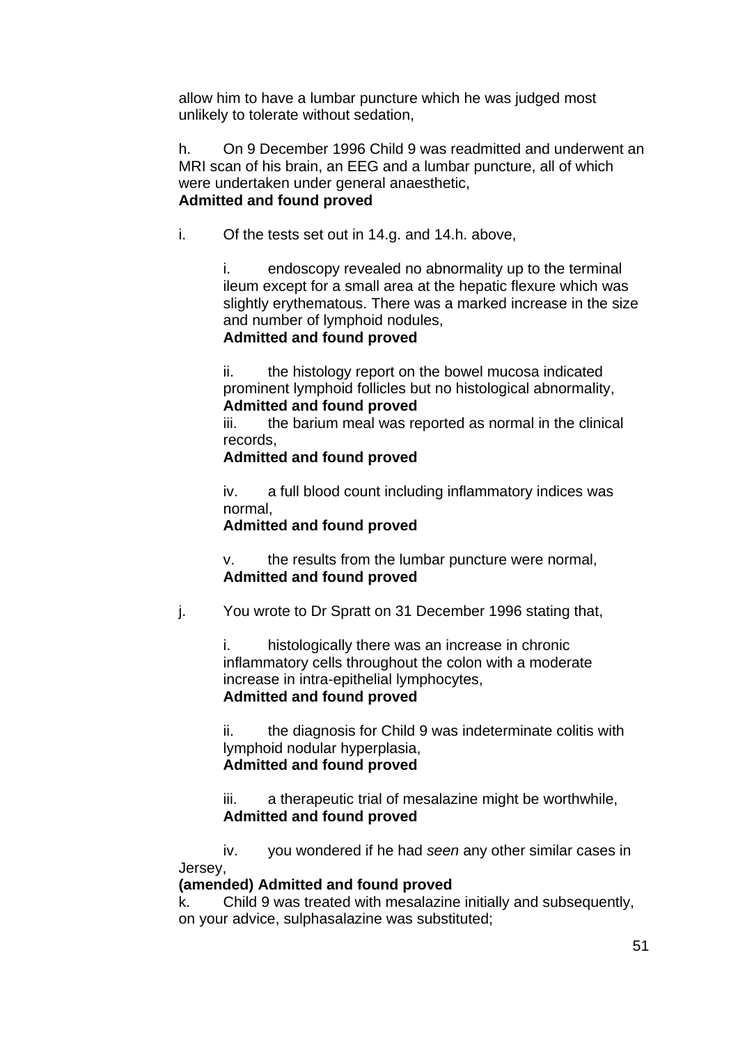allow him to have a lumbar puncture which he was judged most unlikely to tolerate without sedation,

h. On 9 December 1996 Child 9 was readmitted and underwent an MRI scan of his brain, an EEG and a lumbar puncture, all of which were undertaken under general anaesthetic,
**Admitted and found proved**

i. Of the tests set out in 14.g. and 14.h. above,

> i. endoscopy revealed no abnormality up to the terminal ileum except for a small area at the hepatic flexure which was slightly erythematous. There was a marked increase in the size and number of lymphoid nodules,
> **Admitted and found proved**
>
> ii. the histology report on the bowel mucosa indicated prominent lymphoid follicles but no histological abnormality,
> **Admitted and found proved**
>
> iii. the barium meal was reported as normal in the clinical records,
> **Admitted and found proved**
>
> iv. a full blood count including inflammatory indices was normal,
> **Admitted and found proved**
>
> v. the results from the lumbar puncture were normal,
> **Admitted and found proved**

j. You wrote to Dr Spratt on 31 December 1996 stating that,

> i. histologically there was an increase in chronic inflammatory cells throughout the colon with a moderate increase in intra-epithelial lymphocytes,
> **Admitted and found proved**
>
> ii. the diagnosis for Child 9 was indeterminate colitis with lymphoid nodular hyperplasia,
> **Admitted and found proved**
>
> iii. a therapeutic trial of mesalazine might be worthwhile,
> **Admitted and found proved**
>
> iv. you wondered if he had *seen* any other similar cases in Jersey,
> **(amended) Admitted and found proved**

k. Child 9 was treated with mesalazine initially and subsequently, on your advice, sulphasalazine was substituted;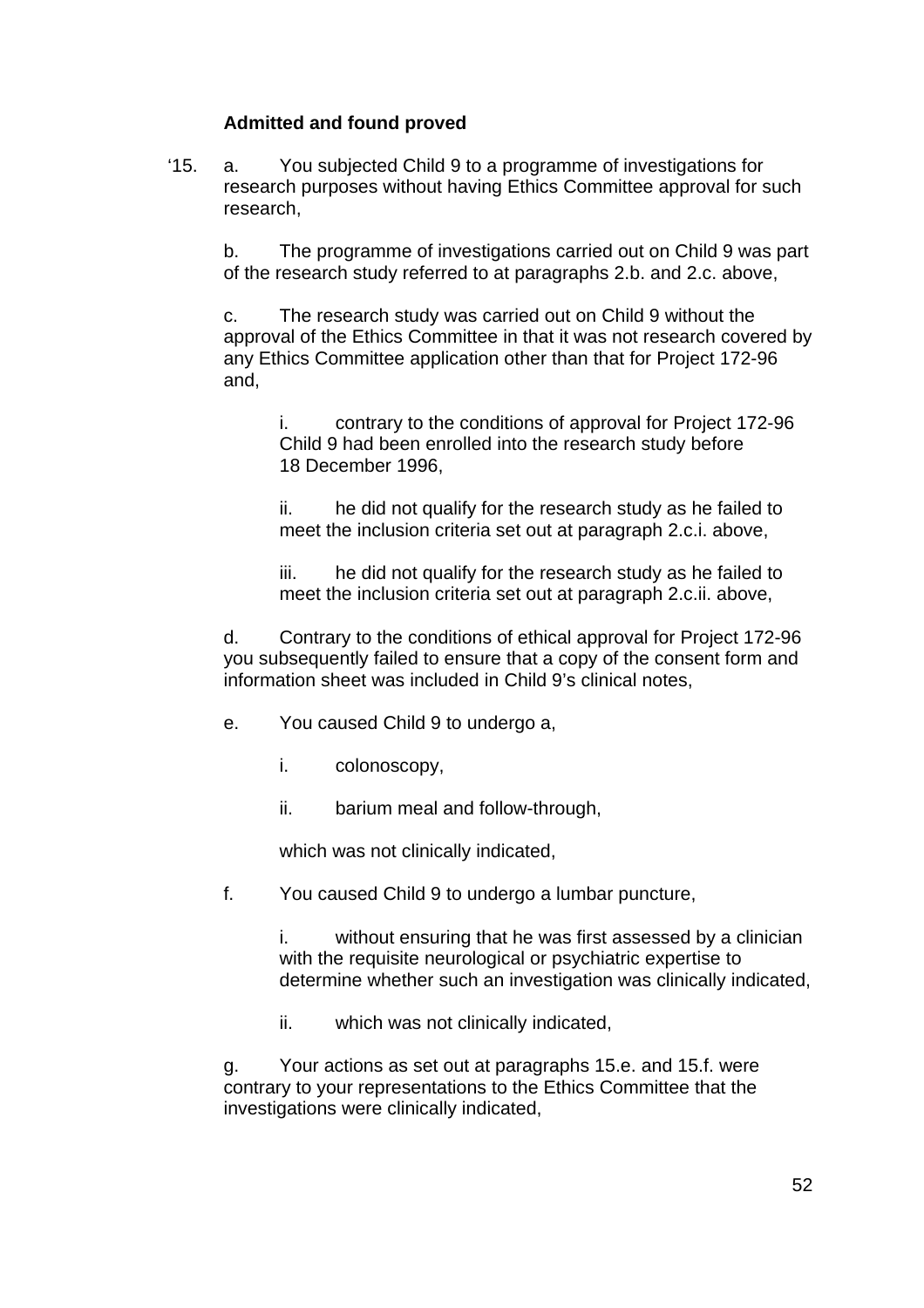**Admitted and found proved**

‘15. a. You subjected Child 9 to a programme of investigations for research purposes without having Ethics Committee approval for such research,

b. The programme of investigations carried out on Child 9 was part of the research study referred to at paragraphs 2.b. and 2.c. above,

c. The research study was carried out on Child 9 without the approval of the Ethics Committee in that it was not research covered by any Ethics Committee application other than that for Project 172-96 and,

i. contrary to the conditions of approval for Project 172-96 Child 9 had been enrolled into the research study before 18 December 1996,

ii. he did not qualify for the research study as he failed to meet the inclusion criteria set out at paragraph 2.c.i. above,

iii. he did not qualify for the research study as he failed to meet the inclusion criteria set out at paragraph 2.c.ii. above,

d. Contrary to the conditions of ethical approval for Project 172-96 you subsequently failed to ensure that a copy of the consent form and information sheet was included in Child 9’s clinical notes,

e. You caused Child 9 to undergo a,

i. colonoscopy,

ii. barium meal and follow-through,

which was not clinically indicated,

f. You caused Child 9 to undergo a lumbar puncture,

i. without ensuring that he was first assessed by a clinician with the requisite neurological or psychiatric expertise to determine whether such an investigation was clinically indicated,

ii. which was not clinically indicated,

g. Your actions as set out at paragraphs 15.e. and 15.f. were contrary to your representations to the Ethics Committee that the investigations were clinically indicated,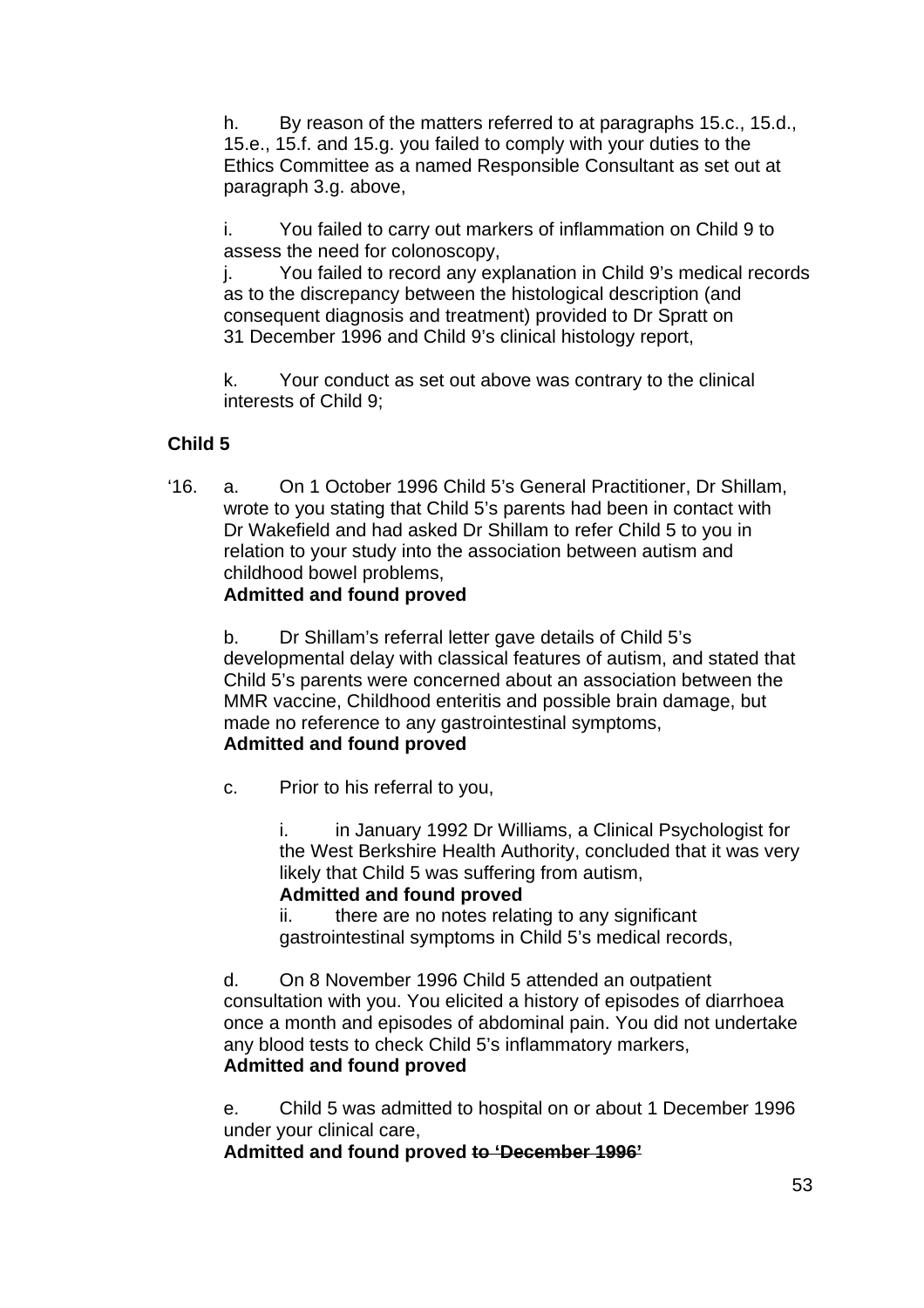h. By reason of the matters referred to at paragraphs 15.c., 15.d., 15.e., 15.f. and 15.g. you failed to comply with your duties to the Ethics Committee as a named Responsible Consultant as set out at paragraph 3.g. above,

i. You failed to carry out markers of inflammation on Child 9 to assess the need for colonoscopy,

j. You failed to record any explanation in Child 9's medical records as to the discrepancy between the histological description (and consequent diagnosis and treatment) provided to Dr Spratt on 31 December 1996 and Child 9's clinical histology report,

k. Your conduct as set out above was contrary to the clinical interests of Child 9;

**Child 5**

'16. a. On 1 October 1996 Child 5's General Practitioner, Dr Shillam, wrote to you stating that Child 5's parents had been in contact with Dr Wakefield and had asked Dr Shillam to refer Child 5 to you in relation to your study into the association between autism and childhood bowel problems,
**Admitted and found proved**

b. Dr Shillam's referral letter gave details of Child 5's developmental delay with classical features of autism, and stated that Child 5's parents were concerned about an association between the MMR vaccine, Childhood enteritis and possible brain damage, but made no reference to any gastrointestinal symptoms,
**Admitted and found proved**

c. Prior to his referral to you,

i. in January 1992 Dr Williams, a Clinical Psychologist for the West Berkshire Health Authority, concluded that it was very likely that Child 5 was suffering from autism,
**Admitted and found proved**

ii. there are no notes relating to any significant gastrointestinal symptoms in Child 5's medical records,

d. On 8 November 1996 Child 5 attended an outpatient consultation with you. You elicited a history of episodes of diarrhoea once a month and episodes of abdominal pain. You did not undertake any blood tests to check Child 5's inflammatory markers,
**Admitted and found proved**

e. Child 5 was admitted to hospital on or about 1 December 1996 under your clinical care,
**Admitted and found proved** ~~**to 'December 1996'**~~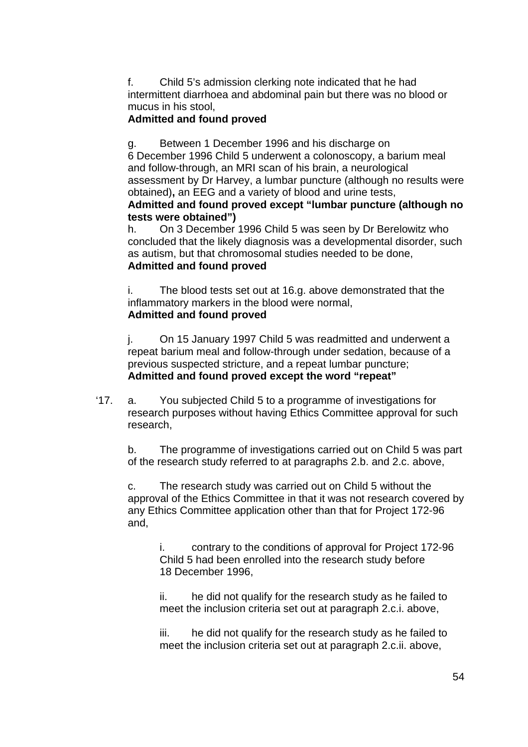f. Child 5's admission clerking note indicated that he had intermittent diarrhoea and abdominal pain but there was no blood or mucus in his stool,
**Admitted and found proved**

g. Between 1 December 1996 and his discharge on 6 December 1996 Child 5 underwent a colonoscopy, a barium meal and follow-through, an MRI scan of his brain, a neurological assessment by Dr Harvey, a lumbar puncture (although no results were obtained)**,** an EEG and a variety of blood and urine tests,
**Admitted and found proved except "lumbar puncture (although no tests were obtained")**

h. On 3 December 1996 Child 5 was seen by Dr Berelowitz who concluded that the likely diagnosis was a developmental disorder, such as autism, but that chromosomal studies needed to be done,
**Admitted and found proved**

i. The blood tests set out at 16.g. above demonstrated that the inflammatory markers in the blood were normal,
**Admitted and found proved**

j. On 15 January 1997 Child 5 was readmitted and underwent a repeat barium meal and follow-through under sedation, because of a previous suspected stricture, and a repeat lumbar puncture;
**Admitted and found proved except the word "repeat"**

'17. a. You subjected Child 5 to a programme of investigations for research purposes without having Ethics Committee approval for such research,

b. The programme of investigations carried out on Child 5 was part of the research study referred to at paragraphs 2.b. and 2.c. above,

c. The research study was carried out on Child 5 without the approval of the Ethics Committee in that it was not research covered by any Ethics Committee application other than that for Project 172-96 and,

i. contrary to the conditions of approval for Project 172-96 Child 5 had been enrolled into the research study before 18 December 1996,

ii. he did not qualify for the research study as he failed to meet the inclusion criteria set out at paragraph 2.c.i. above,

iii. he did not qualify for the research study as he failed to meet the inclusion criteria set out at paragraph 2.c.ii. above,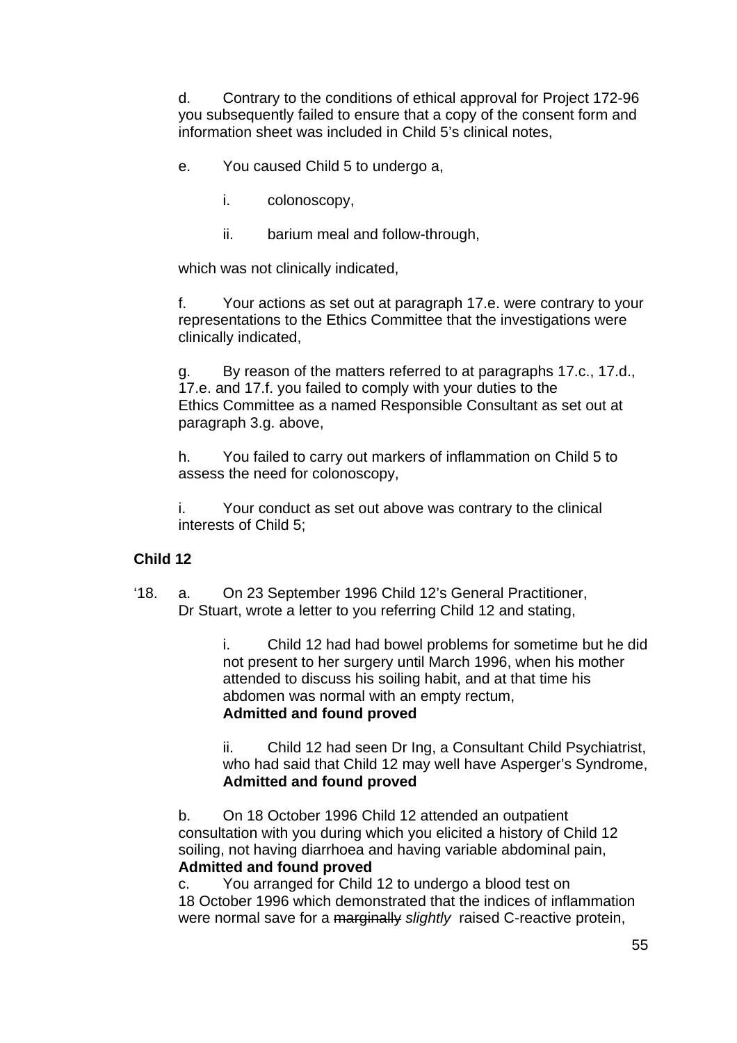d. Contrary to the conditions of ethical approval for Project 172-96 you subsequently failed to ensure that a copy of the consent form and information sheet was included in Child 5's clinical notes,

e. You caused Child 5 to undergo a,

i. colonoscopy,

ii. barium meal and follow-through,

which was not clinically indicated,

f. Your actions as set out at paragraph 17.e. were contrary to your representations to the Ethics Committee that the investigations were clinically indicated,

g. By reason of the matters referred to at paragraphs 17.c., 17.d., 17.e. and 17.f. you failed to comply with your duties to the Ethics Committee as a named Responsible Consultant as set out at paragraph 3.g. above,

h. You failed to carry out markers of inflammation on Child 5 to assess the need for colonoscopy,

i. Your conduct as set out above was contrary to the clinical interests of Child 5;

**Child 12**

'18. a. On 23 September 1996 Child 12's General Practitioner, Dr Stuart, wrote a letter to you referring Child 12 and stating,

i. Child 12 had had bowel problems for sometime but he did not present to her surgery until March 1996, when his mother attended to discuss his soiling habit, and at that time his abdomen was normal with an empty rectum,
**Admitted and found proved**

ii. Child 12 had seen Dr Ing, a Consultant Child Psychiatrist, who had said that Child 12 may well have Asperger's Syndrome,
**Admitted and found proved**

b. On 18 October 1996 Child 12 attended an outpatient consultation with you during which you elicited a history of Child 12 soiling, not having diarrhoea and having variable abdominal pain,
**Admitted and found proved**

c. You arranged for Child 12 to undergo a blood test on 18 October 1996 which demonstrated that the indices of inflammation were normal save for a ~~marginally~~ *slightly* raised C-reactive protein,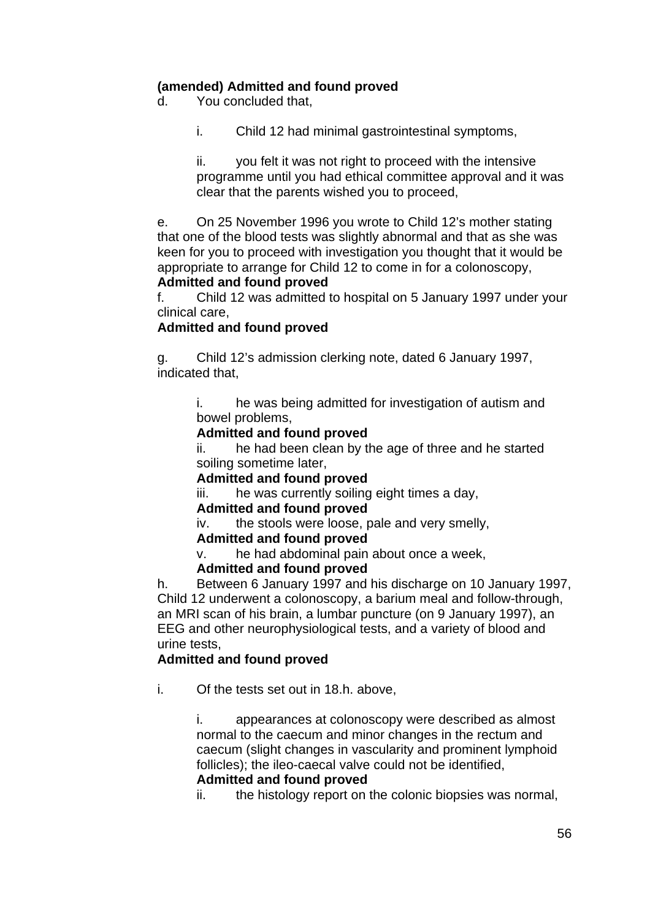**(amended) Admitted and found proved**

d. You concluded that,

i. Child 12 had minimal gastrointestinal symptoms,

ii. you felt it was not right to proceed with the intensive programme until you had ethical committee approval and it was clear that the parents wished you to proceed,

e. On 25 November 1996 you wrote to Child 12's mother stating that one of the blood tests was slightly abnormal and that as she was keen for you to proceed with investigation you thought that it would be appropriate to arrange for Child 12 to come in for a colonoscopy,

**Admitted and found proved**

f. Child 12 was admitted to hospital on 5 January 1997 under your clinical care,

**Admitted and found proved**

g. Child 12's admission clerking note, dated 6 January 1997, indicated that,

i. he was being admitted for investigation of autism and bowel problems,

**Admitted and found proved**

ii. he had been clean by the age of three and he started soiling sometime later,

**Admitted and found proved**

iii. he was currently soiling eight times a day,

**Admitted and found proved**

iv. the stools were loose, pale and very smelly,

**Admitted and found proved**

v. he had abdominal pain about once a week,

**Admitted and found proved**

h. Between 6 January 1997 and his discharge on 10 January 1997, Child 12 underwent a colonoscopy, a barium meal and follow-through, an MRI scan of his brain, a lumbar puncture (on 9 January 1997), an EEG and other neurophysiological tests, and a variety of blood and urine tests,

**Admitted and found proved**

i. Of the tests set out in 18.h. above,

i. appearances at colonoscopy were described as almost normal to the caecum and minor changes in the rectum and caecum (slight changes in vascularity and prominent lymphoid follicles); the ileo-caecal valve could not be identified,

**Admitted and found proved**

ii. the histology report on the colonic biopsies was normal,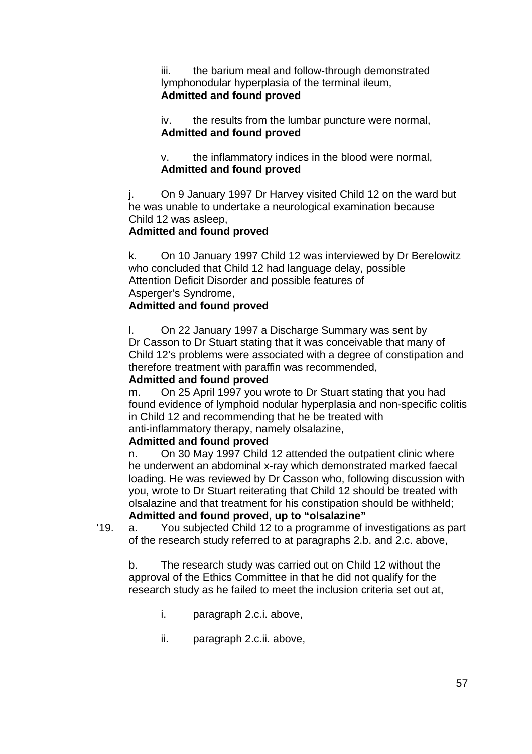iii. the barium meal and follow-through demonstrated lymphonodular hyperplasia of the terminal ileum,
**Admitted and found proved**

iv. the results from the lumbar puncture were normal,
**Admitted and found proved**

v. the inflammatory indices in the blood were normal,
**Admitted and found proved**

j. On 9 January 1997 Dr Harvey visited Child 12 on the ward but he was unable to undertake a neurological examination because Child 12 was asleep,
**Admitted and found proved**

k. On 10 January 1997 Child 12 was interviewed by Dr Berelowitz who concluded that Child 12 had language delay, possible Attention Deficit Disorder and possible features of Asperger's Syndrome,
**Admitted and found proved**

l. On 22 January 1997 a Discharge Summary was sent by Dr Casson to Dr Stuart stating that it was conceivable that many of Child 12's problems were associated with a degree of constipation and therefore treatment with paraffin was recommended,
**Admitted and found proved**

m. On 25 April 1997 you wrote to Dr Stuart stating that you had found evidence of lymphoid nodular hyperplasia and non-specific colitis in Child 12 and recommending that he be treated with anti-inflammatory therapy, namely olsalazine,
**Admitted and found proved**

n. On 30 May 1997 Child 12 attended the outpatient clinic where he underwent an abdominal x-ray which demonstrated marked faecal loading. He was reviewed by Dr Casson who, following discussion with you, wrote to Dr Stuart reiterating that Child 12 should be treated with olsalazine and that treatment for his constipation should be withheld;
**Admitted and found proved, up to "olsalazine"**

'19. a. You subjected Child 12 to a programme of investigations as part of the research study referred to at paragraphs 2.b. and 2.c. above,

b. The research study was carried out on Child 12 without the approval of the Ethics Committee in that he did not qualify for the research study as he failed to meet the inclusion criteria set out at,

i. paragraph 2.c.i. above,

ii. paragraph 2.c.ii. above,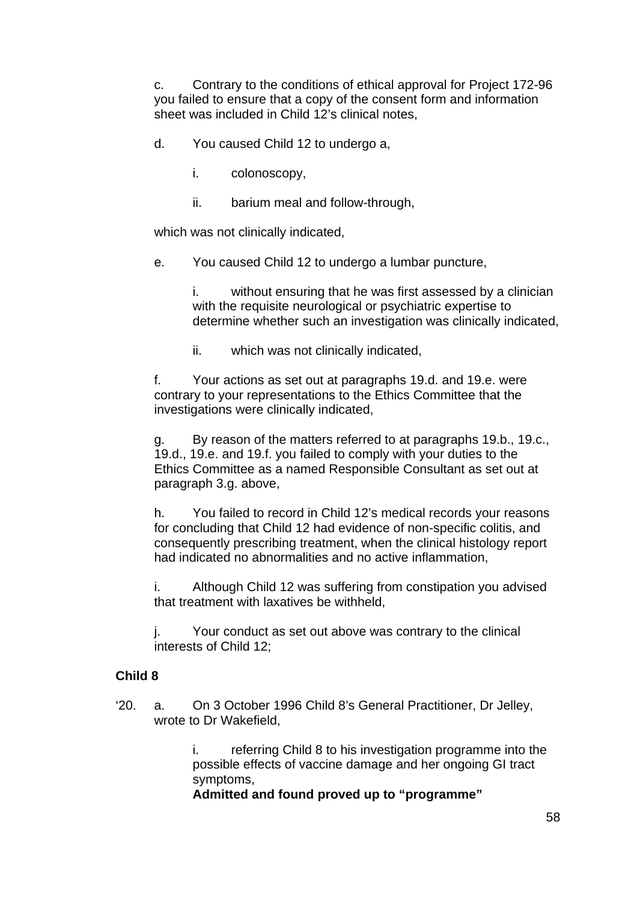c. Contrary to the conditions of ethical approval for Project 172-96 you failed to ensure that a copy of the consent form and information sheet was included in Child 12's clinical notes,

d. You caused Child 12 to undergo a,

i. colonoscopy,

ii. barium meal and follow-through,

which was not clinically indicated,

e. You caused Child 12 to undergo a lumbar puncture,

i. without ensuring that he was first assessed by a clinician with the requisite neurological or psychiatric expertise to determine whether such an investigation was clinically indicated,

ii. which was not clinically indicated,

f. Your actions as set out at paragraphs 19.d. and 19.e. were contrary to your representations to the Ethics Committee that the investigations were clinically indicated,

g. By reason of the matters referred to at paragraphs 19.b., 19.c., 19.d., 19.e. and 19.f. you failed to comply with your duties to the Ethics Committee as a named Responsible Consultant as set out at paragraph 3.g. above,

h. You failed to record in Child 12's medical records your reasons for concluding that Child 12 had evidence of non-specific colitis, and consequently prescribing treatment, when the clinical histology report had indicated no abnormalities and no active inflammation,

i. Although Child 12 was suffering from constipation you advised that treatment with laxatives be withheld,

j. Your conduct as set out above was contrary to the clinical interests of Child 12;

**Child 8**

'20. a. On 3 October 1996 Child 8's General Practitioner, Dr Jelley, wrote to Dr Wakefield,

i. referring Child 8 to his investigation programme into the possible effects of vaccine damage and her ongoing GI tract symptoms,
**Admitted and found proved up to "programme"**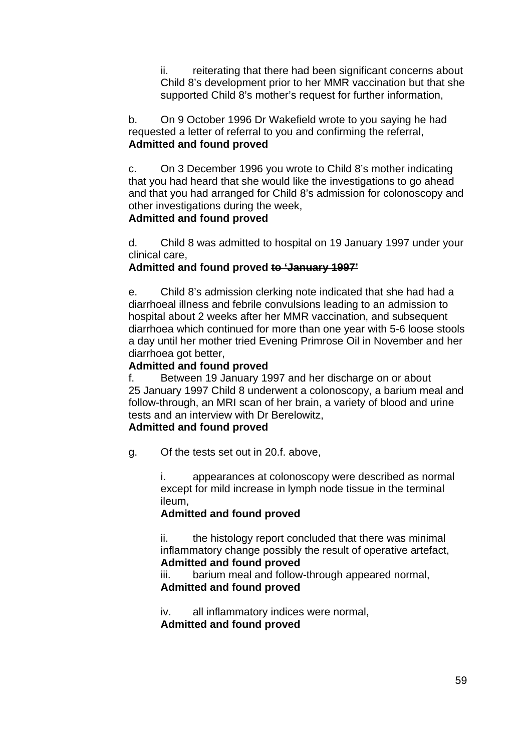ii. reiterating that there had been significant concerns about Child 8's development prior to her MMR vaccination but that she supported Child 8's mother's request for further information,

b. On 9 October 1996 Dr Wakefield wrote to you saying he had requested a letter of referral to you and confirming the referral,
**Admitted and found proved**

c. On 3 December 1996 you wrote to Child 8's mother indicating that you had heard that she would like the investigations to go ahead and that you had arranged for Child 8's admission for colonoscopy and other investigations during the week,
**Admitted and found proved**

d. Child 8 was admitted to hospital on 19 January 1997 under your clinical care,
**Admitted and found proved ~~to 'January 1997'~~**

e. Child 8's admission clerking note indicated that she had had a diarrhoeal illness and febrile convulsions leading to an admission to hospital about 2 weeks after her MMR vaccination, and subsequent diarrhoea which continued for more than one year with 5-6 loose stools a day until her mother tried Evening Primrose Oil in November and her diarrhoea got better,
**Admitted and found proved**

f. Between 19 January 1997 and her discharge on or about 25 January 1997 Child 8 underwent a colonoscopy, a barium meal and follow-through, an MRI scan of her brain, a variety of blood and urine tests and an interview with Dr Berelowitz,
**Admitted and found proved**

g. Of the tests set out in 20.f. above,

i. appearances at colonoscopy were described as normal except for mild increase in lymph node tissue in the terminal ileum,
**Admitted and found proved**

ii. the histology report concluded that there was minimal inflammatory change possibly the result of operative artefact,
**Admitted and found proved**

iii. barium meal and follow-through appeared normal,
**Admitted and found proved**

iv. all inflammatory indices were normal,
**Admitted and found proved**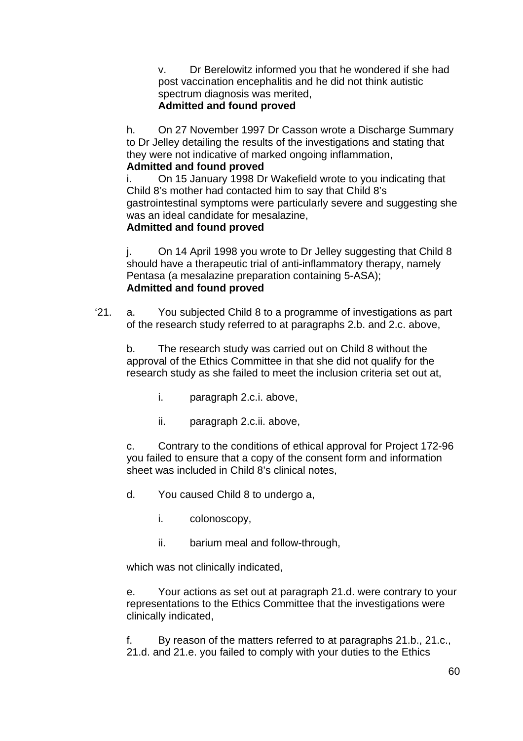v. Dr Berelowitz informed you that he wondered if she had post vaccination encephalitis and he did not think autistic spectrum diagnosis was merited,
**Admitted and found proved**

h. On 27 November 1997 Dr Casson wrote a Discharge Summary to Dr Jelley detailing the results of the investigations and stating that they were not indicative of marked ongoing inflammation,
**Admitted and found proved**

i. On 15 January 1998 Dr Wakefield wrote to you indicating that Child 8's mother had contacted him to say that Child 8's gastrointestinal symptoms were particularly severe and suggesting she was an ideal candidate for mesalazine,
**Admitted and found proved**

j. On 14 April 1998 you wrote to Dr Jelley suggesting that Child 8 should have a therapeutic trial of anti-inflammatory therapy, namely Pentasa (a mesalazine preparation containing 5-ASA);
**Admitted and found proved**

'21. a. You subjected Child 8 to a programme of investigations as part of the research study referred to at paragraphs 2.b. and 2.c. above,

b. The research study was carried out on Child 8 without the approval of the Ethics Committee in that she did not qualify for the research study as she failed to meet the inclusion criteria set out at,

i. paragraph 2.c.i. above,

ii. paragraph 2.c.ii. above,

c. Contrary to the conditions of ethical approval for Project 172-96 you failed to ensure that a copy of the consent form and information sheet was included in Child 8's clinical notes,

d. You caused Child 8 to undergo a,

i. colonoscopy,

ii. barium meal and follow-through,

which was not clinically indicated,

e. Your actions as set out at paragraph 21.d. were contrary to your representations to the Ethics Committee that the investigations were clinically indicated,

f. By reason of the matters referred to at paragraphs 21.b., 21.c., 21.d. and 21.e. you failed to comply with your duties to the Ethics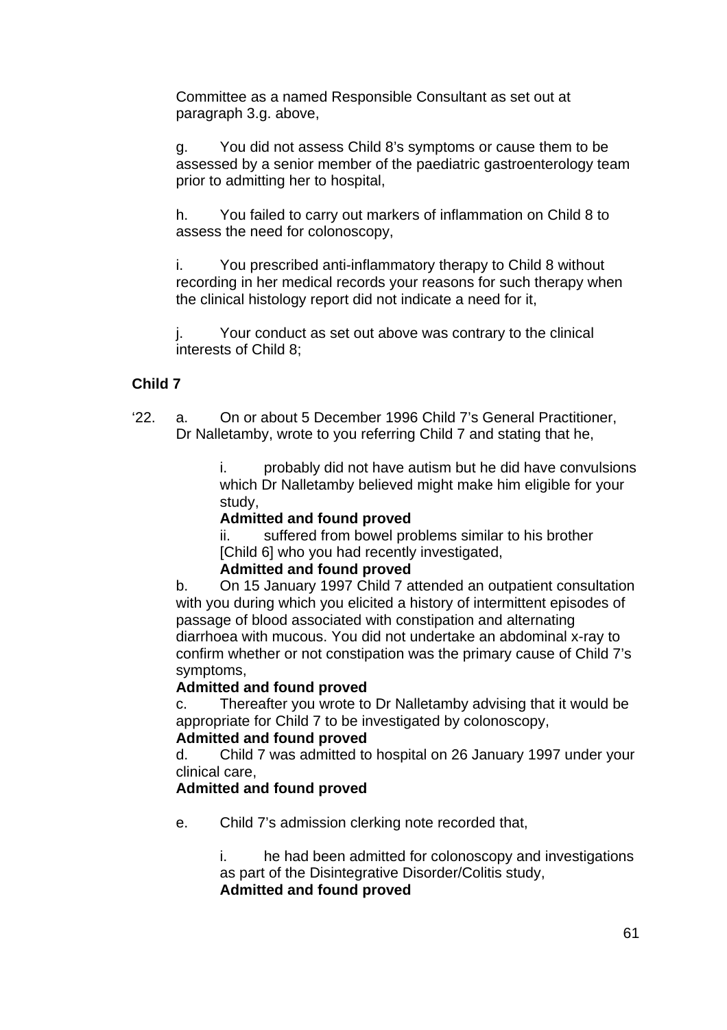Committee as a named Responsible Consultant as set out at paragraph 3.g. above,

g. You did not assess Child 8's symptoms or cause them to be assessed by a senior member of the paediatric gastroenterology team prior to admitting her to hospital,

h. You failed to carry out markers of inflammation on Child 8 to assess the need for colonoscopy,

i. You prescribed anti-inflammatory therapy to Child 8 without recording in her medical records your reasons for such therapy when the clinical histology report did not indicate a need for it,

j. Your conduct as set out above was contrary to the clinical interests of Child 8;

**Child 7**

'22. a. On or about 5 December 1996 Child 7's General Practitioner, Dr Nalletamby, wrote to you referring Child 7 and stating that he,

i. probably did not have autism but he did have convulsions which Dr Nalletamby believed might make him eligible for your study,

**Admitted and found proved**

ii. suffered from bowel problems similar to his brother [Child 6] who you had recently investigated,

**Admitted and found proved**

b. On 15 January 1997 Child 7 attended an outpatient consultation with you during which you elicited a history of intermittent episodes of passage of blood associated with constipation and alternating diarrhoea with mucous. You did not undertake an abdominal x-ray to confirm whether or not constipation was the primary cause of Child 7's symptoms,

**Admitted and found proved**

c. Thereafter you wrote to Dr Nalletamby advising that it would be appropriate for Child 7 to be investigated by colonoscopy,

**Admitted and found proved**

d. Child 7 was admitted to hospital on 26 January 1997 under your clinical care,

**Admitted and found proved**

e. Child 7's admission clerking note recorded that,

i. he had been admitted for colonoscopy and investigations as part of the Disintegrative Disorder/Colitis study,

**Admitted and found proved**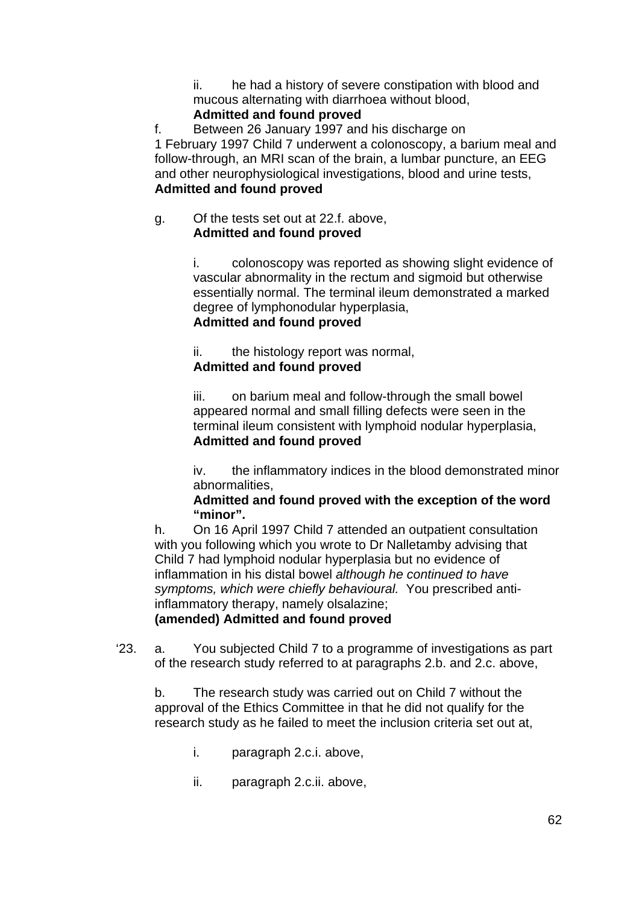ii. he had a history of severe constipation with blood and mucous alternating with diarrhoea without blood,
**Admitted and found proved**

f. Between 26 January 1997 and his discharge on 1 February 1997 Child 7 underwent a colonoscopy, a barium meal and follow-through, an MRI scan of the brain, a lumbar puncture, an EEG and other neurophysiological investigations, blood and urine tests,
**Admitted and found proved**

g. Of the tests set out at 22.f. above,
**Admitted and found proved**

i. colonoscopy was reported as showing slight evidence of vascular abnormality in the rectum and sigmoid but otherwise essentially normal. The terminal ileum demonstrated a marked degree of lymphonodular hyperplasia,
**Admitted and found proved**

ii. the histology report was normal,
**Admitted and found proved**

iii. on barium meal and follow-through the small bowel appeared normal and small filling defects were seen in the terminal ileum consistent with lymphoid nodular hyperplasia,
**Admitted and found proved**

iv. the inflammatory indices in the blood demonstrated minor abnormalities,
**Admitted and found proved with the exception of the word "minor".**

h. On 16 April 1997 Child 7 attended an outpatient consultation with you following which you wrote to Dr Nalletamby advising that Child 7 had lymphoid nodular hyperplasia but no evidence of inflammation in his distal bowel *although he continued to have symptoms, which were chiefly behavioural.* You prescribed anti-inflammatory therapy, namely olsalazine;
**(amended) Admitted and found proved**

'23. a. You subjected Child 7 to a programme of investigations as part of the research study referred to at paragraphs 2.b. and 2.c. above,

b. The research study was carried out on Child 7 without the approval of the Ethics Committee in that he did not qualify for the research study as he failed to meet the inclusion criteria set out at,

i. paragraph 2.c.i. above,

ii. paragraph 2.c.ii. above,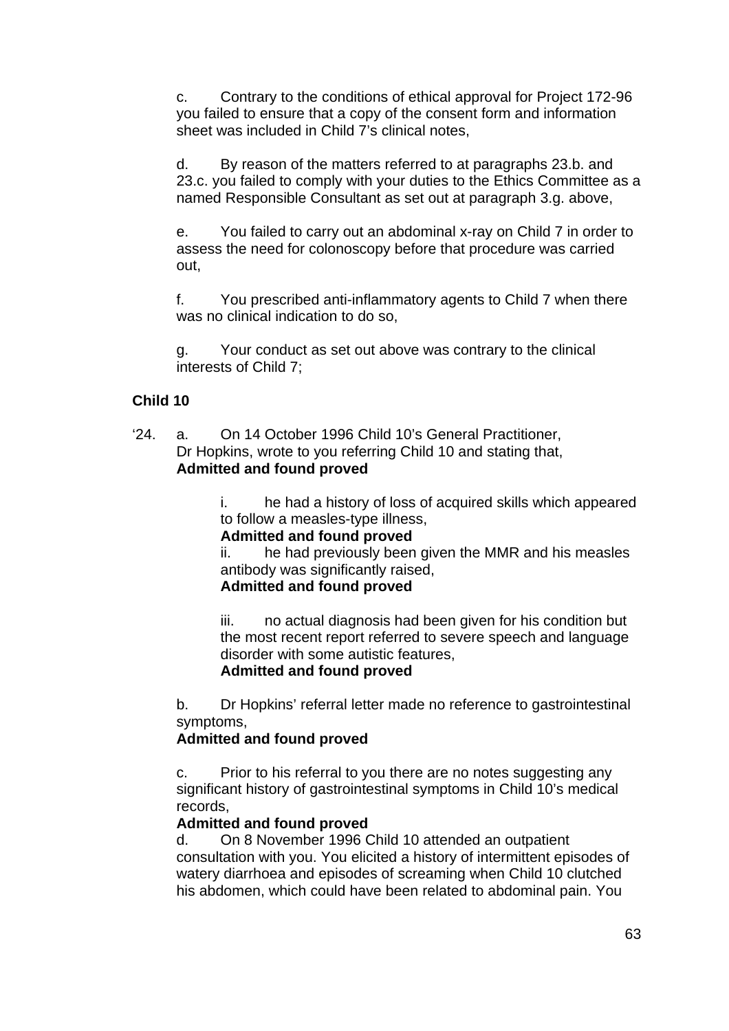c. Contrary to the conditions of ethical approval for Project 172-96 you failed to ensure that a copy of the consent form and information sheet was included in Child 7's clinical notes,

d. By reason of the matters referred to at paragraphs 23.b. and 23.c. you failed to comply with your duties to the Ethics Committee as a named Responsible Consultant as set out at paragraph 3.g. above,

e. You failed to carry out an abdominal x-ray on Child 7 in order to assess the need for colonoscopy before that procedure was carried out,

f. You prescribed anti-inflammatory agents to Child 7 when there was no clinical indication to do so,

g. Your conduct as set out above was contrary to the clinical interests of Child 7;

**Child 10**

'24. a. On 14 October 1996 Child 10's General Practitioner, Dr Hopkins, wrote to you referring Child 10 and stating that,
**Admitted and found proved**

i. he had a history of loss of acquired skills which appeared to follow a measles-type illness,
**Admitted and found proved**

ii. he had previously been given the MMR and his measles antibody was significantly raised,
**Admitted and found proved**

iii. no actual diagnosis had been given for his condition but the most recent report referred to severe speech and language disorder with some autistic features,
**Admitted and found proved**

b. Dr Hopkins' referral letter made no reference to gastrointestinal symptoms,
**Admitted and found proved**

c. Prior to his referral to you there are no notes suggesting any significant history of gastrointestinal symptoms in Child 10's medical records,
**Admitted and found proved**

d. On 8 November 1996 Child 10 attended an outpatient consultation with you. You elicited a history of intermittent episodes of watery diarrhoea and episodes of screaming when Child 10 clutched his abdomen, which could have been related to abdominal pain. You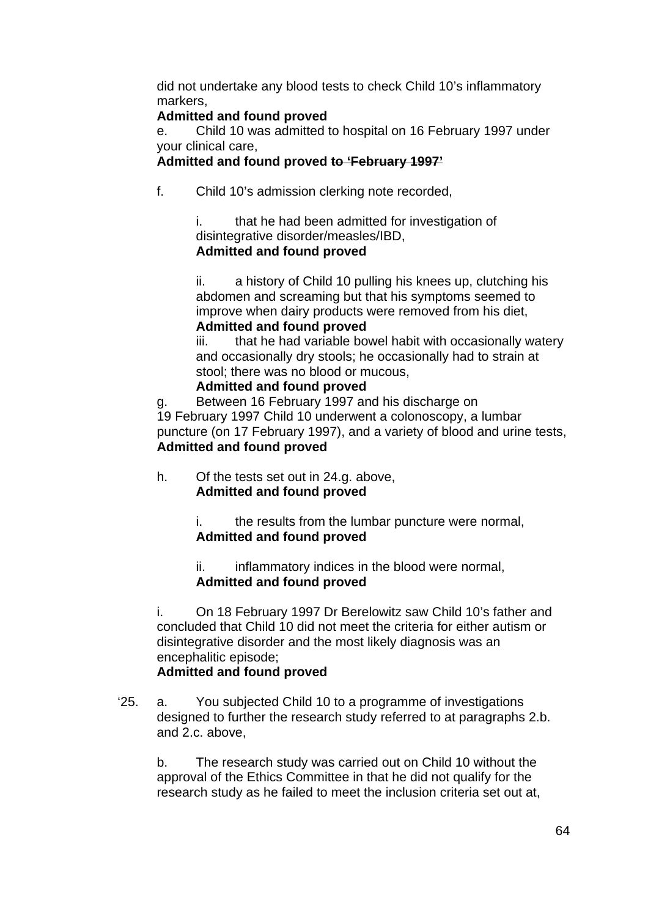did not undertake any blood tests to check Child 10's inflammatory markers,

**Admitted and found proved**

e. Child 10 was admitted to hospital on 16 February 1997 under your clinical care,

**Admitted and found proved** ~~**to 'February 1997'**~~

f. Child 10's admission clerking note recorded,

  i. that he had been admitted for investigation of disintegrative disorder/measles/IBD,

  **Admitted and found proved**

  ii. a history of Child 10 pulling his knees up, clutching his abdomen and screaming but that his symptoms seemed to improve when dairy products were removed from his diet,

  **Admitted and found proved**

  iii. that he had variable bowel habit with occasionally watery and occasionally dry stools; he occasionally had to strain at stool; there was no blood or mucous,

  **Admitted and found proved**

g. Between 16 February 1997 and his discharge on 19 February 1997 Child 10 underwent a colonoscopy, a lumbar puncture (on 17 February 1997), and a variety of blood and urine tests,

**Admitted and found proved**

h. Of the tests set out in 24.g. above,

**Admitted and found proved**

  i. the results from the lumbar puncture were normal,

  **Admitted and found proved**

  ii. inflammatory indices in the blood were normal,

  **Admitted and found proved**

i. On 18 February 1997 Dr Berelowitz saw Child 10's father and concluded that Child 10 did not meet the criteria for either autism or disintegrative disorder and the most likely diagnosis was an encephalitic episode;

**Admitted and found proved**

'25. a. You subjected Child 10 to a programme of investigations designed to further the research study referred to at paragraphs 2.b. and 2.c. above,

b. The research study was carried out on Child 10 without the approval of the Ethics Committee in that he did not qualify for the research study as he failed to meet the inclusion criteria set out at,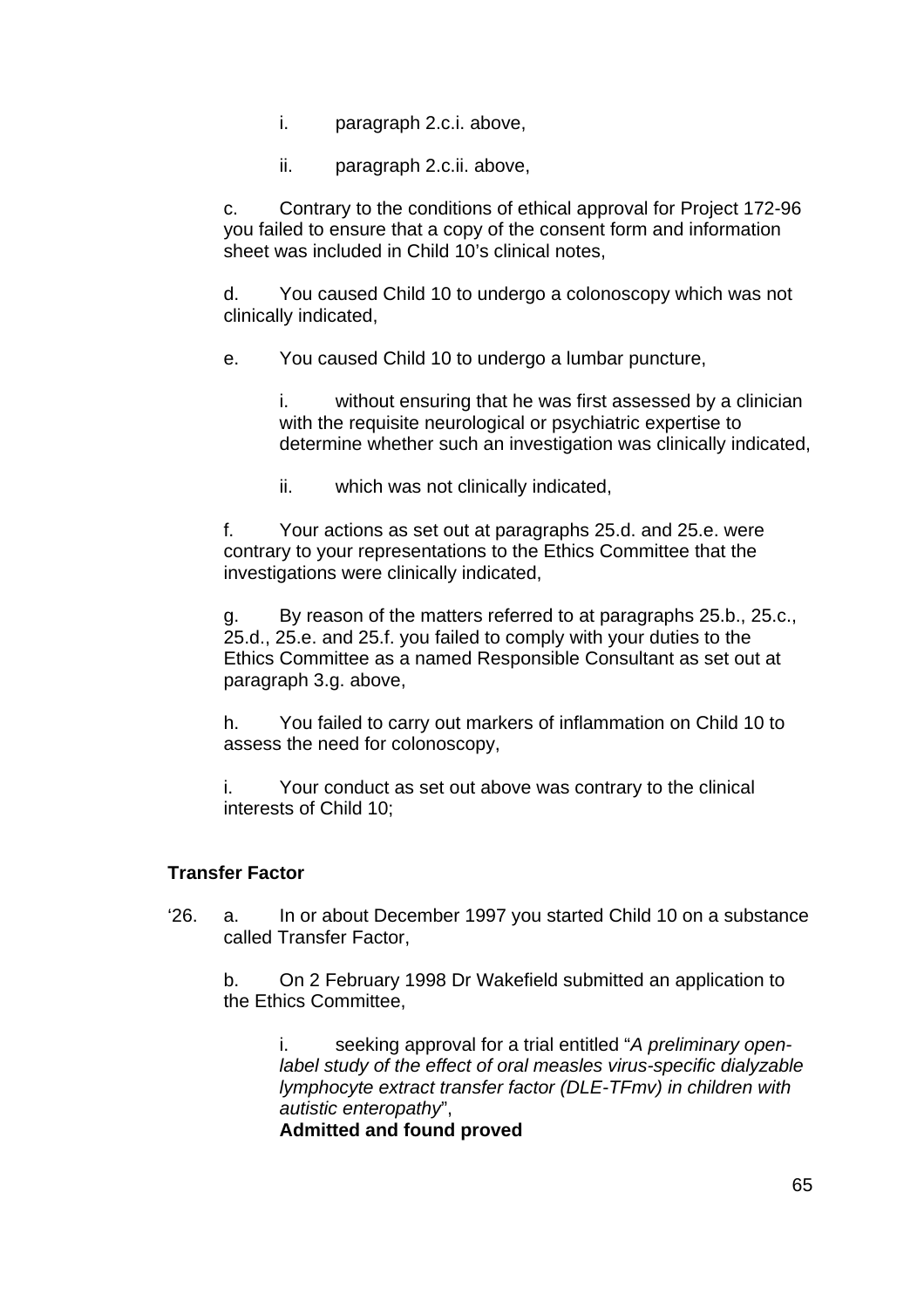i. paragraph 2.c.i. above,

ii. paragraph 2.c.ii. above,

c. Contrary to the conditions of ethical approval for Project 172-96 you failed to ensure that a copy of the consent form and information sheet was included in Child 10's clinical notes,

d. You caused Child 10 to undergo a colonoscopy which was not clinically indicated,

e. You caused Child 10 to undergo a lumbar puncture,

i. without ensuring that he was first assessed by a clinician with the requisite neurological or psychiatric expertise to determine whether such an investigation was clinically indicated,

ii. which was not clinically indicated,

f. Your actions as set out at paragraphs 25.d. and 25.e. were contrary to your representations to the Ethics Committee that the investigations were clinically indicated,

g. By reason of the matters referred to at paragraphs 25.b., 25.c., 25.d., 25.e. and 25.f. you failed to comply with your duties to the Ethics Committee as a named Responsible Consultant as set out at paragraph 3.g. above,

h. You failed to carry out markers of inflammation on Child 10 to assess the need for colonoscopy,

i. Your conduct as set out above was contrary to the clinical interests of Child 10;

**Transfer Factor**

'26. a. In or about December 1997 you started Child 10 on a substance called Transfer Factor,

b. On 2 February 1998 Dr Wakefield submitted an application to the Ethics Committee,

i. seeking approval for a trial entitled "*A preliminary open-label study of the effect of oral measles virus-specific dialyzable lymphocyte extract transfer factor (DLE-TFmv) in children with autistic enteropathy*",
**Admitted and found proved**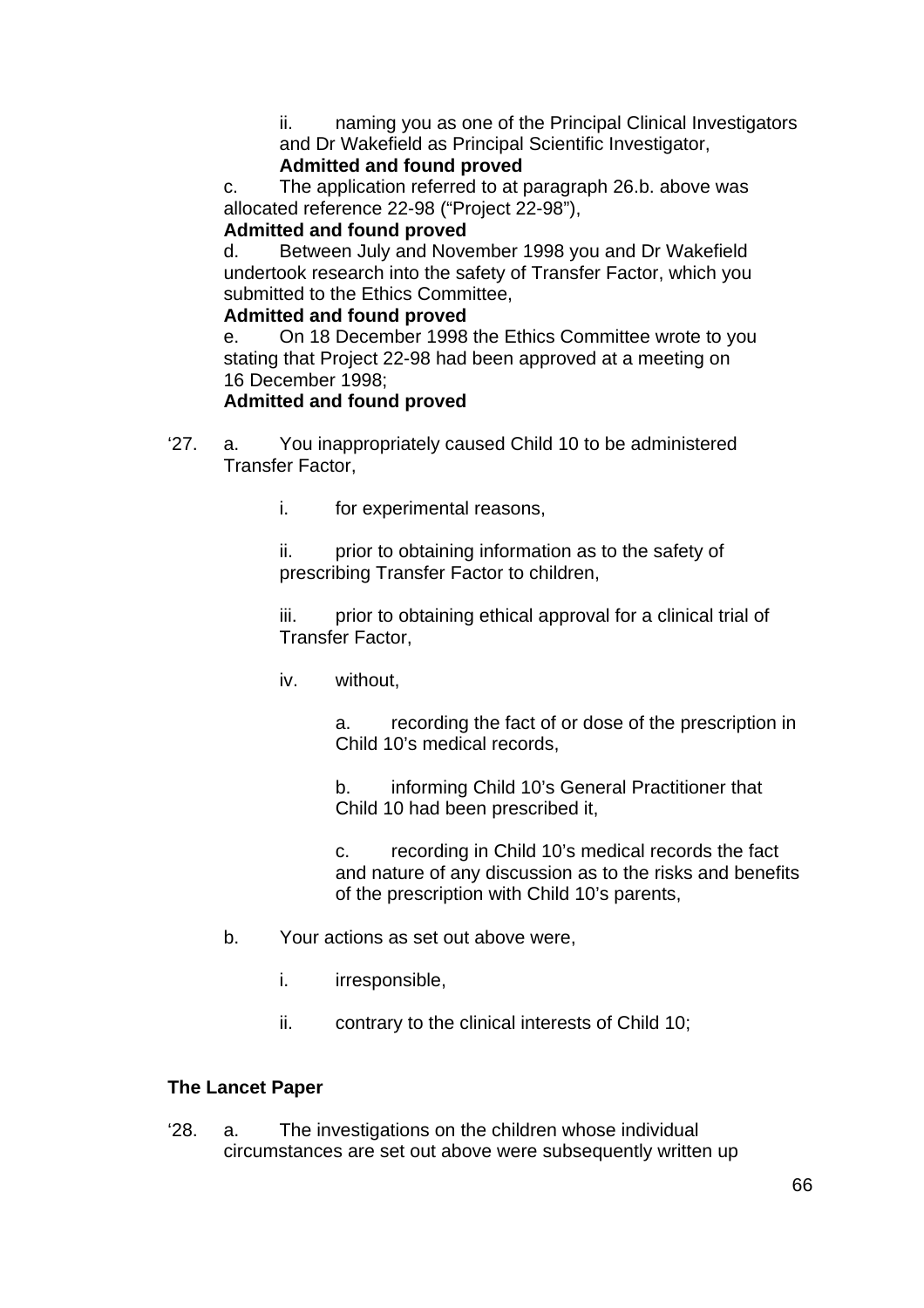ii. naming you as one of the Principal Clinical Investigators and Dr Wakefield as Principal Scientific Investigator,
**Admitted and found proved**

c. The application referred to at paragraph 26.b. above was allocated reference 22-98 ("Project 22-98"),
**Admitted and found proved**

d. Between July and November 1998 you and Dr Wakefield undertook research into the safety of Transfer Factor, which you submitted to the Ethics Committee,
**Admitted and found proved**

e. On 18 December 1998 the Ethics Committee wrote to you stating that Project 22-98 had been approved at a meeting on 16 December 1998;
**Admitted and found proved**

'27. a. You inappropriately caused Child 10 to be administered Transfer Factor,

i. for experimental reasons,

ii. prior to obtaining information as to the safety of prescribing Transfer Factor to children,

iii. prior to obtaining ethical approval for a clinical trial of Transfer Factor,

iv. without,

a. recording the fact of or dose of the prescription in Child 10's medical records,

b. informing Child 10's General Practitioner that Child 10 had been prescribed it,

c. recording in Child 10's medical records the fact and nature of any discussion as to the risks and benefits of the prescription with Child 10's parents,

b. Your actions as set out above were,

i. irresponsible,

ii. contrary to the clinical interests of Child 10;

**The Lancet Paper**

'28. a. The investigations on the children whose individual circumstances are set out above were subsequently written up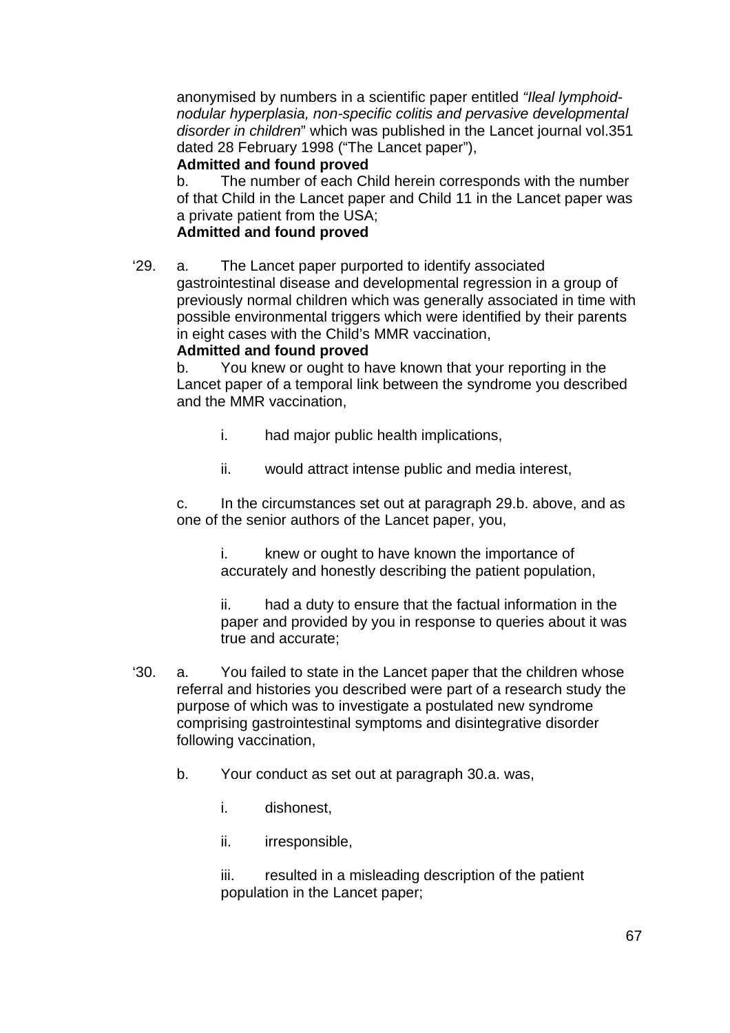anonymised by numbers in a scientific paper entitled *"Ileal lymphoid-nodular hyperplasia, non-specific colitis and pervasive developmental disorder in children*" which was published in the Lancet journal vol.351 dated 28 February 1998 ("The Lancet paper"),

**Admitted and found proved**

b. The number of each Child herein corresponds with the number of that Child in the Lancet paper and Child 11 in the Lancet paper was a private patient from the USA;

**Admitted and found proved**

'29. a. The Lancet paper purported to identify associated gastrointestinal disease and developmental regression in a group of previously normal children which was generally associated in time with possible environmental triggers which were identified by their parents in eight cases with the Child's MMR vaccination,

**Admitted and found proved**

b. You knew or ought to have known that your reporting in the Lancet paper of a temporal link between the syndrome you described and the MMR vaccination,

i. had major public health implications,

ii. would attract intense public and media interest,

c. In the circumstances set out at paragraph 29.b. above, and as one of the senior authors of the Lancet paper, you,

i. knew or ought to have known the importance of accurately and honestly describing the patient population,

ii. had a duty to ensure that the factual information in the paper and provided by you in response to queries about it was true and accurate;

'30. a. You failed to state in the Lancet paper that the children whose referral and histories you described were part of a research study the purpose of which was to investigate a postulated new syndrome comprising gastrointestinal symptoms and disintegrative disorder following vaccination,

b. Your conduct as set out at paragraph 30.a. was,

i. dishonest,

ii. irresponsible,

iii. resulted in a misleading description of the patient population in the Lancet paper;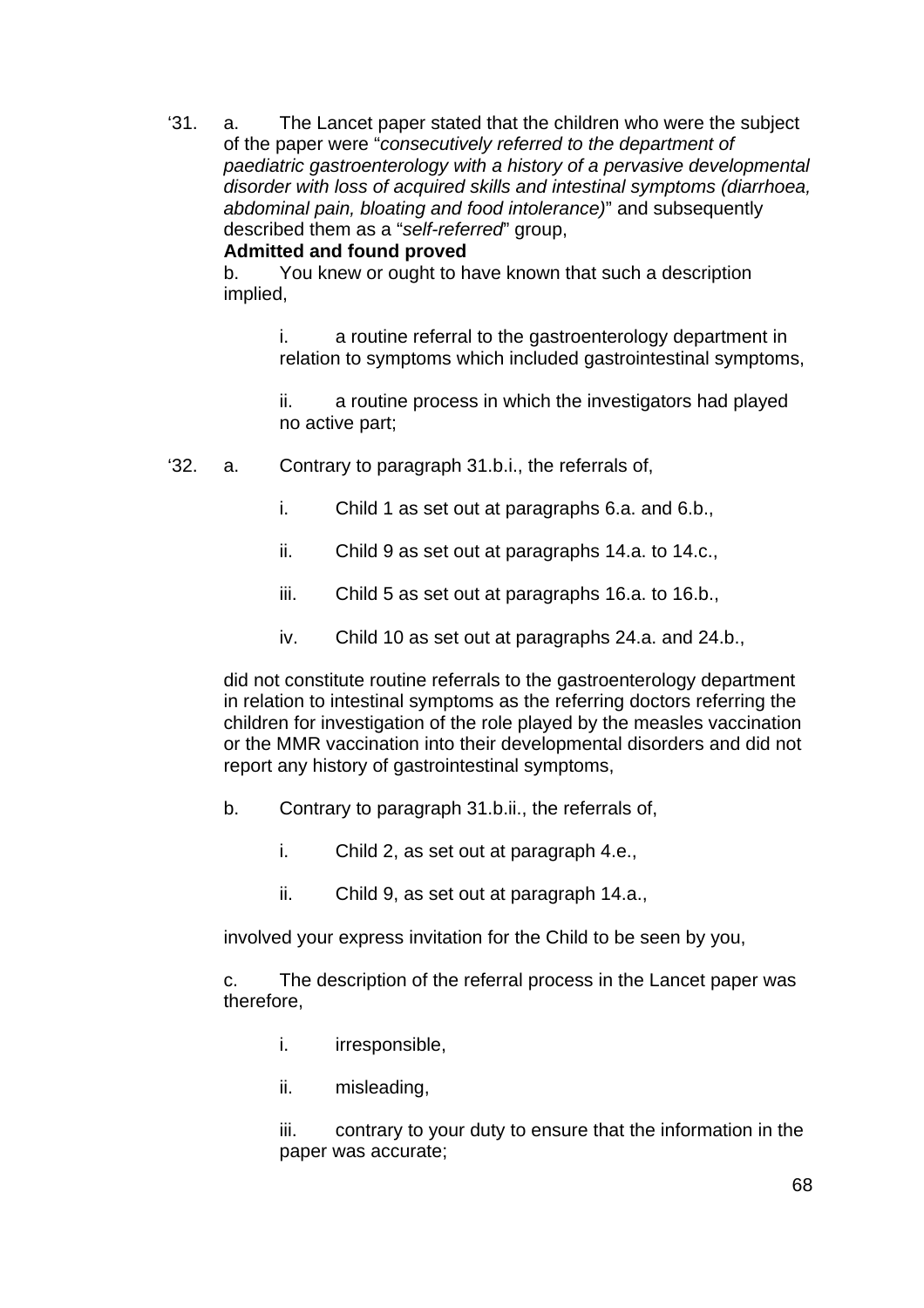‘31. a. The Lancet paper stated that the children who were the subject of the paper were “*consecutively referred to the department of paediatric gastroenterology with a history of a pervasive developmental disorder with loss of acquired skills and intestinal symptoms (diarrhoea, abdominal pain, bloating and food intolerance)*” and subsequently described them as a “*self-referred*” group,

**Admitted and found proved**

b. You knew or ought to have known that such a description implied,

i. a routine referral to the gastroenterology department in relation to symptoms which included gastrointestinal symptoms,

ii. a routine process in which the investigators had played no active part;

‘32. a. Contrary to paragraph 31.b.i., the referrals of,

i. Child 1 as set out at paragraphs 6.a. and 6.b.,

ii. Child 9 as set out at paragraphs 14.a. to 14.c.,

iii. Child 5 as set out at paragraphs 16.a. to 16.b.,

iv. Child 10 as set out at paragraphs 24.a. and 24.b.,

did not constitute routine referrals to the gastroenterology department in relation to intestinal symptoms as the referring doctors referring the children for investigation of the role played by the measles vaccination or the MMR vaccination into their developmental disorders and did not report any history of gastrointestinal symptoms,

b. Contrary to paragraph 31.b.ii., the referrals of,

i. Child 2, as set out at paragraph 4.e.,

ii. Child 9, as set out at paragraph 14.a.,

involved your express invitation for the Child to be seen by you,

c. The description of the referral process in the Lancet paper was therefore,

i. irresponsible,

ii. misleading,

iii. contrary to your duty to ensure that the information in the paper was accurate;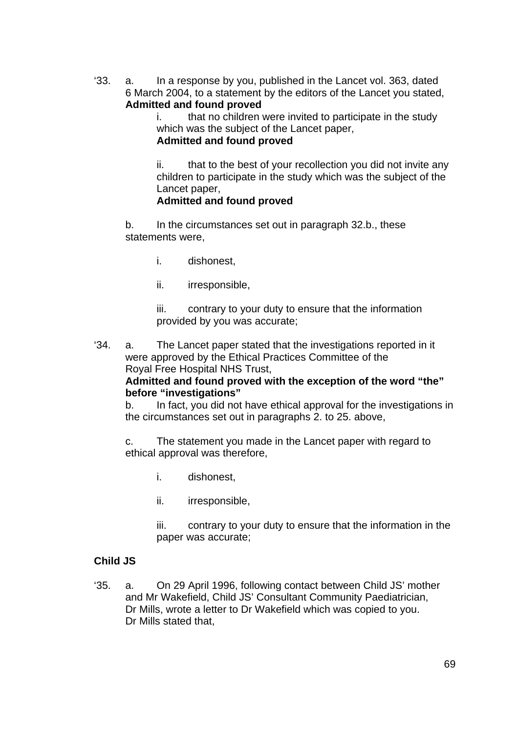‘33. a. In a response by you, published in the Lancet vol. 363, dated 6 March 2004, to a statement by the editors of the Lancet you stated,
**Admitted and found proved**

i. that no children were invited to participate in the study which was the subject of the Lancet paper,
**Admitted and found proved**

ii. that to the best of your recollection you did not invite any children to participate in the study which was the subject of the Lancet paper,
**Admitted and found proved**

b. In the circumstances set out in paragraph 32.b., these statements were,

i. dishonest,

ii. irresponsible,

iii. contrary to your duty to ensure that the information provided by you was accurate;

‘34. a. The Lancet paper stated that the investigations reported in it were approved by the Ethical Practices Committee of the Royal Free Hospital NHS Trust,
**Admitted and found proved with the exception of the word “the” before “investigations”**

b. In fact, you did not have ethical approval for the investigations in the circumstances set out in paragraphs 2. to 25. above,

c. The statement you made in the Lancet paper with regard to ethical approval was therefore,

i. dishonest,

ii. irresponsible,

iii. contrary to your duty to ensure that the information in the paper was accurate;

**Child JS**

‘35. a. On 29 April 1996, following contact between Child JS’ mother and Mr Wakefield, Child JS’ Consultant Community Paediatrician, Dr Mills, wrote a letter to Dr Wakefield which was copied to you. Dr Mills stated that,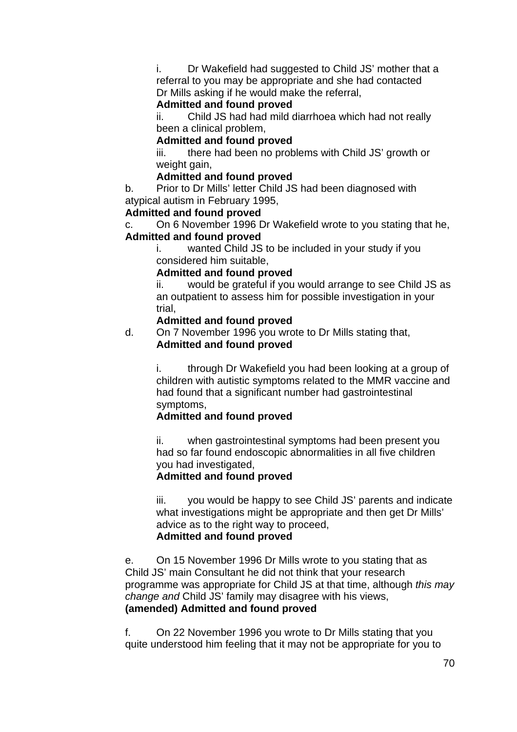i. Dr Wakefield had suggested to Child JS' mother that a referral to you may be appropriate and she had contacted Dr Mills asking if he would make the referral,

**Admitted and found proved**

ii. Child JS had had mild diarrhoea which had not really been a clinical problem,

**Admitted and found proved**

iii. there had been no problems with Child JS' growth or weight gain,

**Admitted and found proved**

b. Prior to Dr Mills' letter Child JS had been diagnosed with atypical autism in February 1995,

**Admitted and found proved**

c. On 6 November 1996 Dr Wakefield wrote to you stating that he,

**Admitted and found proved**

i. wanted Child JS to be included in your study if you considered him suitable,

**Admitted and found proved**

ii. would be grateful if you would arrange to see Child JS as an outpatient to assess him for possible investigation in your trial,

**Admitted and found proved**

d. On 7 November 1996 you wrote to Dr Mills stating that,

**Admitted and found proved**

i. through Dr Wakefield you had been looking at a group of children with autistic symptoms related to the MMR vaccine and had found that a significant number had gastrointestinal symptoms,

**Admitted and found proved**

ii. when gastrointestinal symptoms had been present you had so far found endoscopic abnormalities in all five children you had investigated,

**Admitted and found proved**

iii. you would be happy to see Child JS' parents and indicate what investigations might be appropriate and then get Dr Mills' advice as to the right way to proceed,

**Admitted and found proved**

e. On 15 November 1996 Dr Mills wrote to you stating that as Child JS' main Consultant he did not think that your research programme was appropriate for Child JS at that time, although *this may change and* Child JS' family may disagree with his views,

**(amended) Admitted and found proved**

f. On 22 November 1996 you wrote to Dr Mills stating that you quite understood him feeling that it may not be appropriate for you to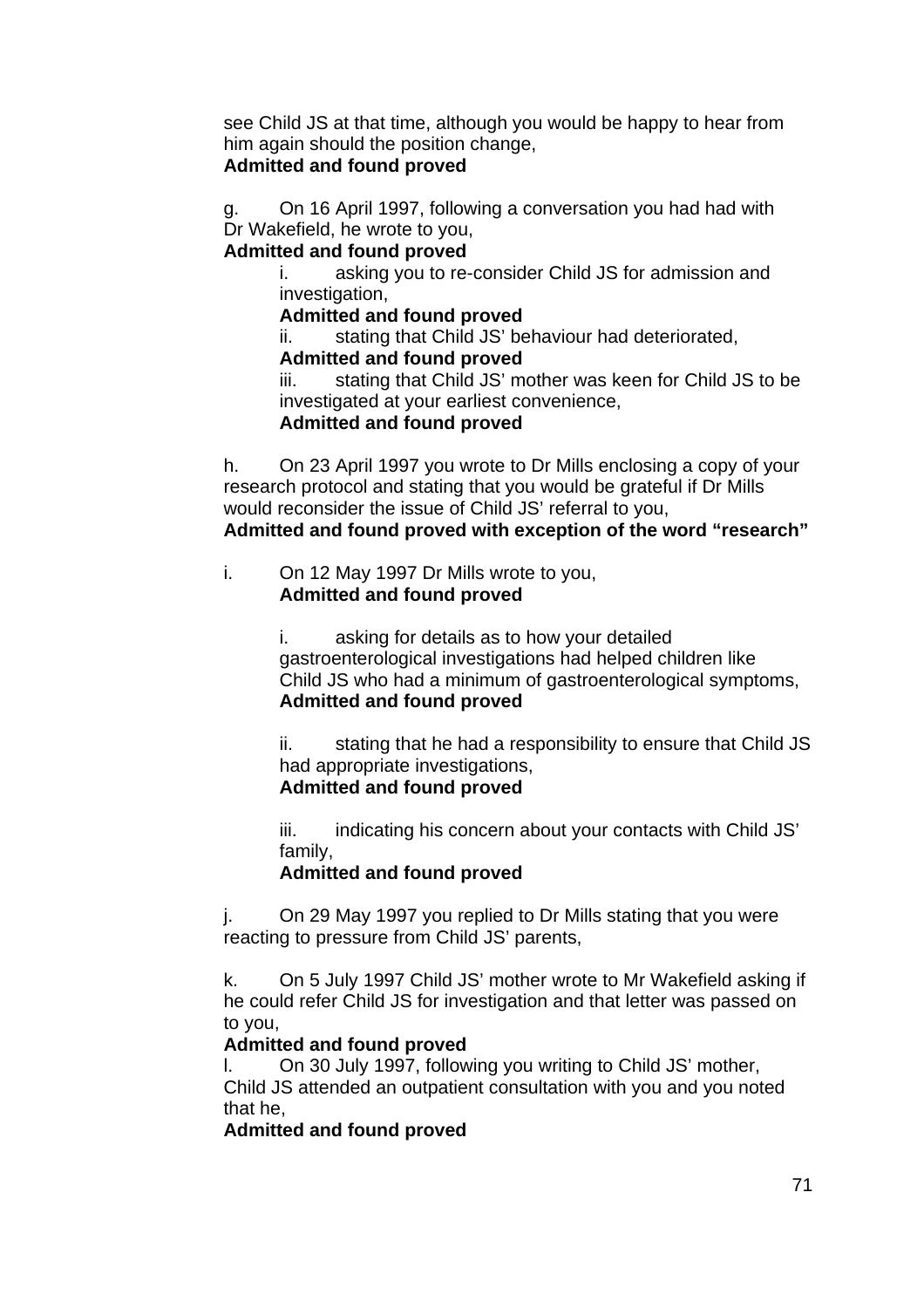see Child JS at that time, although you would be happy to hear from him again should the position change,
**Admitted and found proved**

g. On 16 April 1997, following a conversation you had had with Dr Wakefield, he wrote to you,
**Admitted and found proved**

i. asking you to re-consider Child JS for admission and investigation,
**Admitted and found proved**

ii. stating that Child JS' behaviour had deteriorated,
**Admitted and found proved**

iii. stating that Child JS' mother was keen for Child JS to be investigated at your earliest convenience,
**Admitted and found proved**

h. On 23 April 1997 you wrote to Dr Mills enclosing a copy of your research protocol and stating that you would be grateful if Dr Mills would reconsider the issue of Child JS' referral to you,
**Admitted and found proved with exception of the word "research"**

i. On 12 May 1997 Dr Mills wrote to you,
**Admitted and found proved**

i. asking for details as to how your detailed gastroenterological investigations had helped children like Child JS who had a minimum of gastroenterological symptoms,
**Admitted and found proved**

ii. stating that he had a responsibility to ensure that Child JS had appropriate investigations,
**Admitted and found proved**

iii. indicating his concern about your contacts with Child JS' family,
**Admitted and found proved**

j. On 29 May 1997 you replied to Dr Mills stating that you were reacting to pressure from Child JS' parents,

k. On 5 July 1997 Child JS' mother wrote to Mr Wakefield asking if he could refer Child JS for investigation and that letter was passed on to you,
**Admitted and found proved**

l. On 30 July 1997, following you writing to Child JS' mother, Child JS attended an outpatient consultation with you and you noted that he,
**Admitted and found proved**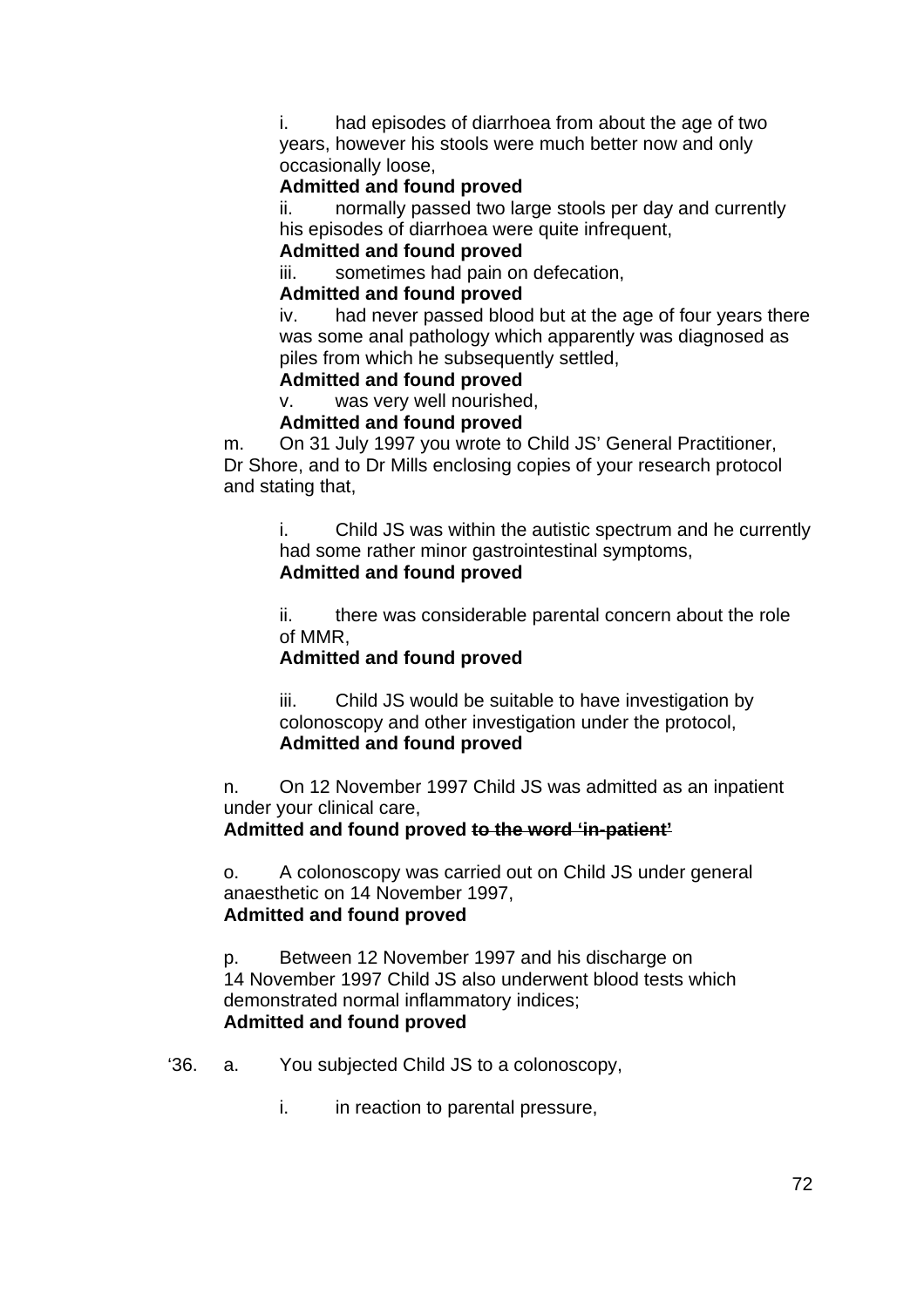i. had episodes of diarrhoea from about the age of two years, however his stools were much better now and only occasionally loose,

**Admitted and found proved**

ii. normally passed two large stools per day and currently his episodes of diarrhoea were quite infrequent,

**Admitted and found proved**

iii. sometimes had pain on defecation,

**Admitted and found proved**

iv. had never passed blood but at the age of four years there was some anal pathology which apparently was diagnosed as piles from which he subsequently settled,

**Admitted and found proved**

v. was very well nourished,

**Admitted and found proved**

m. On 31 July 1997 you wrote to Child JS' General Practitioner, Dr Shore, and to Dr Mills enclosing copies of your research protocol and stating that,

i. Child JS was within the autistic spectrum and he currently had some rather minor gastrointestinal symptoms,
**Admitted and found proved**

ii. there was considerable parental concern about the role of MMR,

**Admitted and found proved**

iii. Child JS would be suitable to have investigation by colonoscopy and other investigation under the protocol,
**Admitted and found proved**

n. On 12 November 1997 Child JS was admitted as an inpatient under your clinical care,
**Admitted and found proved ~~to the word 'in-patient'~~**

o. A colonoscopy was carried out on Child JS under general anaesthetic on 14 November 1997,
**Admitted and found proved**

p. Between 12 November 1997 and his discharge on 14 November 1997 Child JS also underwent blood tests which demonstrated normal inflammatory indices;
**Admitted and found proved**

'36. a. You subjected Child JS to a colonoscopy,

i. in reaction to parental pressure,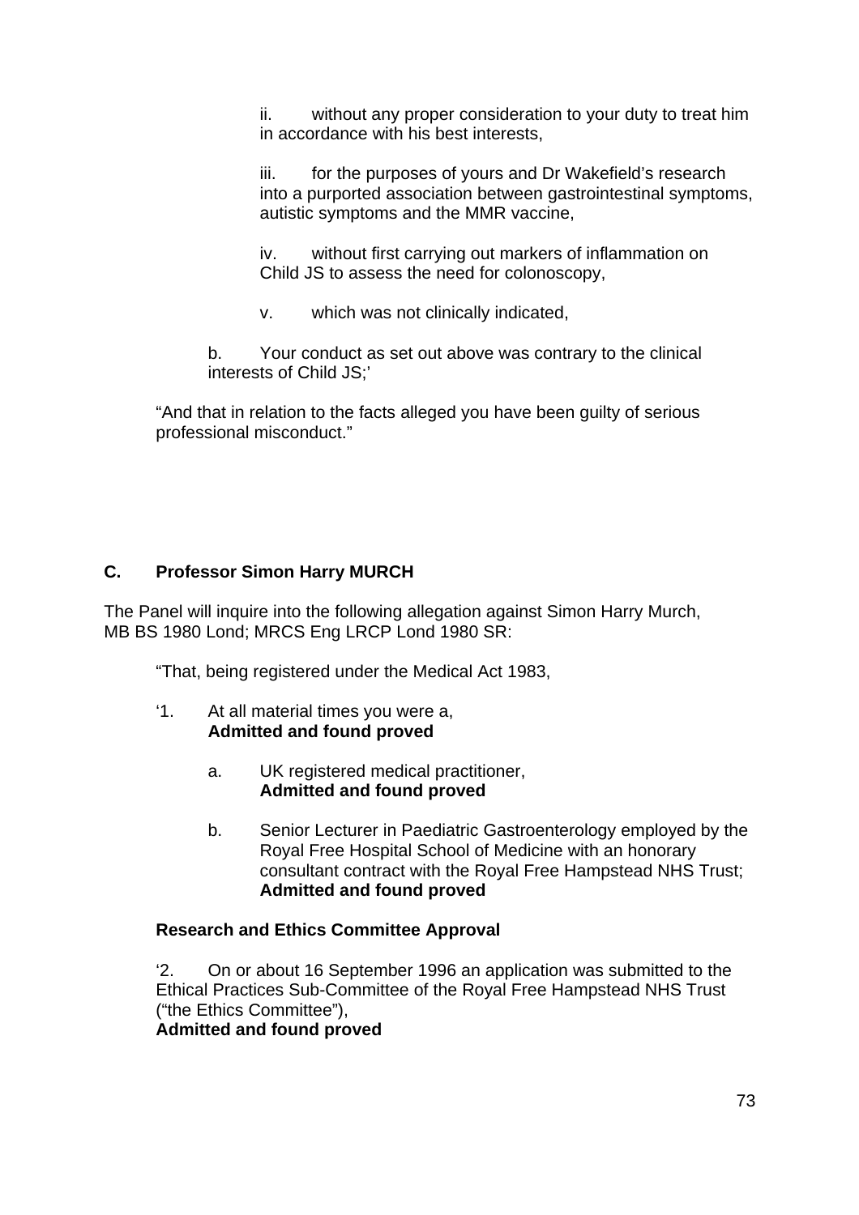ii. without any proper consideration to your duty to treat him in accordance with his best interests,

iii. for the purposes of yours and Dr Wakefield's research into a purported association between gastrointestinal symptoms, autistic symptoms and the MMR vaccine,

iv. without first carrying out markers of inflammation on Child JS to assess the need for colonoscopy,

v. which was not clinically indicated,

b. Your conduct as set out above was contrary to the clinical interests of Child JS;'

"And that in relation to the facts alleged you have been guilty of serious professional misconduct."

## C. Professor Simon Harry MURCH

The Panel will inquire into the following allegation against Simon Harry Murch, MB BS 1980 Lond; MRCS Eng LRCP Lond 1980 SR:

"That, being registered under the Medical Act 1983,

'1. At all material times you were a,
**Admitted and found proved**

a. UK registered medical practitioner,
**Admitted and found proved**

b. Senior Lecturer in Paediatric Gastroenterology employed by the Royal Free Hospital School of Medicine with an honorary consultant contract with the Royal Free Hampstead NHS Trust;
**Admitted and found proved**

**Research and Ethics Committee Approval**

'2. On or about 16 September 1996 an application was submitted to the Ethical Practices Sub-Committee of the Royal Free Hampstead NHS Trust ("the Ethics Committee"),
**Admitted and found proved**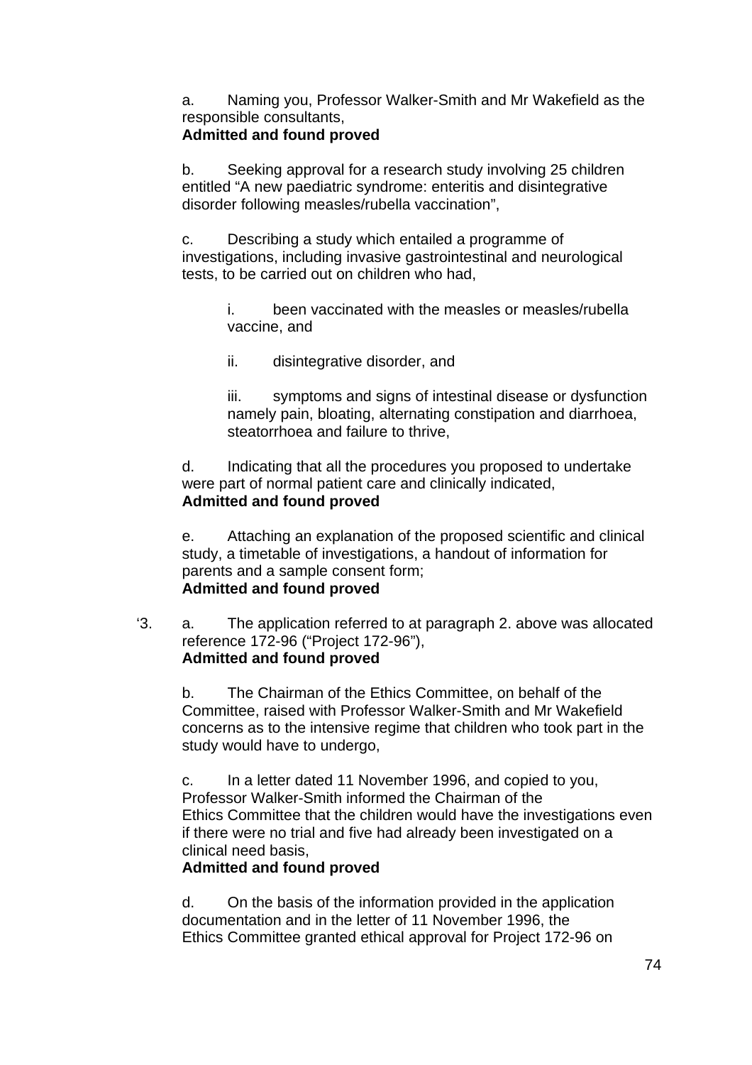a. Naming you, Professor Walker-Smith and Mr Wakefield as the responsible consultants,
**Admitted and found proved**

b. Seeking approval for a research study involving 25 children entitled "A new paediatric syndrome: enteritis and disintegrative disorder following measles/rubella vaccination",

c. Describing a study which entailed a programme of investigations, including invasive gastrointestinal and neurological tests, to be carried out on children who had,

i. been vaccinated with the measles or measles/rubella vaccine, and

ii. disintegrative disorder, and

iii. symptoms and signs of intestinal disease or dysfunction namely pain, bloating, alternating constipation and diarrhoea, steatorrhoea and failure to thrive,

d. Indicating that all the procedures you proposed to undertake were part of normal patient care and clinically indicated,
**Admitted and found proved**

e. Attaching an explanation of the proposed scientific and clinical study, a timetable of investigations, a handout of information for parents and a sample consent form;
**Admitted and found proved**

'3. a. The application referred to at paragraph 2. above was allocated reference 172-96 ("Project 172-96"),
**Admitted and found proved**

b. The Chairman of the Ethics Committee, on behalf of the Committee, raised with Professor Walker-Smith and Mr Wakefield concerns as to the intensive regime that children who took part in the study would have to undergo,

c. In a letter dated 11 November 1996, and copied to you, Professor Walker-Smith informed the Chairman of the Ethics Committee that the children would have the investigations even if there were no trial and five had already been investigated on a clinical need basis,
**Admitted and found proved**

d. On the basis of the information provided in the application documentation and in the letter of 11 November 1996, the Ethics Committee granted ethical approval for Project 172-96 on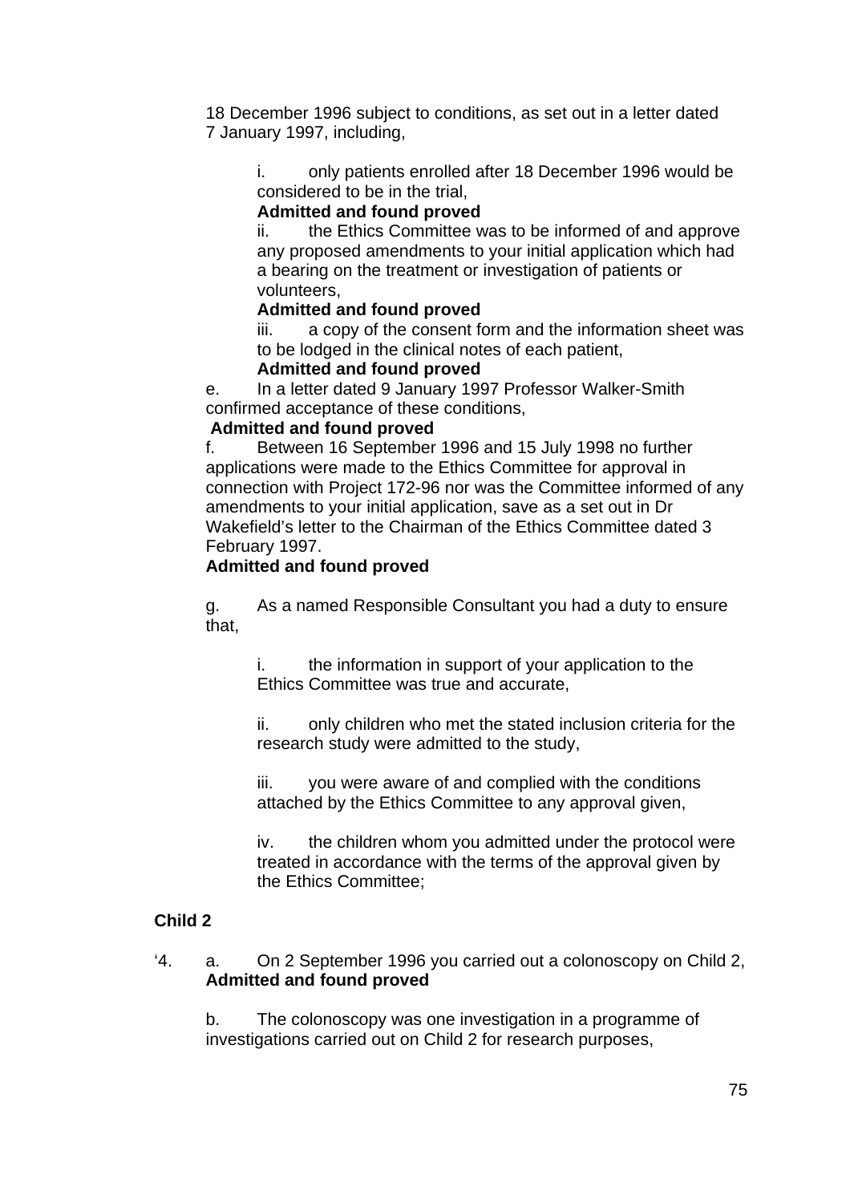18 December 1996 subject to conditions, as set out in a letter dated 7 January 1997, including,

i. only patients enrolled after 18 December 1996 would be considered to be in the trial,
**Admitted and found proved**
ii. the Ethics Committee was to be informed of and approve any proposed amendments to your initial application which had a bearing on the treatment or investigation of patients or volunteers,
**Admitted and found proved**
iii. a copy of the consent form and the information sheet was to be lodged in the clinical notes of each patient,
**Admitted and found proved**

e. In a letter dated 9 January 1997 Professor Walker-Smith confirmed acceptance of these conditions,
**Admitted and found proved**

f. Between 16 September 1996 and 15 July 1998 no further applications were made to the Ethics Committee for approval in connection with Project 172-96 nor was the Committee informed of any amendments to your initial application, save as a set out in Dr Wakefield's letter to the Chairman of the Ethics Committee dated 3 February 1997.
**Admitted and found proved**

g. As a named Responsible Consultant you had a duty to ensure that,

i. the information in support of your application to the Ethics Committee was true and accurate,

ii. only children who met the stated inclusion criteria for the research study were admitted to the study,

iii. you were aware of and complied with the conditions attached by the Ethics Committee to any approval given,

iv. the children whom you admitted under the protocol were treated in accordance with the terms of the approval given by the Ethics Committee;

**Child 2**

'4. a. On 2 September 1996 you carried out a colonoscopy on Child 2,
**Admitted and found proved**

b. The colonoscopy was one investigation in a programme of investigations carried out on Child 2 for research purposes,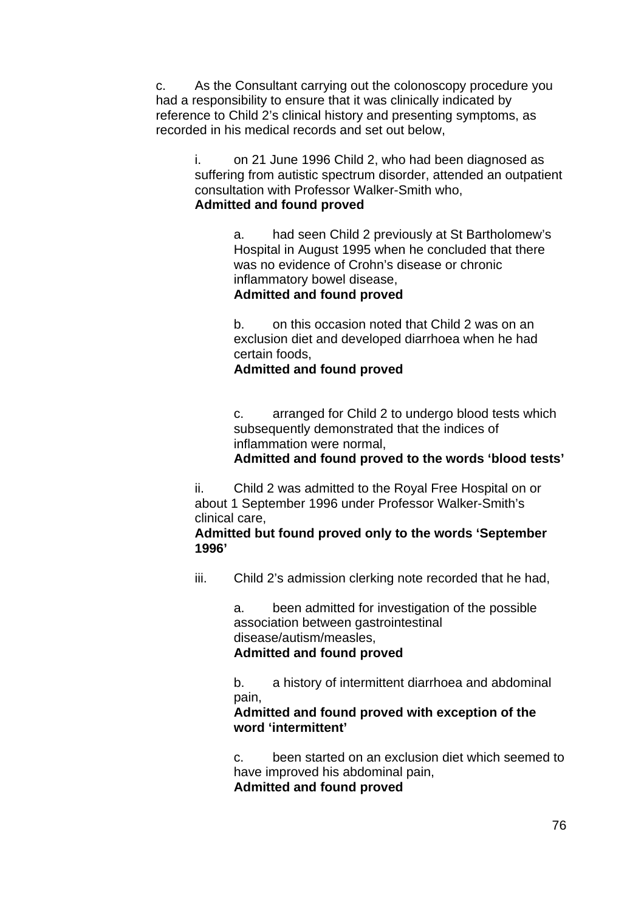c. As the Consultant carrying out the colonoscopy procedure you had a responsibility to ensure that it was clinically indicated by reference to Child 2's clinical history and presenting symptoms, as recorded in his medical records and set out below,

> i. on 21 June 1996 Child 2, who had been diagnosed as suffering from autistic spectrum disorder, attended an outpatient consultation with Professor Walker-Smith who,
> **Admitted and found proved**
>
> > a. had seen Child 2 previously at St Bartholomew's Hospital in August 1995 when he concluded that there was no evidence of Crohn's disease or chronic inflammatory bowel disease,
> > **Admitted and found proved**
> >
> > b. on this occasion noted that Child 2 was on an exclusion diet and developed diarrhoea when he had certain foods,
> > **Admitted and found proved**
> >
> > c. arranged for Child 2 to undergo blood tests which subsequently demonstrated that the indices of inflammation were normal,
> > **Admitted and found proved to the words 'blood tests'**
>
> ii. Child 2 was admitted to the Royal Free Hospital on or about 1 September 1996 under Professor Walker-Smith's clinical care,
> **Admitted but found proved only to the words 'September 1996'**
>
> iii. Child 2's admission clerking note recorded that he had,
>
> > a. been admitted for investigation of the possible association between gastrointestinal disease/autism/measles,
> > **Admitted and found proved**
> >
> > b. a history of intermittent diarrhoea and abdominal pain,
> > **Admitted and found proved with exception of the word 'intermittent'**
> >
> > c. been started on an exclusion diet which seemed to have improved his abdominal pain,
> > **Admitted and found proved**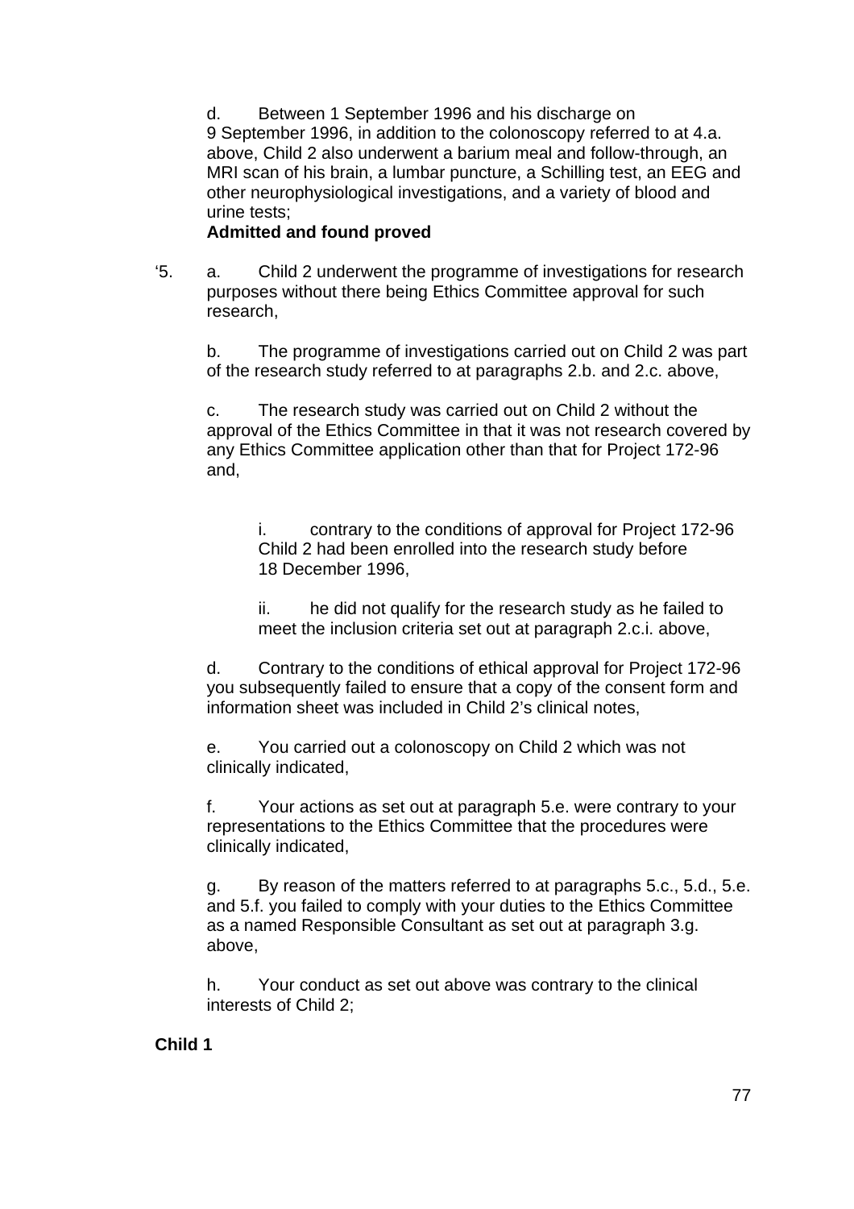d. Between 1 September 1996 and his discharge on 9 September 1996, in addition to the colonoscopy referred to at 4.a. above, Child 2 also underwent a barium meal and follow-through, an MRI scan of his brain, a lumbar puncture, a Schilling test, an EEG and other neurophysiological investigations, and a variety of blood and urine tests;

**Admitted and found proved**

'5. a. Child 2 underwent the programme of investigations for research purposes without there being Ethics Committee approval for such research,

b. The programme of investigations carried out on Child 2 was part of the research study referred to at paragraphs 2.b. and 2.c. above,

c. The research study was carried out on Child 2 without the approval of the Ethics Committee in that it was not research covered by any Ethics Committee application other than that for Project 172-96 and,

i. contrary to the conditions of approval for Project 172-96 Child 2 had been enrolled into the research study before 18 December 1996,

ii. he did not qualify for the research study as he failed to meet the inclusion criteria set out at paragraph 2.c.i. above,

d. Contrary to the conditions of ethical approval for Project 172-96 you subsequently failed to ensure that a copy of the consent form and information sheet was included in Child 2's clinical notes,

e. You carried out a colonoscopy on Child 2 which was not clinically indicated,

f. Your actions as set out at paragraph 5.e. were contrary to your representations to the Ethics Committee that the procedures were clinically indicated,

g. By reason of the matters referred to at paragraphs 5.c., 5.d., 5.e. and 5.f. you failed to comply with your duties to the Ethics Committee as a named Responsible Consultant as set out at paragraph 3.g. above,

h. Your conduct as set out above was contrary to the clinical interests of Child 2;

**Child 1**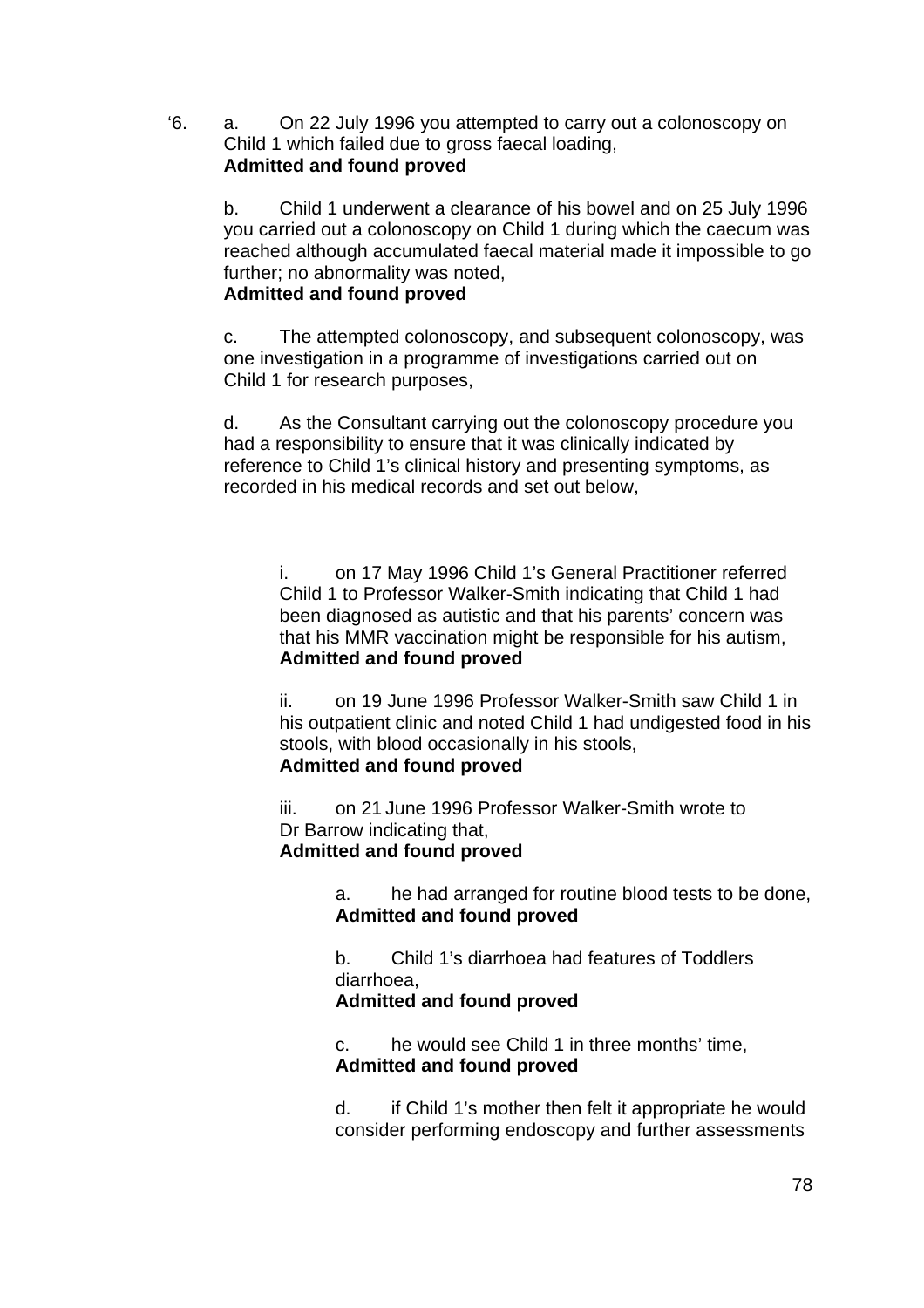‘6. a. On 22 July 1996 you attempted to carry out a colonoscopy on Child 1 which failed due to gross faecal loading,
**Admitted and found proved**

b. Child 1 underwent a clearance of his bowel and on 25 July 1996 you carried out a colonoscopy on Child 1 during which the caecum was reached although accumulated faecal material made it impossible to go further; no abnormality was noted,
**Admitted and found proved**

c. The attempted colonoscopy, and subsequent colonoscopy, was one investigation in a programme of investigations carried out on Child 1 for research purposes,

d. As the Consultant carrying out the colonoscopy procedure you had a responsibility to ensure that it was clinically indicated by reference to Child 1’s clinical history and presenting symptoms, as recorded in his medical records and set out below,

i. on 17 May 1996 Child 1’s General Practitioner referred Child 1 to Professor Walker-Smith indicating that Child 1 had been diagnosed as autistic and that his parents’ concern was that his MMR vaccination might be responsible for his autism,
**Admitted and found proved**

ii. on 19 June 1996 Professor Walker-Smith saw Child 1 in his outpatient clinic and noted Child 1 had undigested food in his stools, with blood occasionally in his stools,
**Admitted and found proved**

iii. on 21 June 1996 Professor Walker-Smith wrote to Dr Barrow indicating that,
**Admitted and found proved**

a. he had arranged for routine blood tests to be done,
**Admitted and found proved**

b. Child 1’s diarrhoea had features of Toddlers diarrhoea,
**Admitted and found proved**

c. he would see Child 1 in three months’ time,
**Admitted and found proved**

d. if Child 1’s mother then felt it appropriate he would consider performing endoscopy and further assessments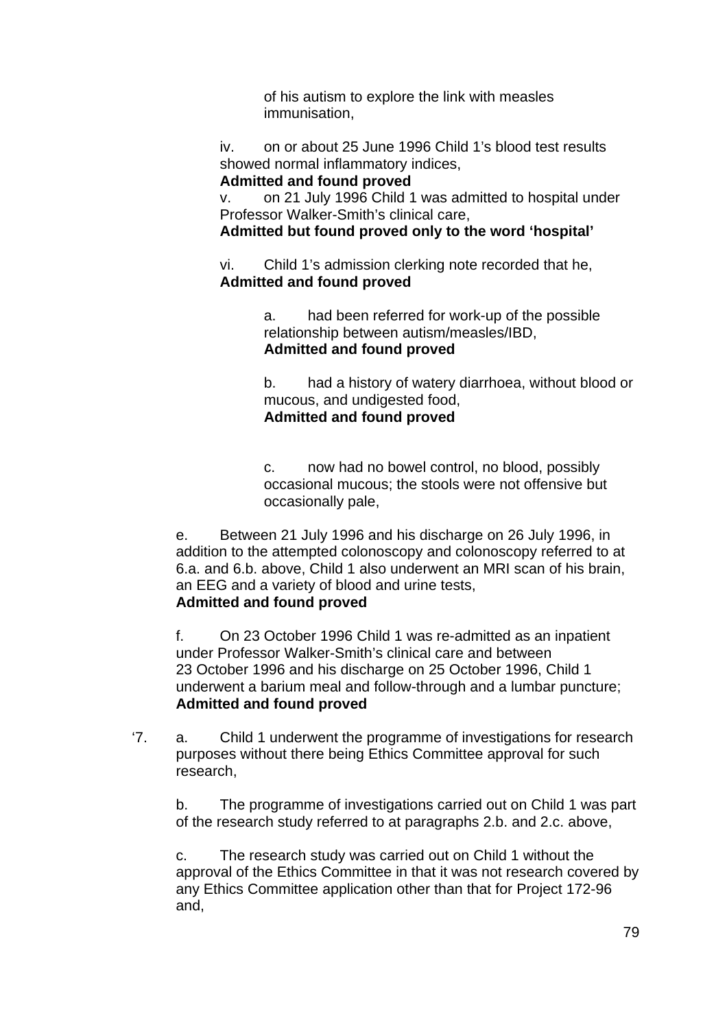of his autism to explore the link with measles immunisation,

iv. on or about 25 June 1996 Child 1's blood test results showed normal inflammatory indices,
**Admitted and found proved**

v. on 21 July 1996 Child 1 was admitted to hospital under Professor Walker-Smith's clinical care,
**Admitted but found proved only to the word 'hospital'**

vi. Child 1's admission clerking note recorded that he,
**Admitted and found proved**

a. had been referred for work-up of the possible relationship between autism/measles/IBD,
**Admitted and found proved**

b. had a history of watery diarrhoea, without blood or mucous, and undigested food,
**Admitted and found proved**

c. now had no bowel control, no blood, possibly occasional mucous; the stools were not offensive but occasionally pale,

e. Between 21 July 1996 and his discharge on 26 July 1996, in addition to the attempted colonoscopy and colonoscopy referred to at 6.a. and 6.b. above, Child 1 also underwent an MRI scan of his brain, an EEG and a variety of blood and urine tests,
**Admitted and found proved**

f. On 23 October 1996 Child 1 was re-admitted as an inpatient under Professor Walker-Smith's clinical care and between 23 October 1996 and his discharge on 25 October 1996, Child 1 underwent a barium meal and follow-through and a lumbar puncture;
**Admitted and found proved**

'7. a. Child 1 underwent the programme of investigations for research purposes without there being Ethics Committee approval for such research,

b. The programme of investigations carried out on Child 1 was part of the research study referred to at paragraphs 2.b. and 2.c. above,

c. The research study was carried out on Child 1 without the approval of the Ethics Committee in that it was not research covered by any Ethics Committee application other than that for Project 172-96 and,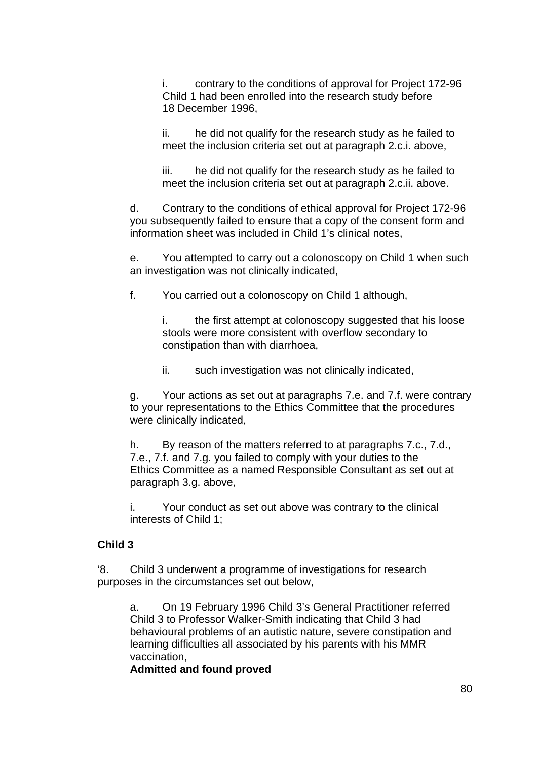i. contrary to the conditions of approval for Project 172-96 Child 1 had been enrolled into the research study before 18 December 1996,

ii. he did not qualify for the research study as he failed to meet the inclusion criteria set out at paragraph 2.c.i. above,

iii. he did not qualify for the research study as he failed to meet the inclusion criteria set out at paragraph 2.c.ii. above.

d. Contrary to the conditions of ethical approval for Project 172-96 you subsequently failed to ensure that a copy of the consent form and information sheet was included in Child 1's clinical notes,

e. You attempted to carry out a colonoscopy on Child 1 when such an investigation was not clinically indicated,

f. You carried out a colonoscopy on Child 1 although,

i. the first attempt at colonoscopy suggested that his loose stools were more consistent with overflow secondary to constipation than with diarrhoea,

ii. such investigation was not clinically indicated,

g. Your actions as set out at paragraphs 7.e. and 7.f. were contrary to your representations to the Ethics Committee that the procedures were clinically indicated,

h. By reason of the matters referred to at paragraphs 7.c., 7.d., 7.e., 7.f. and 7.g. you failed to comply with your duties to the Ethics Committee as a named Responsible Consultant as set out at paragraph 3.g. above,

i. Your conduct as set out above was contrary to the clinical interests of Child 1;

**Child 3**

'8. Child 3 underwent a programme of investigations for research purposes in the circumstances set out below,

a. On 19 February 1996 Child 3's General Practitioner referred Child 3 to Professor Walker-Smith indicating that Child 3 had behavioural problems of an autistic nature, severe constipation and learning difficulties all associated by his parents with his MMR vaccination,
**Admitted and found proved**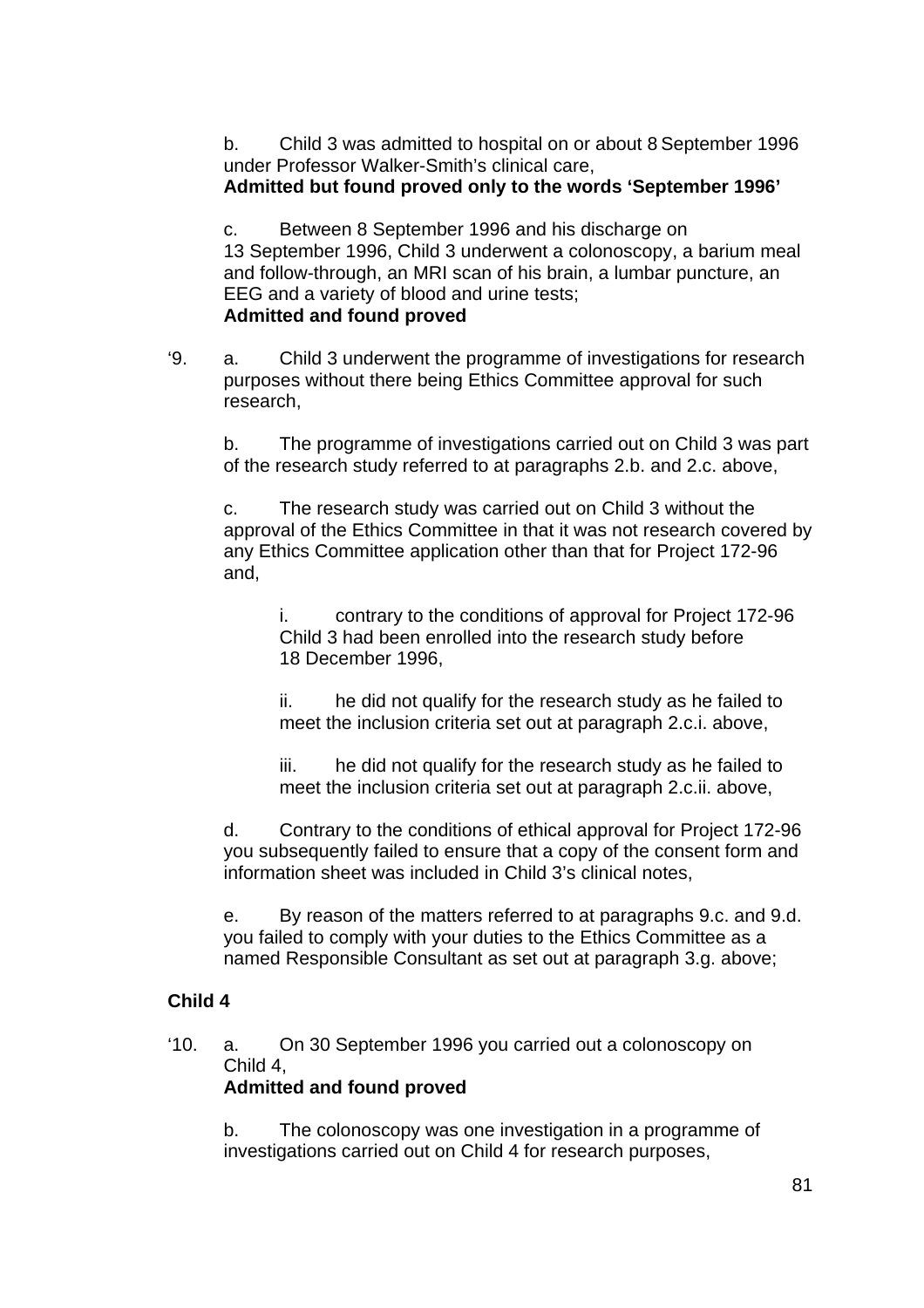b. Child 3 was admitted to hospital on or about 8 September 1996 under Professor Walker-Smith's clinical care,
**Admitted but found proved only to the words 'September 1996'**

c. Between 8 September 1996 and his discharge on 13 September 1996, Child 3 underwent a colonoscopy, a barium meal and follow-through, an MRI scan of his brain, a lumbar puncture, an EEG and a variety of blood and urine tests;
**Admitted and found proved**

'9. a. Child 3 underwent the programme of investigations for research purposes without there being Ethics Committee approval for such research,

b. The programme of investigations carried out on Child 3 was part of the research study referred to at paragraphs 2.b. and 2.c. above,

c. The research study was carried out on Child 3 without the approval of the Ethics Committee in that it was not research covered by any Ethics Committee application other than that for Project 172-96 and,

i. contrary to the conditions of approval for Project 172-96 Child 3 had been enrolled into the research study before 18 December 1996,

ii. he did not qualify for the research study as he failed to meet the inclusion criteria set out at paragraph 2.c.i. above,

iii. he did not qualify for the research study as he failed to meet the inclusion criteria set out at paragraph 2.c.ii. above,

d. Contrary to the conditions of ethical approval for Project 172-96 you subsequently failed to ensure that a copy of the consent form and information sheet was included in Child 3's clinical notes,

e. By reason of the matters referred to at paragraphs 9.c. and 9.d. you failed to comply with your duties to the Ethics Committee as a named Responsible Consultant as set out at paragraph 3.g. above;

**Child 4**

'10. a. On 30 September 1996 you carried out a colonoscopy on Child 4,
**Admitted and found proved**

b. The colonoscopy was one investigation in a programme of investigations carried out on Child 4 for research purposes,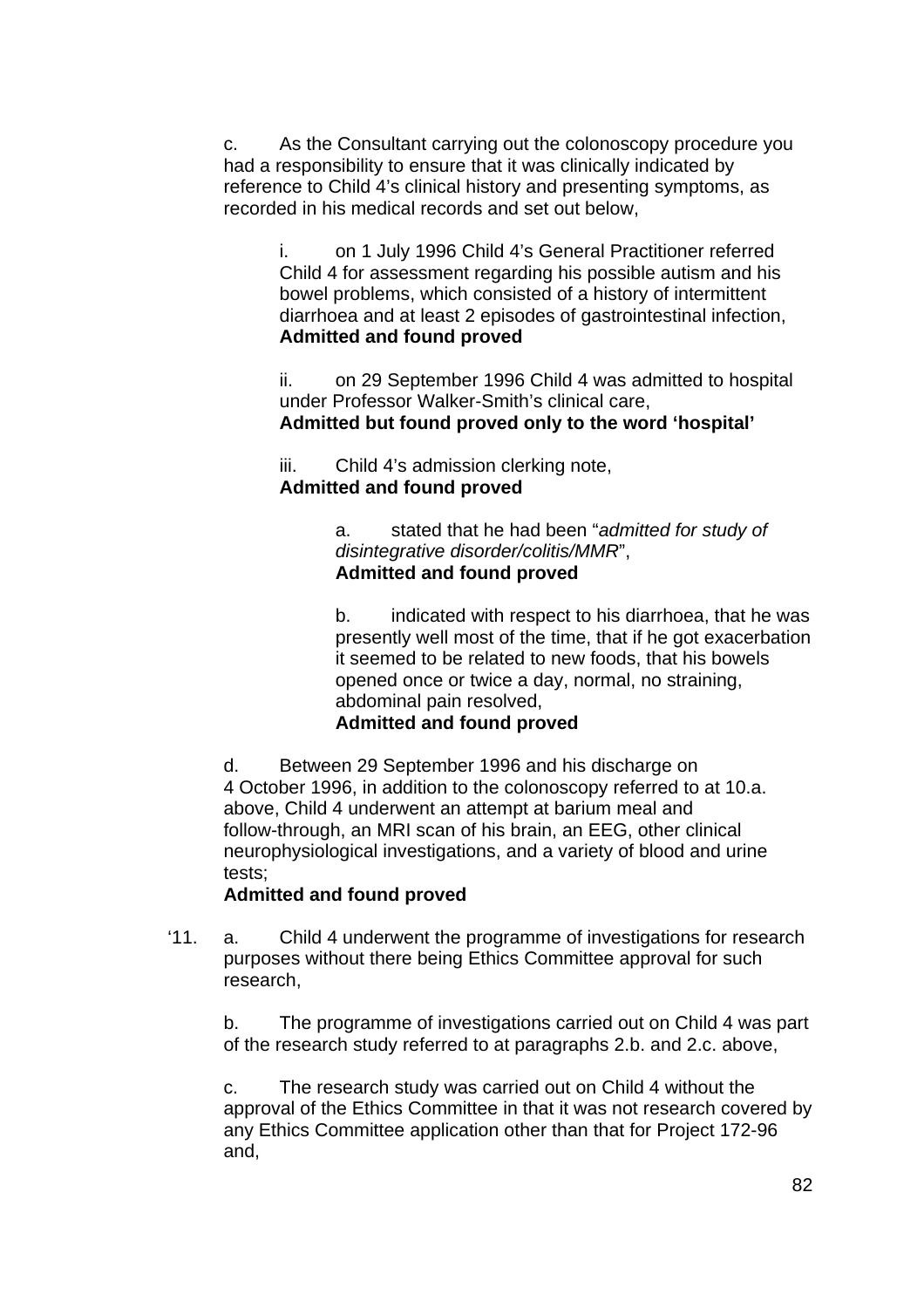c. As the Consultant carrying out the colonoscopy procedure you had a responsibility to ensure that it was clinically indicated by reference to Child 4's clinical history and presenting symptoms, as recorded in his medical records and set out below,

> i. on 1 July 1996 Child 4's General Practitioner referred Child 4 for assessment regarding his possible autism and his bowel problems, which consisted of a history of intermittent diarrhoea and at least 2 episodes of gastrointestinal infection,
> **Admitted and found proved**
>
> ii. on 29 September 1996 Child 4 was admitted to hospital under Professor Walker-Smith's clinical care,
> **Admitted but found proved only to the word 'hospital'**
>
> iii. Child 4's admission clerking note,
> **Admitted and found proved**
>
> > a. stated that he had been "*admitted for study of disintegrative disorder/colitis/MMR*",
> > **Admitted and found proved**
> >
> > b. indicated with respect to his diarrhoea, that he was presently well most of the time, that if he got exacerbation it seemed to be related to new foods, that his bowels opened once or twice a day, normal, no straining, abdominal pain resolved,
> > **Admitted and found proved**

d. Between 29 September 1996 and his discharge on 4 October 1996, in addition to the colonoscopy referred to at 10.a. above, Child 4 underwent an attempt at barium meal and follow-through, an MRI scan of his brain, an EEG, other clinical neurophysiological investigations, and a variety of blood and urine tests;
**Admitted and found proved**

'11. a. Child 4 underwent the programme of investigations for research purposes without there being Ethics Committee approval for such research,

b. The programme of investigations carried out on Child 4 was part of the research study referred to at paragraphs 2.b. and 2.c. above,

c. The research study was carried out on Child 4 without the approval of the Ethics Committee in that it was not research covered by any Ethics Committee application other than that for Project 172-96 and,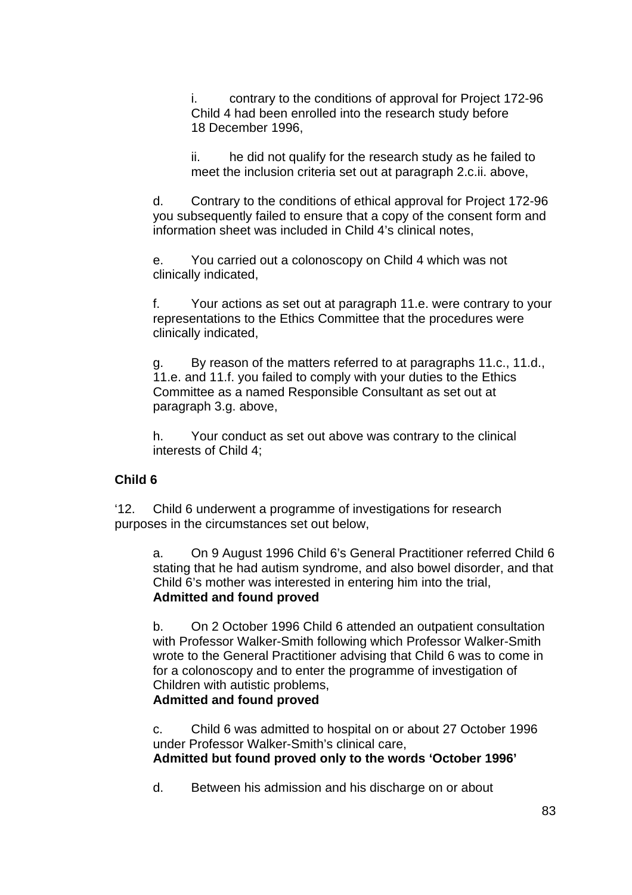i. contrary to the conditions of approval for Project 172-96 Child 4 had been enrolled into the research study before 18 December 1996,

ii. he did not qualify for the research study as he failed to meet the inclusion criteria set out at paragraph 2.c.ii. above,

d. Contrary to the conditions of ethical approval for Project 172-96 you subsequently failed to ensure that a copy of the consent form and information sheet was included in Child 4's clinical notes,

e. You carried out a colonoscopy on Child 4 which was not clinically indicated,

f. Your actions as set out at paragraph 11.e. were contrary to your representations to the Ethics Committee that the procedures were clinically indicated,

g. By reason of the matters referred to at paragraphs 11.c., 11.d., 11.e. and 11.f. you failed to comply with your duties to the Ethics Committee as a named Responsible Consultant as set out at paragraph 3.g. above,

h. Your conduct as set out above was contrary to the clinical interests of Child 4;

**Child 6**

'12. Child 6 underwent a programme of investigations for research purposes in the circumstances set out below,

a. On 9 August 1996 Child 6's General Practitioner referred Child 6 stating that he had autism syndrome, and also bowel disorder, and that Child 6's mother was interested in entering him into the trial,
**Admitted and found proved**

b. On 2 October 1996 Child 6 attended an outpatient consultation with Professor Walker-Smith following which Professor Walker-Smith wrote to the General Practitioner advising that Child 6 was to come in for a colonoscopy and to enter the programme of investigation of Children with autistic problems,
**Admitted and found proved**

c. Child 6 was admitted to hospital on or about 27 October 1996 under Professor Walker-Smith's clinical care,
**Admitted but found proved only to the words 'October 1996'**

d. Between his admission and his discharge on or about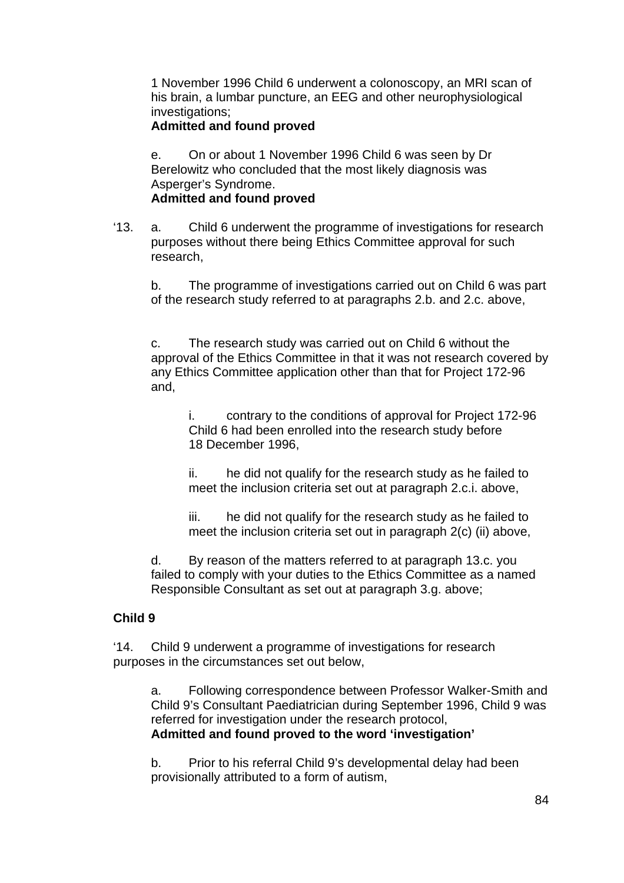1 November 1996 Child 6 underwent a colonoscopy, an MRI scan of his brain, a lumbar puncture, an EEG and other neurophysiological investigations;
**Admitted and found proved**

e. On or about 1 November 1996 Child 6 was seen by Dr Berelowitz who concluded that the most likely diagnosis was Asperger's Syndrome.
**Admitted and found proved**

'13. a. Child 6 underwent the programme of investigations for research purposes without there being Ethics Committee approval for such research,

b. The programme of investigations carried out on Child 6 was part of the research study referred to at paragraphs 2.b. and 2.c. above,

c. The research study was carried out on Child 6 without the approval of the Ethics Committee in that it was not research covered by any Ethics Committee application other than that for Project 172-96 and,

i. contrary to the conditions of approval for Project 172-96 Child 6 had been enrolled into the research study before 18 December 1996,

ii. he did not qualify for the research study as he failed to meet the inclusion criteria set out at paragraph 2.c.i. above,

iii. he did not qualify for the research study as he failed to meet the inclusion criteria set out in paragraph 2(c) (ii) above,

d. By reason of the matters referred to at paragraph 13.c. you failed to comply with your duties to the Ethics Committee as a named Responsible Consultant as set out at paragraph 3.g. above;

**Child 9**

'14. Child 9 underwent a programme of investigations for research purposes in the circumstances set out below,

a. Following correspondence between Professor Walker-Smith and Child 9's Consultant Paediatrician during September 1996, Child 9 was referred for investigation under the research protocol,
**Admitted and found proved to the word 'investigation'**

b. Prior to his referral Child 9's developmental delay had been provisionally attributed to a form of autism,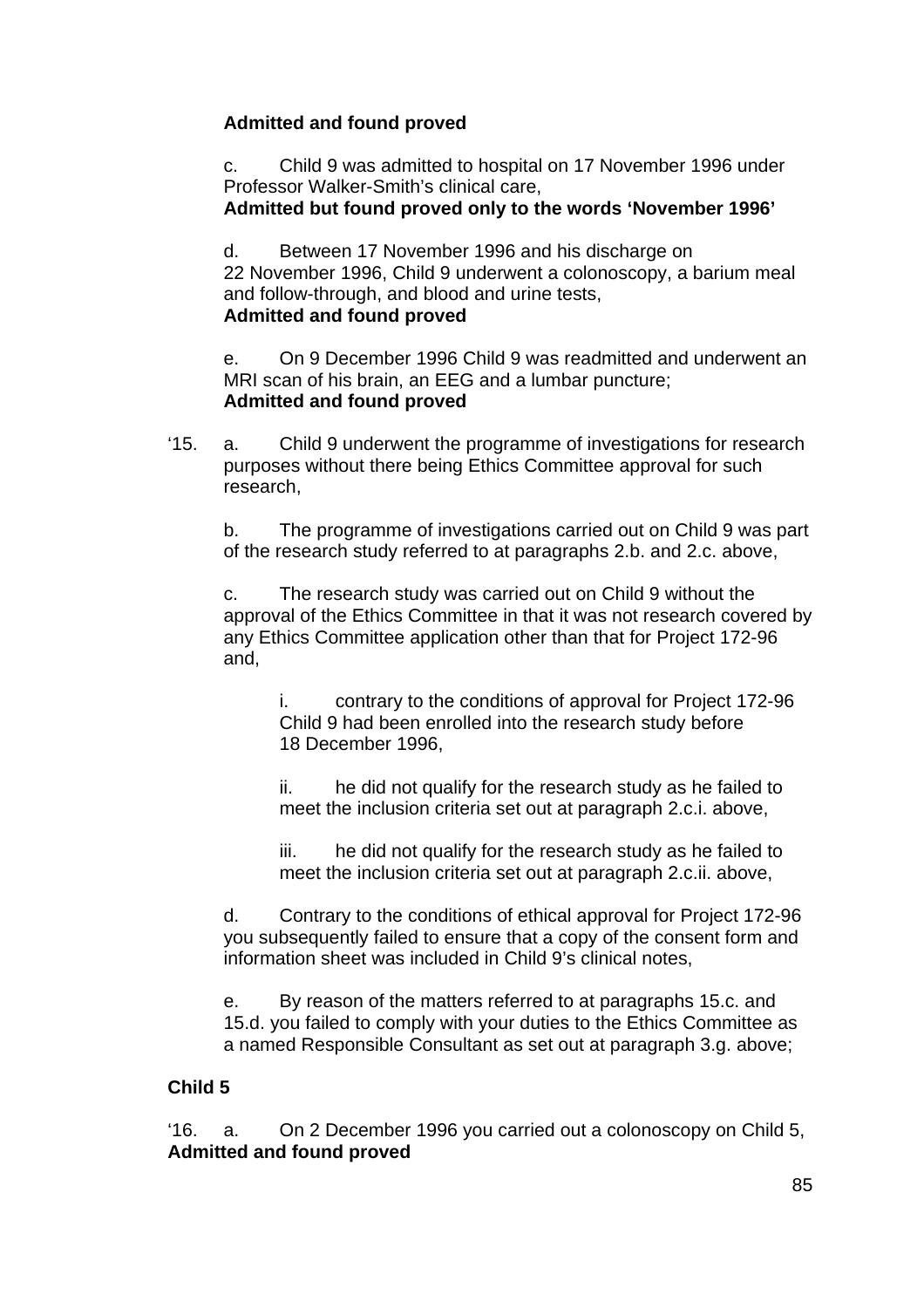**Admitted and found proved**

c. Child 9 was admitted to hospital on 17 November 1996 under Professor Walker-Smith's clinical care,
**Admitted but found proved only to the words 'November 1996'**

d. Between 17 November 1996 and his discharge on 22 November 1996, Child 9 underwent a colonoscopy, a barium meal and follow-through, and blood and urine tests,
**Admitted and found proved**

e. On 9 December 1996 Child 9 was readmitted and underwent an MRI scan of his brain, an EEG and a lumbar puncture;
**Admitted and found proved**

'15. a. Child 9 underwent the programme of investigations for research purposes without there being Ethics Committee approval for such research,

b. The programme of investigations carried out on Child 9 was part of the research study referred to at paragraphs 2.b. and 2.c. above,

c. The research study was carried out on Child 9 without the approval of the Ethics Committee in that it was not research covered by any Ethics Committee application other than that for Project 172-96 and,

i. contrary to the conditions of approval for Project 172-96 Child 9 had been enrolled into the research study before 18 December 1996,

ii. he did not qualify for the research study as he failed to meet the inclusion criteria set out at paragraph 2.c.i. above,

iii. he did not qualify for the research study as he failed to meet the inclusion criteria set out at paragraph 2.c.ii. above,

d. Contrary to the conditions of ethical approval for Project 172-96 you subsequently failed to ensure that a copy of the consent form and information sheet was included in Child 9's clinical notes,

e. By reason of the matters referred to at paragraphs 15.c. and 15.d. you failed to comply with your duties to the Ethics Committee as a named Responsible Consultant as set out at paragraph 3.g. above;

**Child 5**

'16. a. On 2 December 1996 you carried out a colonoscopy on Child 5,
**Admitted and found proved**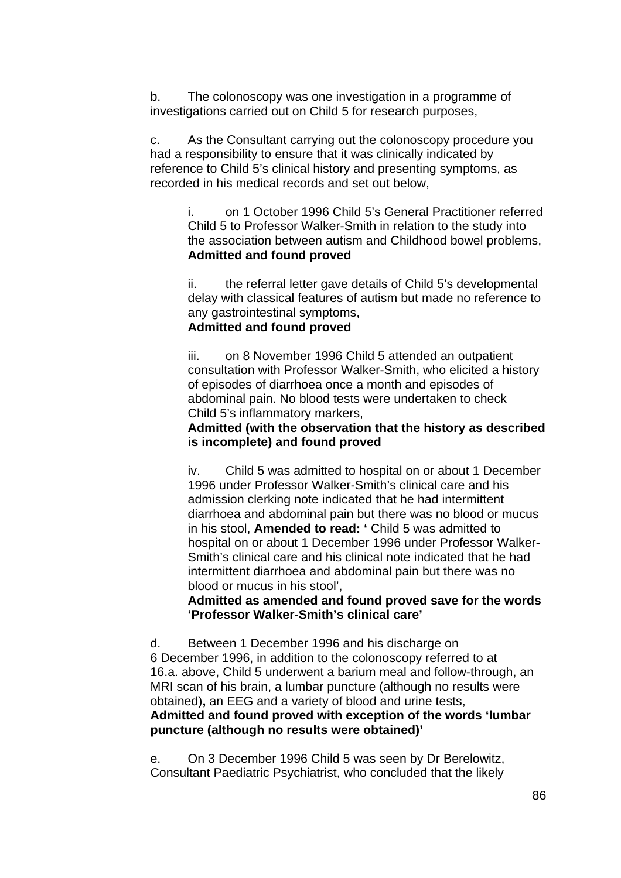b. The colonoscopy was one investigation in a programme of investigations carried out on Child 5 for research purposes,

c. As the Consultant carrying out the colonoscopy procedure you had a responsibility to ensure that it was clinically indicated by reference to Child 5's clinical history and presenting symptoms, as recorded in his medical records and set out below,

> i. on 1 October 1996 Child 5's General Practitioner referred Child 5 to Professor Walker-Smith in relation to the study into the association between autism and Childhood bowel problems,
> **Admitted and found proved**
>
> ii. the referral letter gave details of Child 5's developmental delay with classical features of autism but made no reference to any gastrointestinal symptoms,
> **Admitted and found proved**
>
> iii. on 8 November 1996 Child 5 attended an outpatient consultation with Professor Walker-Smith, who elicited a history of episodes of diarrhoea once a month and episodes of abdominal pain. No blood tests were undertaken to check Child 5's inflammatory markers,
> **Admitted (with the observation that the history as described is incomplete) and found proved**
>
> iv. Child 5 was admitted to hospital on or about 1 December 1996 under Professor Walker-Smith's clinical care and his admission clerking note indicated that he had intermittent diarrhoea and abdominal pain but there was no blood or mucus in his stool, **Amended to read: '** Child 5 was admitted to hospital on or about 1 December 1996 under Professor Walker-Smith's clinical care and his clinical note indicated that he had intermittent diarrhoea and abdominal pain but there was no blood or mucus in his stool',
> **Admitted as amended and found proved save for the words 'Professor Walker-Smith's clinical care'**

d. Between 1 December 1996 and his discharge on 6 December 1996, in addition to the colonoscopy referred to at 16.a. above, Child 5 underwent a barium meal and follow-through, an MRI scan of his brain, a lumbar puncture (although no results were obtained)**,** an EEG and a variety of blood and urine tests,
**Admitted and found proved with exception of the words 'lumbar puncture (although no results were obtained)'**

e. On 3 December 1996 Child 5 was seen by Dr Berelowitz, Consultant Paediatric Psychiatrist, who concluded that the likely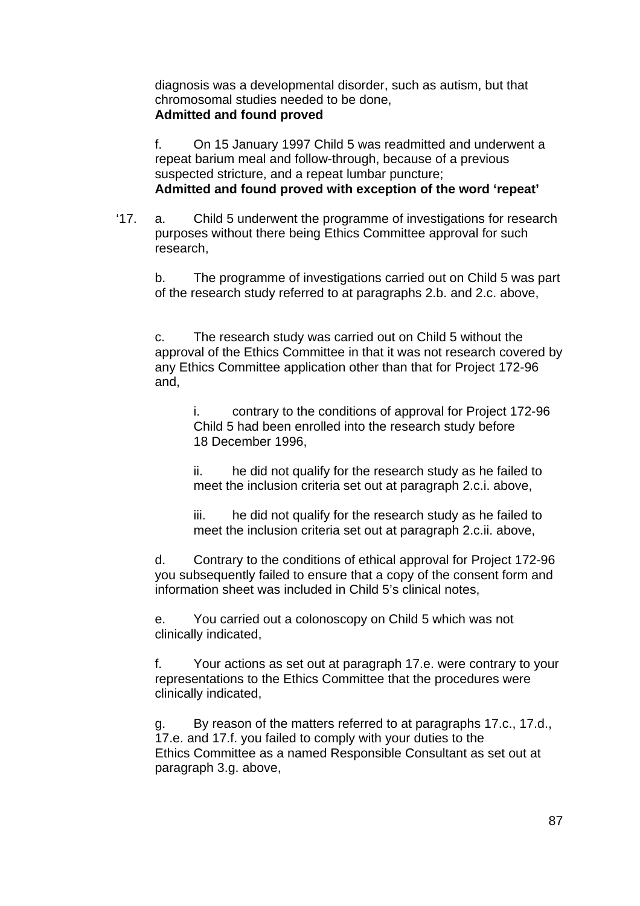diagnosis was a developmental disorder, such as autism, but that chromosomal studies needed to be done,
**Admitted and found proved**

f. On 15 January 1997 Child 5 was readmitted and underwent a repeat barium meal and follow-through, because of a previous suspected stricture, and a repeat lumbar puncture;
**Admitted and found proved with exception of the word 'repeat'**

'17. a. Child 5 underwent the programme of investigations for research purposes without there being Ethics Committee approval for such research,

b. The programme of investigations carried out on Child 5 was part of the research study referred to at paragraphs 2.b. and 2.c. above,

c. The research study was carried out on Child 5 without the approval of the Ethics Committee in that it was not research covered by any Ethics Committee application other than that for Project 172-96 and,

i. contrary to the conditions of approval for Project 172-96 Child 5 had been enrolled into the research study before 18 December 1996,

ii. he did not qualify for the research study as he failed to meet the inclusion criteria set out at paragraph 2.c.i. above,

iii. he did not qualify for the research study as he failed to meet the inclusion criteria set out at paragraph 2.c.ii. above,

d. Contrary to the conditions of ethical approval for Project 172-96 you subsequently failed to ensure that a copy of the consent form and information sheet was included in Child 5's clinical notes,

e. You carried out a colonoscopy on Child 5 which was not clinically indicated,

f. Your actions as set out at paragraph 17.e. were contrary to your representations to the Ethics Committee that the procedures were clinically indicated,

g. By reason of the matters referred to at paragraphs 17.c., 17.d., 17.e. and 17.f. you failed to comply with your duties to the Ethics Committee as a named Responsible Consultant as set out at paragraph 3.g. above,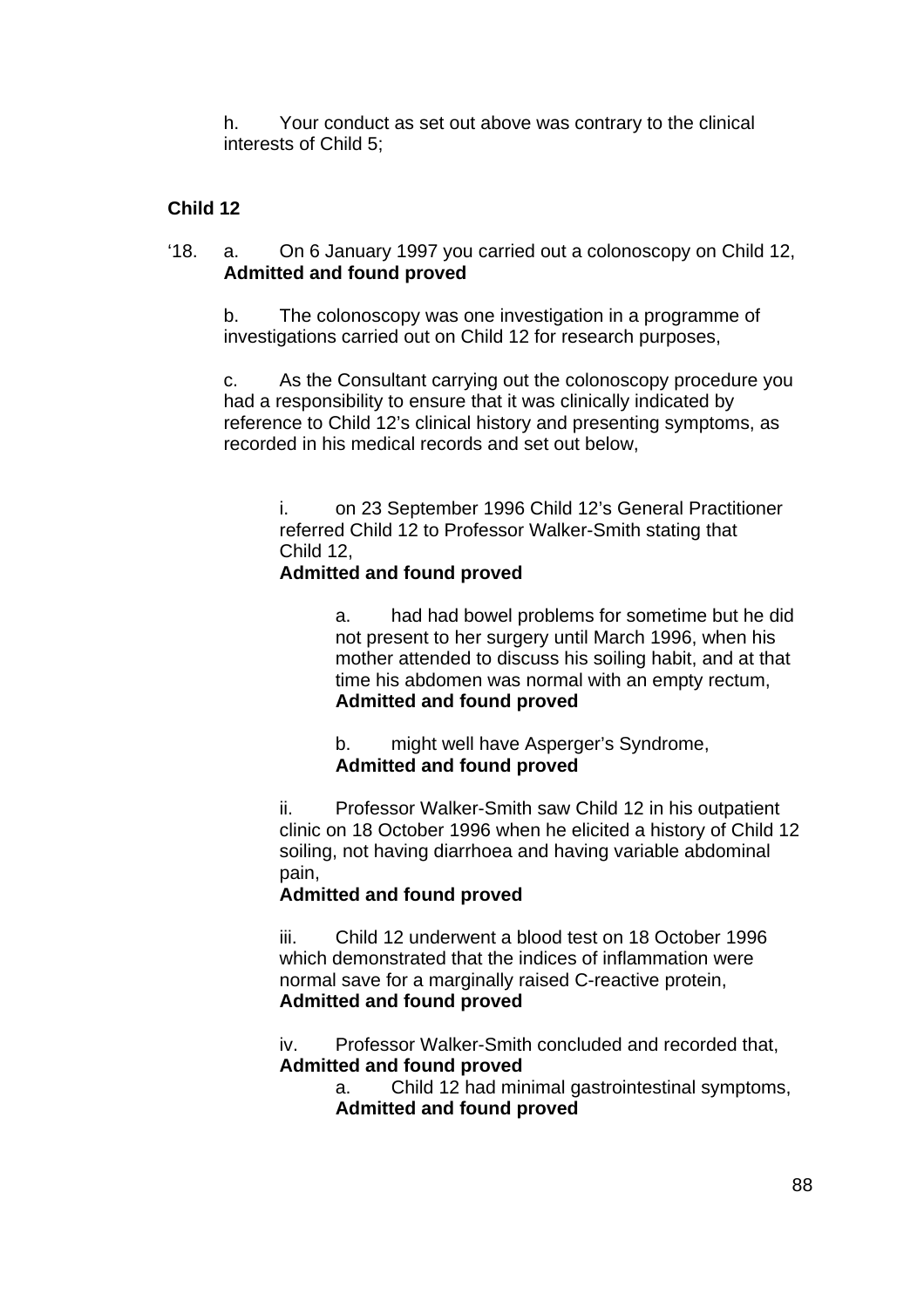h. Your conduct as set out above was contrary to the clinical interests of Child 5;

**Child 12**

'18. a. On 6 January 1997 you carried out a colonoscopy on Child 12,
**Admitted and found proved**

b. The colonoscopy was one investigation in a programme of investigations carried out on Child 12 for research purposes,

c. As the Consultant carrying out the colonoscopy procedure you had a responsibility to ensure that it was clinically indicated by reference to Child 12's clinical history and presenting symptoms, as recorded in his medical records and set out below,

i. on 23 September 1996 Child 12's General Practitioner referred Child 12 to Professor Walker-Smith stating that Child 12,
**Admitted and found proved**

a. had had bowel problems for sometime but he did not present to her surgery until March 1996, when his mother attended to discuss his soiling habit, and at that time his abdomen was normal with an empty rectum,
**Admitted and found proved**

b. might well have Asperger's Syndrome,
**Admitted and found proved**

ii. Professor Walker-Smith saw Child 12 in his outpatient clinic on 18 October 1996 when he elicited a history of Child 12 soiling, not having diarrhoea and having variable abdominal pain,
**Admitted and found proved**

iii. Child 12 underwent a blood test on 18 October 1996 which demonstrated that the indices of inflammation were normal save for a marginally raised C-reactive protein,
**Admitted and found proved**

iv. Professor Walker-Smith concluded and recorded that,
**Admitted and found proved**

a. Child 12 had minimal gastrointestinal symptoms,
**Admitted and found proved**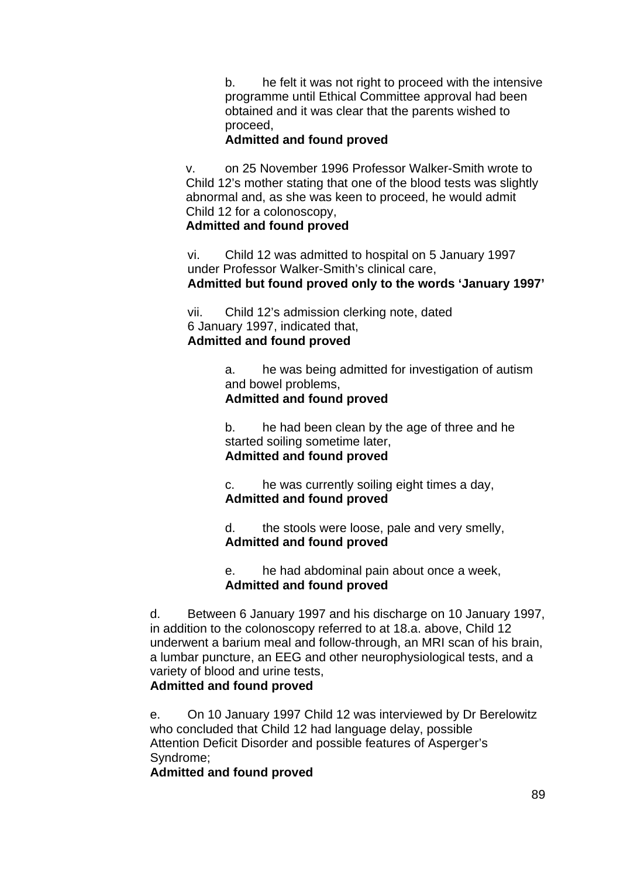b. he felt it was not right to proceed with the intensive programme until Ethical Committee approval had been obtained and it was clear that the parents wished to proceed,
**Admitted and found proved**

v. on 25 November 1996 Professor Walker-Smith wrote to Child 12's mother stating that one of the blood tests was slightly abnormal and, as she was keen to proceed, he would admit Child 12 for a colonoscopy,
**Admitted and found proved**

vi. Child 12 was admitted to hospital on 5 January 1997 under Professor Walker-Smith's clinical care,
**Admitted but found proved only to the words 'January 1997'**

vii. Child 12's admission clerking note, dated 6 January 1997, indicated that,
**Admitted and found proved**

a. he was being admitted for investigation of autism and bowel problems,
**Admitted and found proved**

b. he had been clean by the age of three and he started soiling sometime later,
**Admitted and found proved**

c. he was currently soiling eight times a day,
**Admitted and found proved**

d. the stools were loose, pale and very smelly,
**Admitted and found proved**

e. he had abdominal pain about once a week,
**Admitted and found proved**

d. Between 6 January 1997 and his discharge on 10 January 1997, in addition to the colonoscopy referred to at 18.a. above, Child 12 underwent a barium meal and follow-through, an MRI scan of his brain, a lumbar puncture, an EEG and other neurophysiological tests, and a variety of blood and urine tests,
**Admitted and found proved**

e. On 10 January 1997 Child 12 was interviewed by Dr Berelowitz who concluded that Child 12 had language delay, possible Attention Deficit Disorder and possible features of Asperger's Syndrome;
**Admitted and found proved**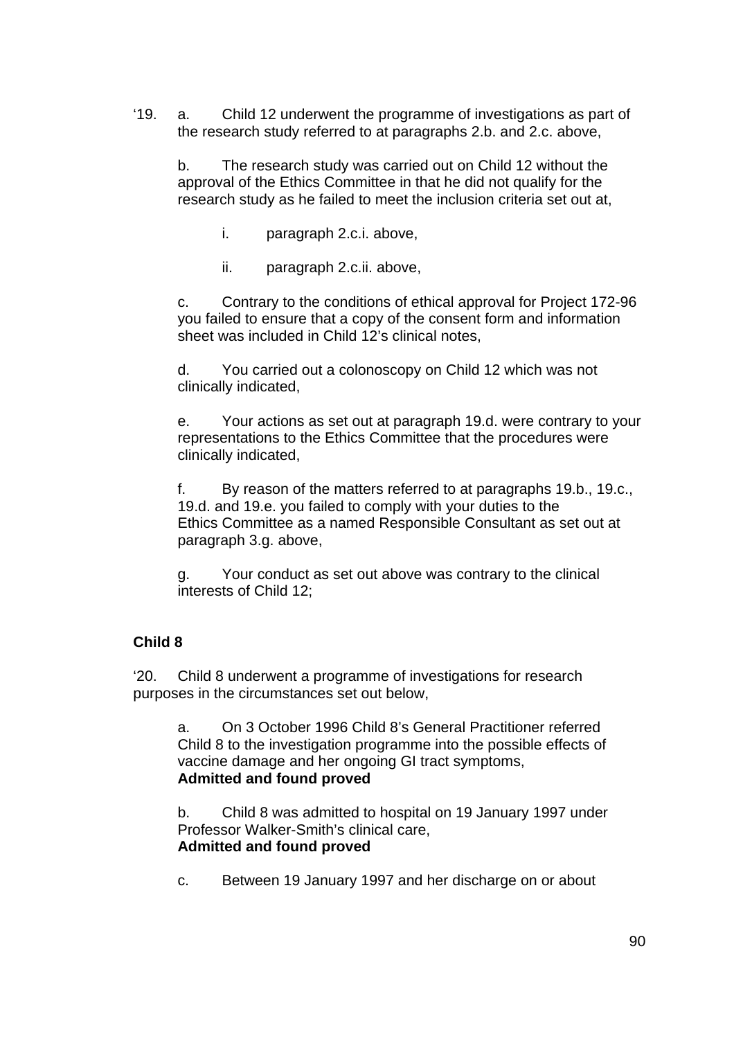'19. a. Child 12 underwent the programme of investigations as part of the research study referred to at paragraphs 2.b. and 2.c. above,

b. The research study was carried out on Child 12 without the approval of the Ethics Committee in that he did not qualify for the research study as he failed to meet the inclusion criteria set out at,

i. paragraph 2.c.i. above,

ii. paragraph 2.c.ii. above,

c. Contrary to the conditions of ethical approval for Project 172-96 you failed to ensure that a copy of the consent form and information sheet was included in Child 12's clinical notes,

d. You carried out a colonoscopy on Child 12 which was not clinically indicated,

e. Your actions as set out at paragraph 19.d. were contrary to your representations to the Ethics Committee that the procedures were clinically indicated,

f. By reason of the matters referred to at paragraphs 19.b., 19.c., 19.d. and 19.e. you failed to comply with your duties to the Ethics Committee as a named Responsible Consultant as set out at paragraph 3.g. above,

g. Your conduct as set out above was contrary to the clinical interests of Child 12;

**Child 8**

'20. Child 8 underwent a programme of investigations for research purposes in the circumstances set out below,

a. On 3 October 1996 Child 8's General Practitioner referred Child 8 to the investigation programme into the possible effects of vaccine damage and her ongoing GI tract symptoms,
**Admitted and found proved**

b. Child 8 was admitted to hospital on 19 January 1997 under Professor Walker-Smith's clinical care,
**Admitted and found proved**

c. Between 19 January 1997 and her discharge on or about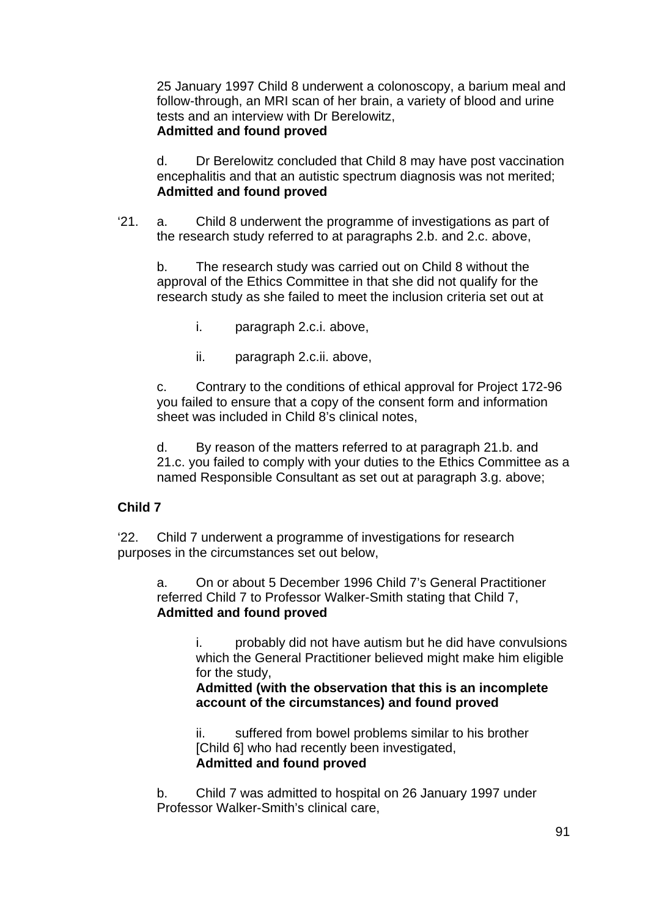25 January 1997 Child 8 underwent a colonoscopy, a barium meal and follow-through, an MRI scan of her brain, a variety of blood and urine tests and an interview with Dr Berelowitz,
**Admitted and found proved**

d. Dr Berelowitz concluded that Child 8 may have post vaccination encephalitis and that an autistic spectrum diagnosis was not merited;
**Admitted and found proved**

‘21. a. Child 8 underwent the programme of investigations as part of the research study referred to at paragraphs 2.b. and 2.c. above,

b. The research study was carried out on Child 8 without the approval of the Ethics Committee in that she did not qualify for the research study as she failed to meet the inclusion criteria set out at

i. paragraph 2.c.i. above,

ii. paragraph 2.c.ii. above,

c. Contrary to the conditions of ethical approval for Project 172-96 you failed to ensure that a copy of the consent form and information sheet was included in Child 8’s clinical notes,

d. By reason of the matters referred to at paragraph 21.b. and 21.c. you failed to comply with your duties to the Ethics Committee as a named Responsible Consultant as set out at paragraph 3.g. above;

**Child 7**

‘22. Child 7 underwent a programme of investigations for research purposes in the circumstances set out below,

a. On or about 5 December 1996 Child 7’s General Practitioner referred Child 7 to Professor Walker-Smith stating that Child 7,
**Admitted and found proved**

i. probably did not have autism but he did have convulsions which the General Practitioner believed might make him eligible for the study,
**Admitted (with the observation that this is an incomplete account of the circumstances) and found proved**

ii. suffered from bowel problems similar to his brother [Child 6] who had recently been investigated,
**Admitted and found proved**

b. Child 7 was admitted to hospital on 26 January 1997 under Professor Walker-Smith’s clinical care,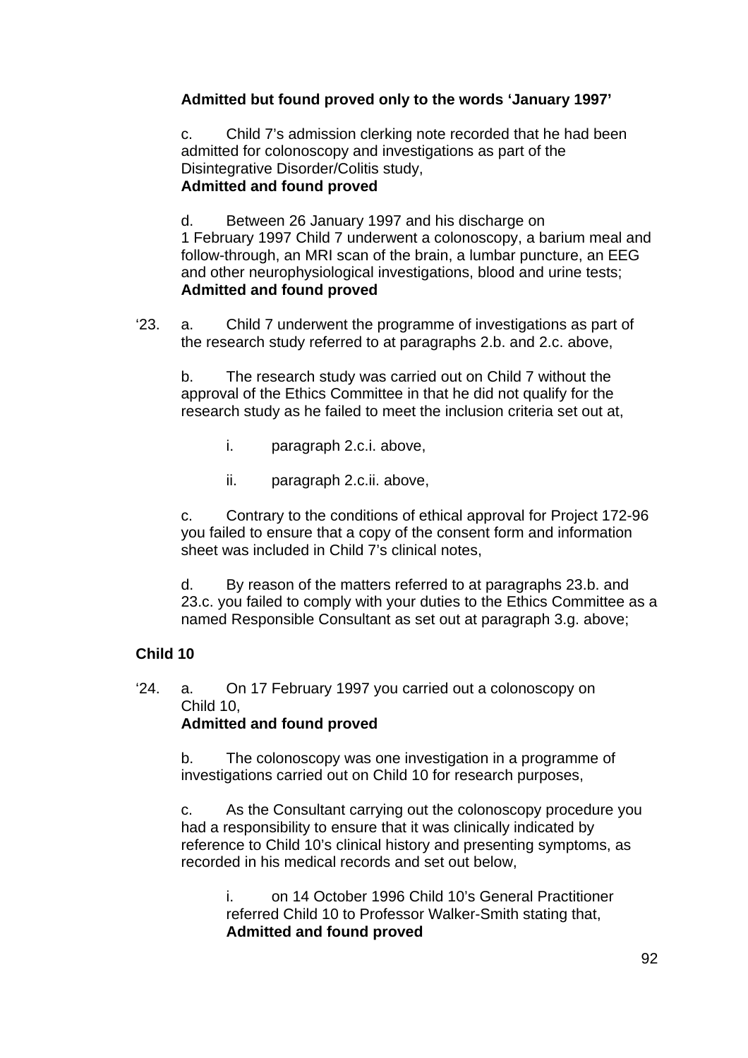**Admitted but found proved only to the words 'January 1997'**

c. Child 7's admission clerking note recorded that he had been admitted for colonoscopy and investigations as part of the Disintegrative Disorder/Colitis study,
**Admitted and found proved**

d. Between 26 January 1997 and his discharge on 1 February 1997 Child 7 underwent a colonoscopy, a barium meal and follow-through, an MRI scan of the brain, a lumbar puncture, an EEG and other neurophysiological investigations, blood and urine tests;
**Admitted and found proved**

'23. a. Child 7 underwent the programme of investigations as part of the research study referred to at paragraphs 2.b. and 2.c. above,

b. The research study was carried out on Child 7 without the approval of the Ethics Committee in that he did not qualify for the research study as he failed to meet the inclusion criteria set out at,

i. paragraph 2.c.i. above,

ii. paragraph 2.c.ii. above,

c. Contrary to the conditions of ethical approval for Project 172-96 you failed to ensure that a copy of the consent form and information sheet was included in Child 7's clinical notes,

d. By reason of the matters referred to at paragraphs 23.b. and 23.c. you failed to comply with your duties to the Ethics Committee as a named Responsible Consultant as set out at paragraph 3.g. above;

**Child 10**

'24. a. On 17 February 1997 you carried out a colonoscopy on Child 10,
**Admitted and found proved**

b. The colonoscopy was one investigation in a programme of investigations carried out on Child 10 for research purposes,

c. As the Consultant carrying out the colonoscopy procedure you had a responsibility to ensure that it was clinically indicated by reference to Child 10's clinical history and presenting symptoms, as recorded in his medical records and set out below,

i. on 14 October 1996 Child 10's General Practitioner referred Child 10 to Professor Walker-Smith stating that,
**Admitted and found proved**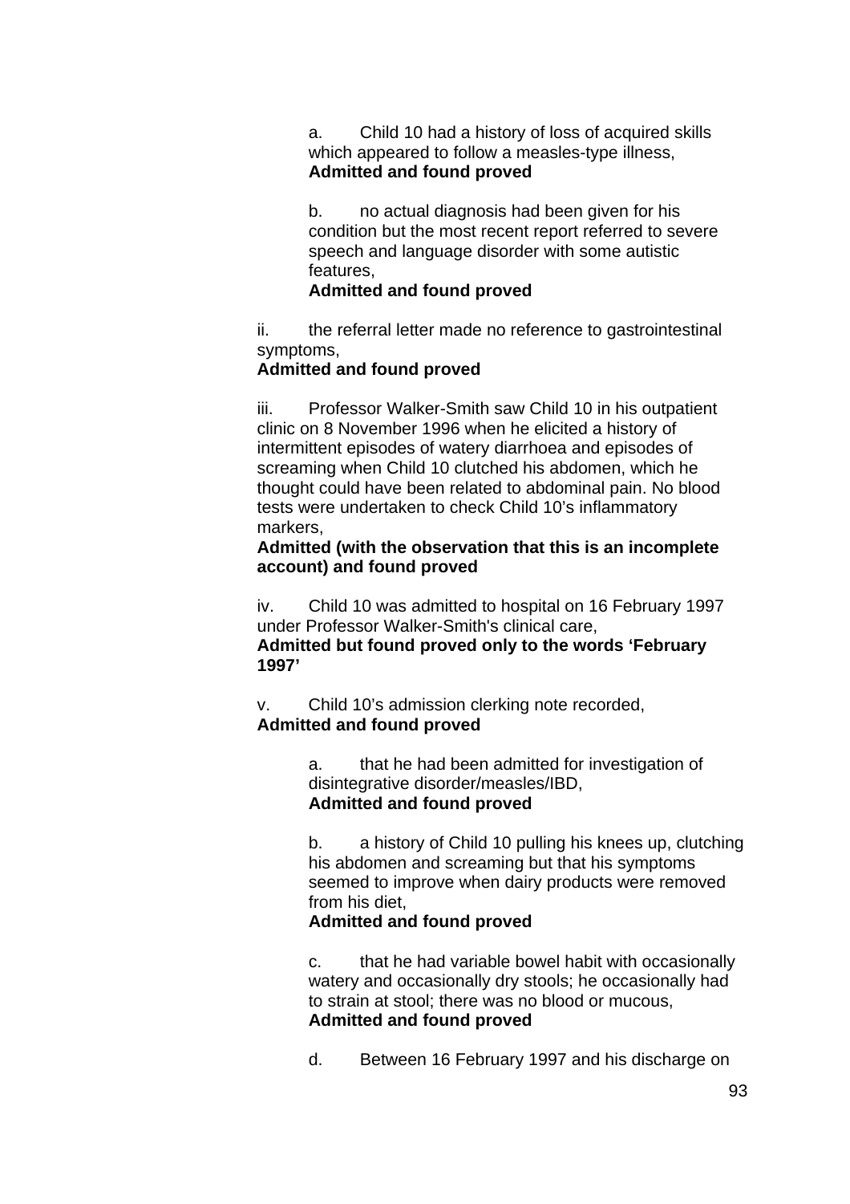a. Child 10 had a history of loss of acquired skills which appeared to follow a measles-type illness,
**Admitted and found proved**

b. no actual diagnosis had been given for his condition but the most recent report referred to severe speech and language disorder with some autistic features,
**Admitted and found proved**

ii. the referral letter made no reference to gastrointestinal symptoms,
**Admitted and found proved**

iii. Professor Walker-Smith saw Child 10 in his outpatient clinic on 8 November 1996 when he elicited a history of intermittent episodes of watery diarrhoea and episodes of screaming when Child 10 clutched his abdomen, which he thought could have been related to abdominal pain. No blood tests were undertaken to check Child 10's inflammatory markers,
**Admitted (with the observation that this is an incomplete account) and found proved**

iv. Child 10 was admitted to hospital on 16 February 1997 under Professor Walker-Smith's clinical care,
**Admitted but found proved only to the words 'February 1997'**

v. Child 10's admission clerking note recorded,
**Admitted and found proved**

a. that he had been admitted for investigation of disintegrative disorder/measles/IBD,
**Admitted and found proved**

b. a history of Child 10 pulling his knees up, clutching his abdomen and screaming but that his symptoms seemed to improve when dairy products were removed from his diet,
**Admitted and found proved**

c. that he had variable bowel habit with occasionally watery and occasionally dry stools; he occasionally had to strain at stool; there was no blood or mucous,
**Admitted and found proved**

d. Between 16 February 1997 and his discharge on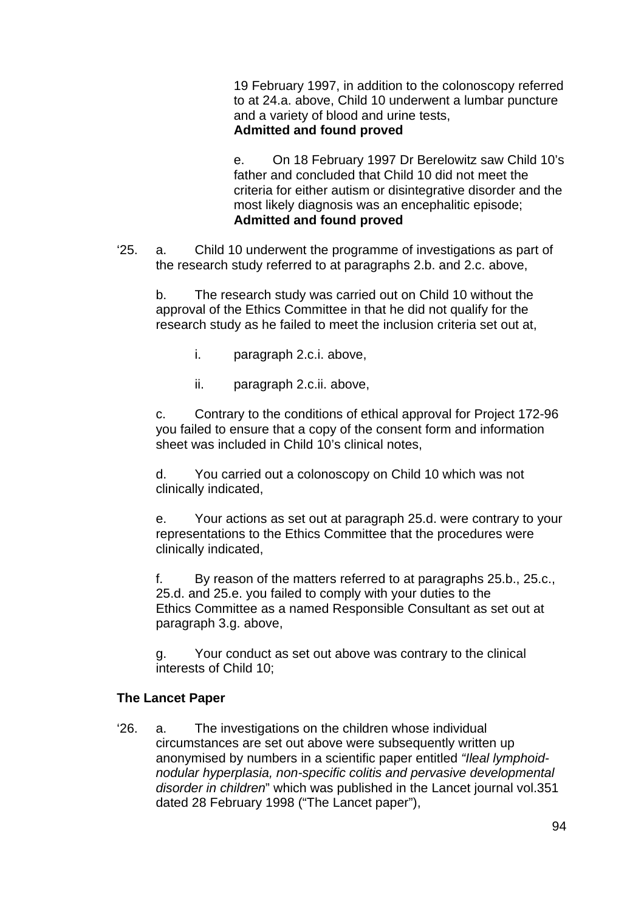19 February 1997, in addition to the colonoscopy referred to at 24.a. above, Child 10 underwent a lumbar puncture and a variety of blood and urine tests,
**Admitted and found proved**

e. On 18 February 1997 Dr Berelowitz saw Child 10's father and concluded that Child 10 did not meet the criteria for either autism or disintegrative disorder and the most likely diagnosis was an encephalitic episode;
**Admitted and found proved**

'25. a. Child 10 underwent the programme of investigations as part of the research study referred to at paragraphs 2.b. and 2.c. above,

b. The research study was carried out on Child 10 without the approval of the Ethics Committee in that he did not qualify for the research study as he failed to meet the inclusion criteria set out at,

i. paragraph 2.c.i. above,

ii. paragraph 2.c.ii. above,

c. Contrary to the conditions of ethical approval for Project 172-96 you failed to ensure that a copy of the consent form and information sheet was included in Child 10's clinical notes,

d. You carried out a colonoscopy on Child 10 which was not clinically indicated,

e. Your actions as set out at paragraph 25.d. were contrary to your representations to the Ethics Committee that the procedures were clinically indicated,

f. By reason of the matters referred to at paragraphs 25.b., 25.c., 25.d. and 25.e. you failed to comply with your duties to the Ethics Committee as a named Responsible Consultant as set out at paragraph 3.g. above,

g. Your conduct as set out above was contrary to the clinical interests of Child 10;

**The Lancet Paper**

'26. a. The investigations on the children whose individual circumstances are set out above were subsequently written up anonymised by numbers in a scientific paper entitled *"Ileal lymphoid-nodular hyperplasia, non-specific colitis and pervasive developmental disorder in children"* which was published in the Lancet journal vol.351 dated 28 February 1998 ("The Lancet paper"),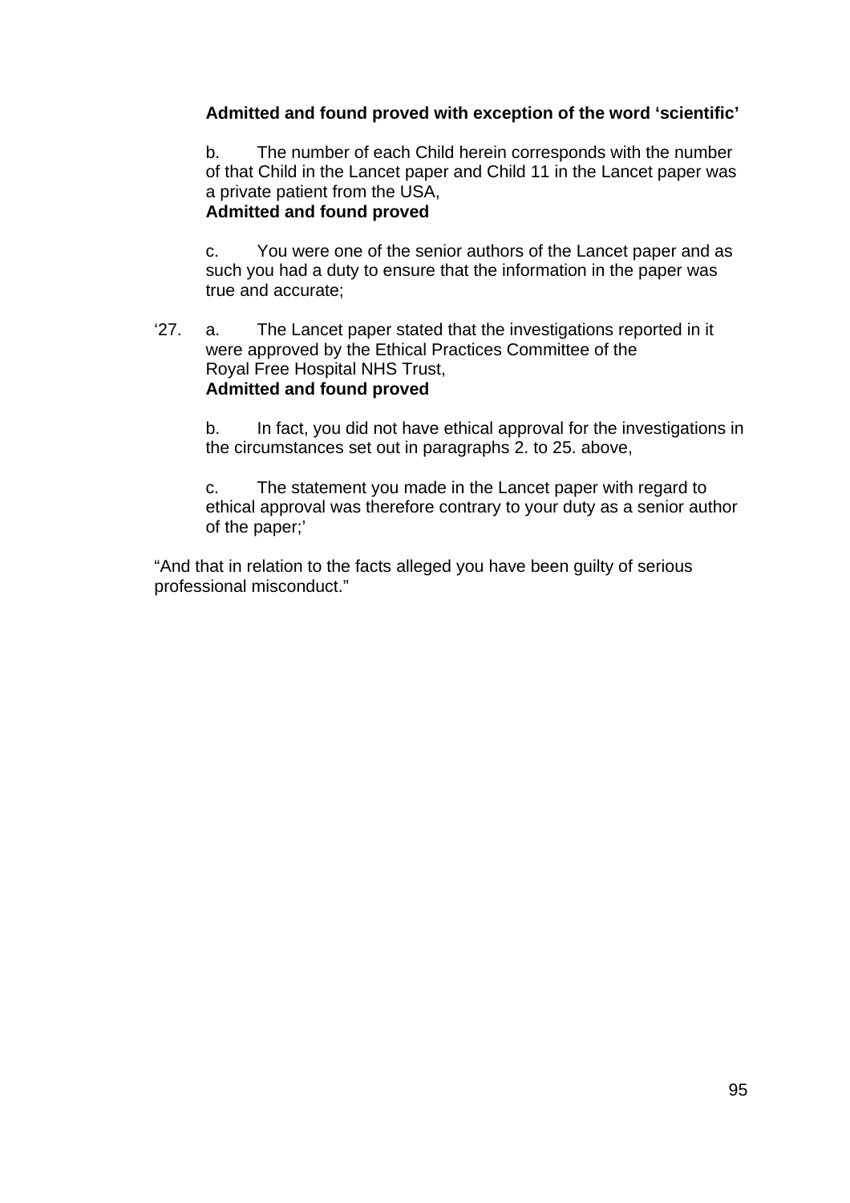**Admitted and found proved with exception of the word 'scientific'**

b. The number of each Child herein corresponds with the number of that Child in the Lancet paper and Child 11 in the Lancet paper was a private patient from the USA,
**Admitted and found proved**

c. You were one of the senior authors of the Lancet paper and as such you had a duty to ensure that the information in the paper was true and accurate;

'27. a. The Lancet paper stated that the investigations reported in it were approved by the Ethical Practices Committee of the Royal Free Hospital NHS Trust,
**Admitted and found proved**

b. In fact, you did not have ethical approval for the investigations in the circumstances set out in paragraphs 2. to 25. above,

c. The statement you made in the Lancet paper with regard to ethical approval was therefore contrary to your duty as a senior author of the paper;'

"And that in relation to the facts alleged you have been guilty of serious professional misconduct."